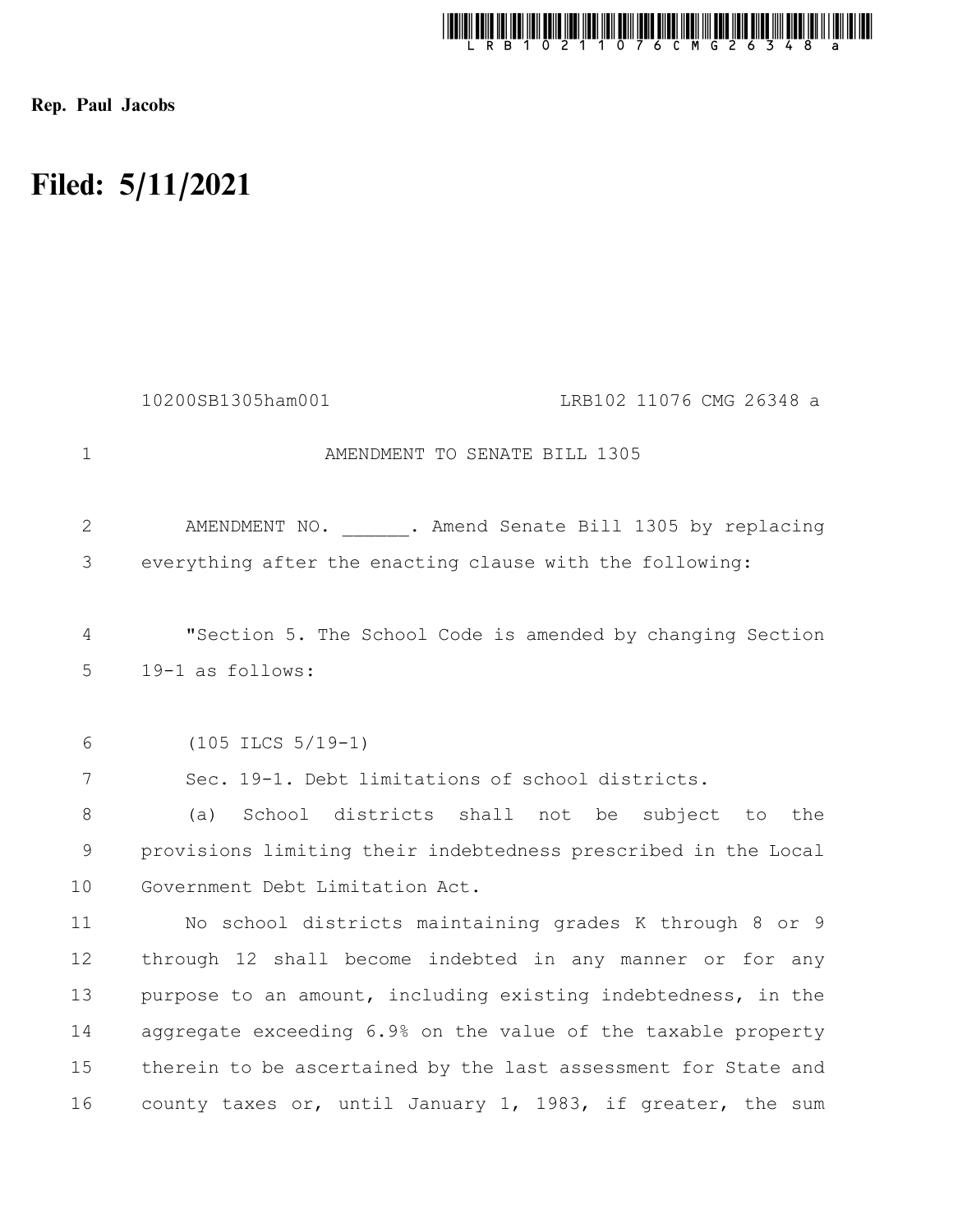Rep. Paul Jacobs

# Filed: 5/11/2021

10200SB1305ham001 LRB102 11076 CMG 26348 a

AMENDMENT TO SENATE BILL 1305

AMENDMENT NO. ______. Amend Senate Bill 1305 by replacing everything after the enacting clause with the following:

"Section 5. The School Code is amended by changing Section 19-1 as follows:

(105 ILCS 5/19-1)

Sec. 19-1. Debt limitations of school districts.

(a) School districts shall not be subject to the provisions limiting their indebtedness prescribed in the Local Government Debt Limitation Act.

No school districts maintaining grades K through 8 or 9 through 12 shall become indebted in any manner or for any purpose to an amount, including existing indebtedness, in the aggregate exceeding 6.9% on the value of the taxable property therein to be ascertained by the last assessment for State and county taxes or, until January 1, 1983, if greater, the sum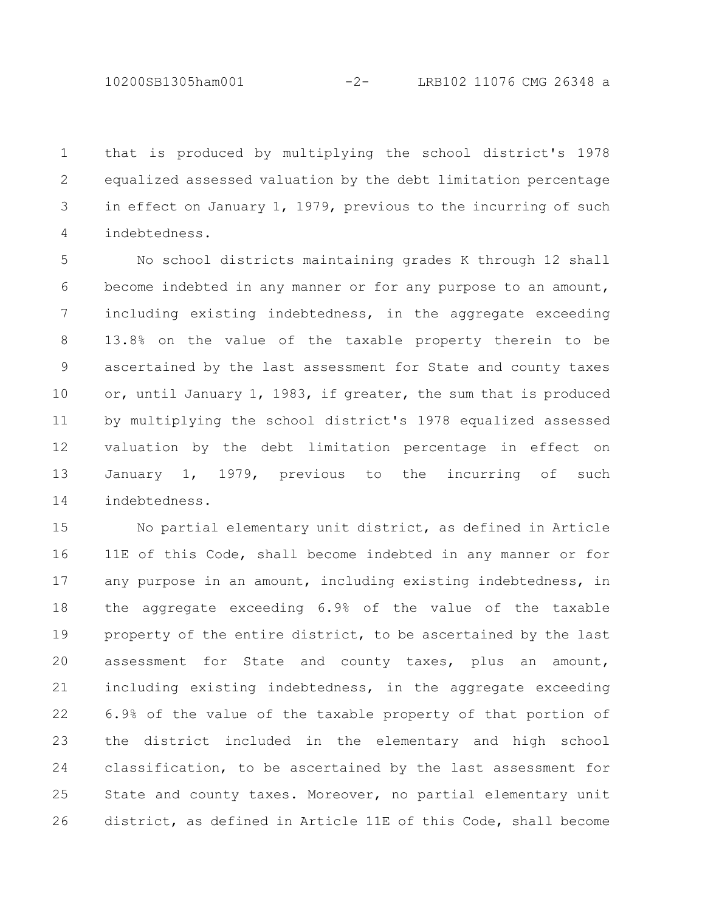that is produced by multiplying the school district's 1978 equalized assessed valuation by the debt limitation percentage in effect on January 1, 1979, previous to the incurring of such indebtedness.

No school districts maintaining grades K through 12 shall become indebted in any manner or for any purpose to an amount, including existing indebtedness, in the aggregate exceeding 13.8% on the value of the taxable property therein to be ascertained by the last assessment for State and county taxes or, until January 1, 1983, if greater, the sum that is produced by multiplying the school district's 1978 equalized assessed valuation by the debt limitation percentage in effect on January 1, 1979, previous to the incurring of such indebtedness.

No partial elementary unit district, as defined in Article 11E of this Code, shall become indebted in any manner or for any purpose in an amount, including existing indebtedness, in the aggregate exceeding 6.9% of the value of the taxable property of the entire district, to be ascertained by the last assessment for State and county taxes, plus an amount, including existing indebtedness, in the aggregate exceeding 6.9% of the value of the taxable property of that portion of the district included in the elementary and high school classification, to be ascertained by the last assessment for State and county taxes. Moreover, no partial elementary unit district, as defined in Article 11E of this Code, shall become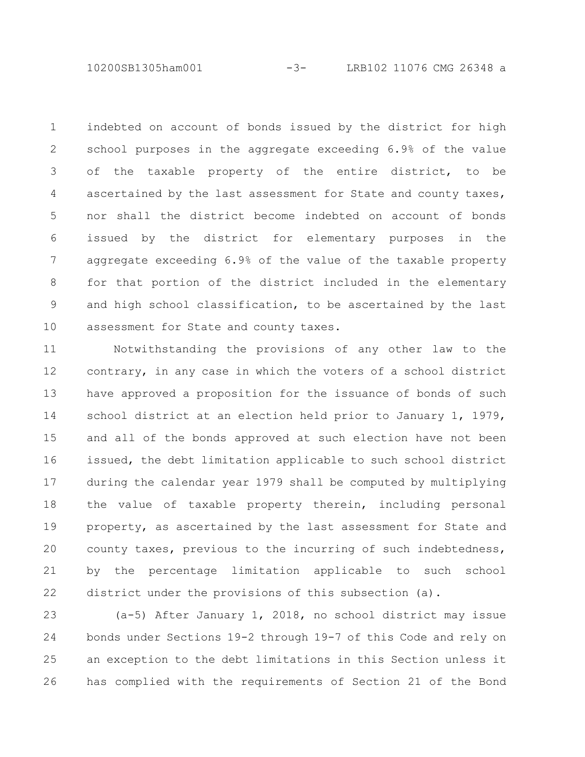indebted on account of bonds issued by the district for high school purposes in the aggregate exceeding 6.9% of the value of the taxable property of the entire district, to be ascertained by the last assessment for State and county taxes, nor shall the district become indebted on account of bonds issued by the district for elementary purposes in the aggregate exceeding 6.9% of the value of the taxable property for that portion of the district included in the elementary and high school classification, to be ascertained by the last assessment for State and county taxes.

Notwithstanding the provisions of any other law to the contrary, in any case in which the voters of a school district have approved a proposition for the issuance of bonds of such school district at an election held prior to January 1, 1979, and all of the bonds approved at such election have not been issued, the debt limitation applicable to such school district during the calendar year 1979 shall be computed by multiplying the value of taxable property therein, including personal property, as ascertained by the last assessment for State and county taxes, previous to the incurring of such indebtedness, by the percentage limitation applicable to such school district under the provisions of this subsection (a).

(a-5) After January 1, 2018, no school district may issue bonds under Sections 19-2 through 19-7 of this Code and rely on an exception to the debt limitations in this Section unless it has complied with the requirements of Section 21 of the Bond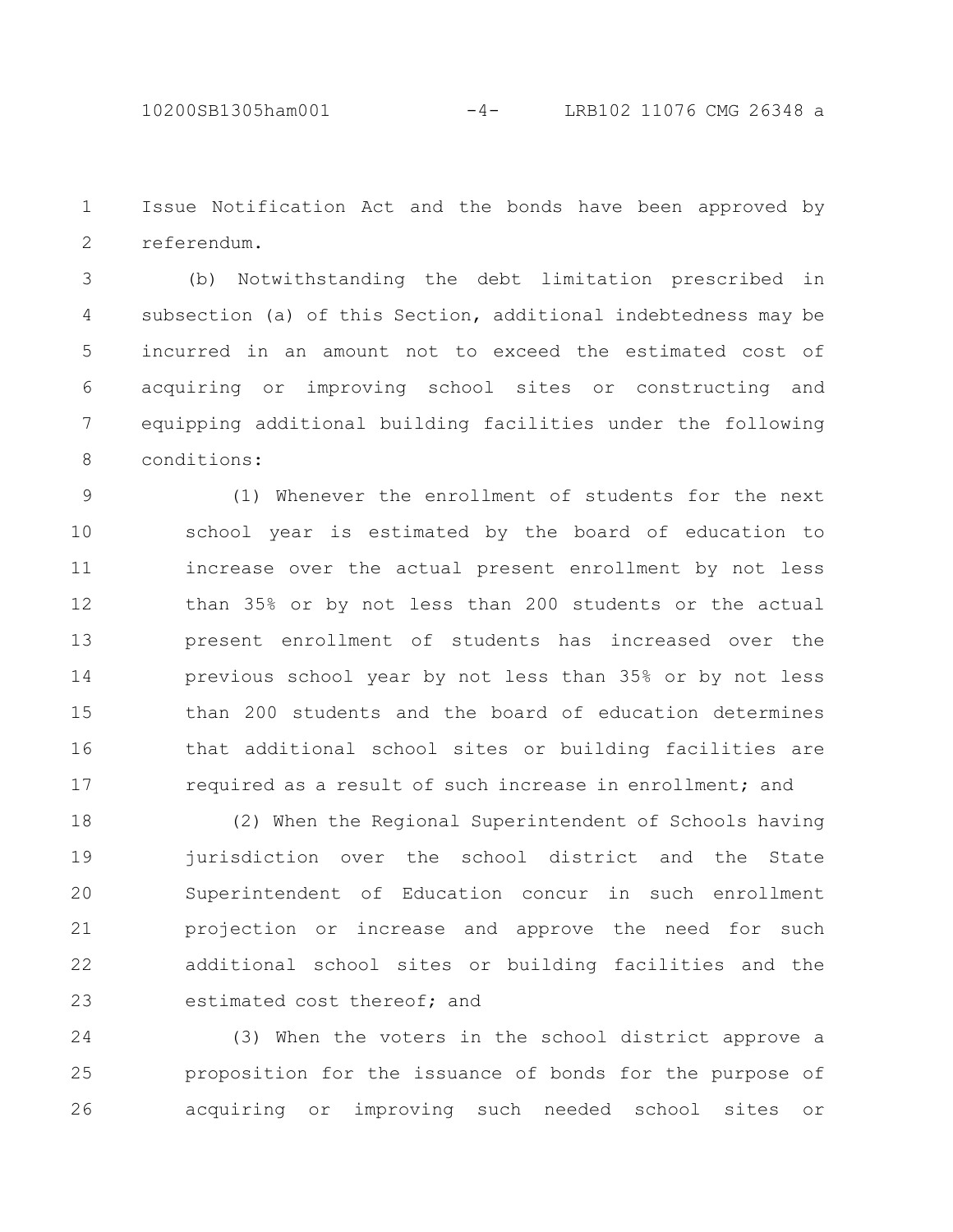Issue Notification Act and the bonds have been approved by referendum.

(b) Notwithstanding the debt limitation prescribed in subsection (a) of this Section, additional indebtedness may be incurred in an amount not to exceed the estimated cost of acquiring or improving school sites or constructing and equipping additional building facilities under the following conditions:

(1) Whenever the enrollment of students for the next school year is estimated by the board of education to increase over the actual present enrollment by not less than 35% or by not less than 200 students or the actual present enrollment of students has increased over the previous school year by not less than 35% or by not less than 200 students and the board of education determines that additional school sites or building facilities are required as a result of such increase in enrollment; and

(2) When the Regional Superintendent of Schools having jurisdiction over the school district and the State Superintendent of Education concur in such enrollment projection or increase and approve the need for such additional school sites or building facilities and the estimated cost thereof; and

(3) When the voters in the school district approve a proposition for the issuance of bonds for the purpose of acquiring or improving such needed school sites or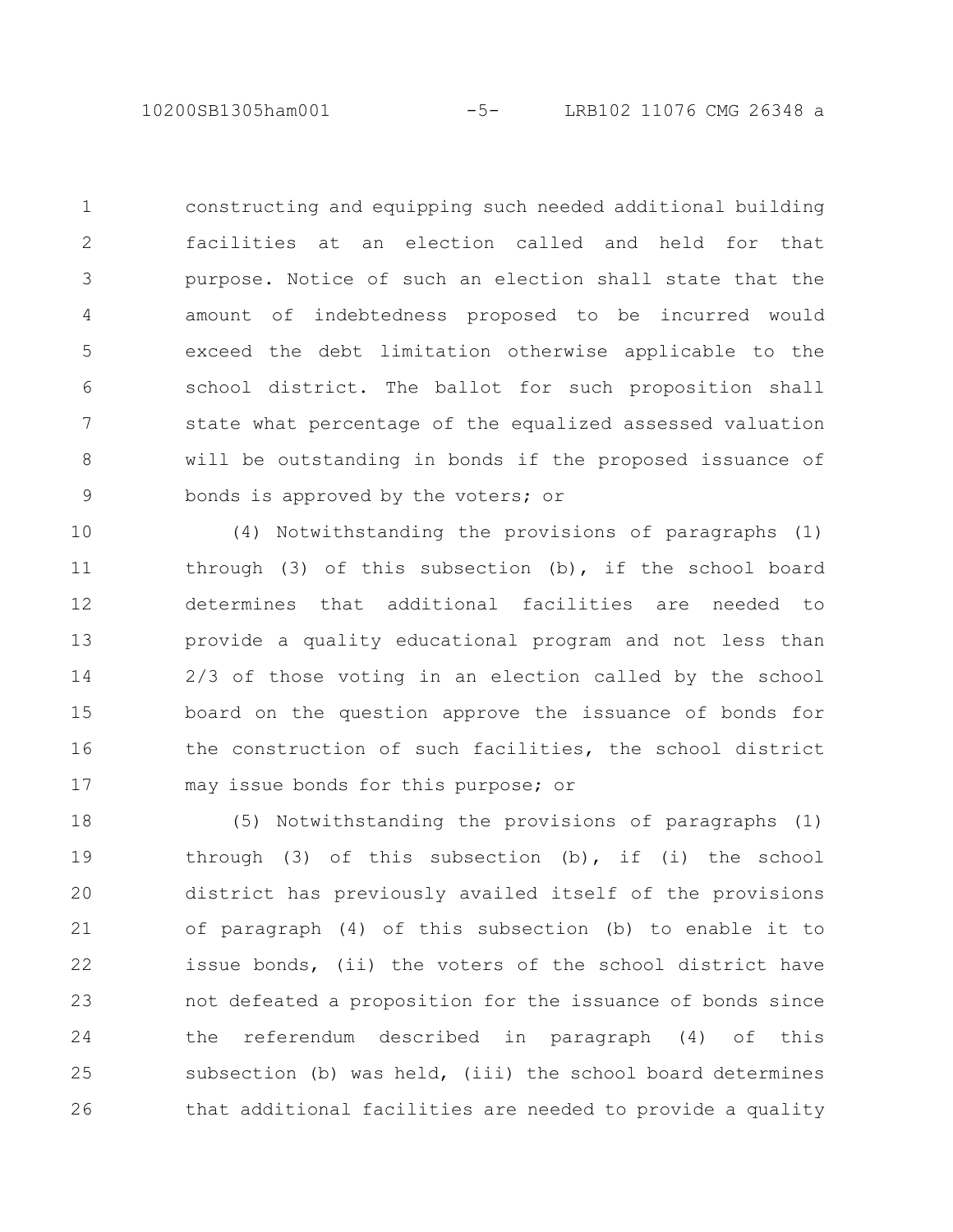constructing and equipping such needed additional building facilities at an election called and held for that purpose. Notice of such an election shall state that the amount of indebtedness proposed to be incurred would exceed the debt limitation otherwise applicable to the school district. The ballot for such proposition shall state what percentage of the equalized assessed valuation will be outstanding in bonds if the proposed issuance of bonds is approved by the voters; or

(4) Notwithstanding the provisions of paragraphs (1) through (3) of this subsection (b), if the school board determines that additional facilities are needed to provide a quality educational program and not less than 2/3 of those voting in an election called by the school board on the question approve the issuance of bonds for the construction of such facilities, the school district may issue bonds for this purpose; or

(5) Notwithstanding the provisions of paragraphs (1) through (3) of this subsection (b), if (i) the school district has previously availed itself of the provisions of paragraph (4) of this subsection (b) to enable it to issue bonds, (ii) the voters of the school district have not defeated a proposition for the issuance of bonds since the referendum described in paragraph (4) of this subsection (b) was held, (iii) the school board determines that additional facilities are needed to provide a quality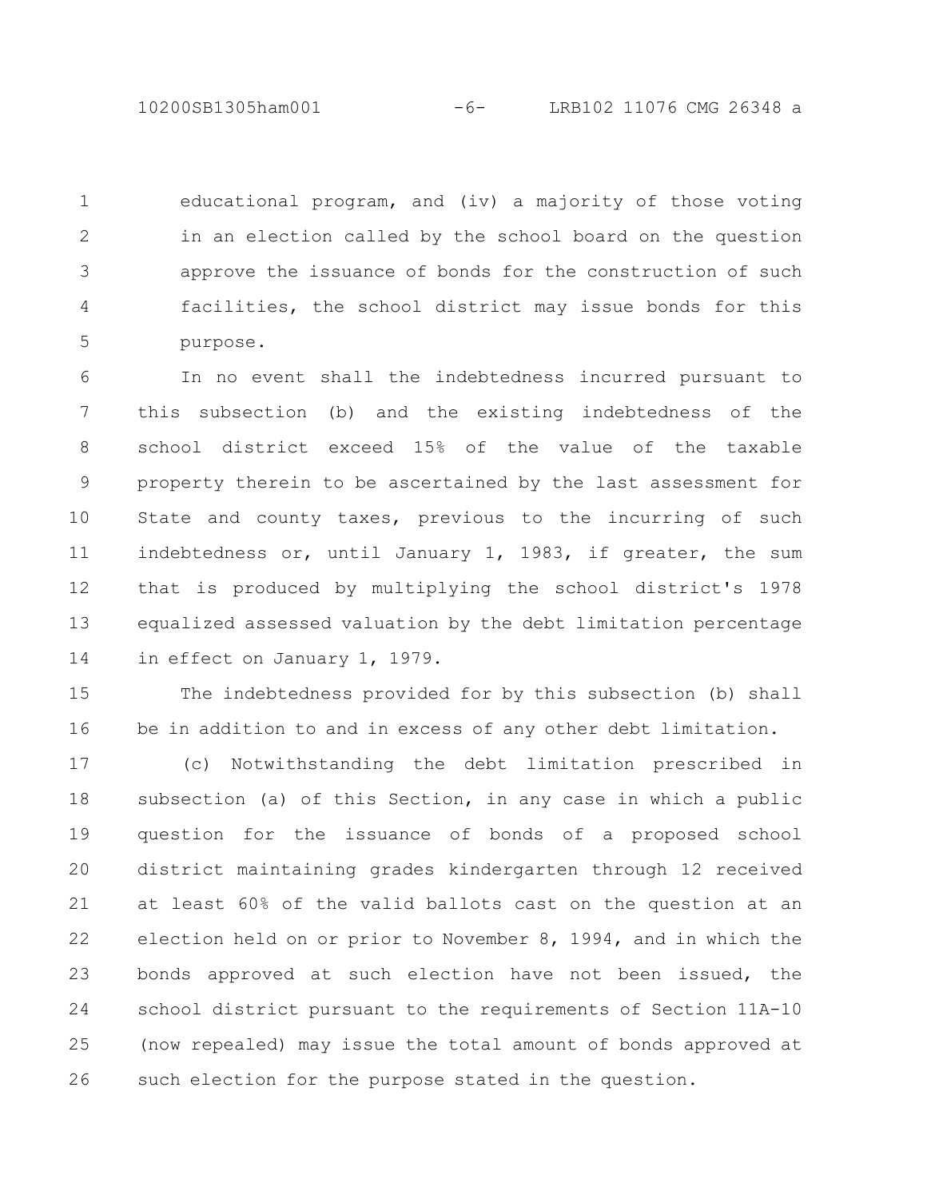educational program, and (iv) a majority of those voting in an election called by the school board on the question approve the issuance of bonds for the construction of such facilities, the school district may issue bonds for this purpose.

In no event shall the indebtedness incurred pursuant to this subsection (b) and the existing indebtedness of the school district exceed 15% of the value of the taxable property therein to be ascertained by the last assessment for State and county taxes, previous to the incurring of such indebtedness or, until January 1, 1983, if greater, the sum that is produced by multiplying the school district's 1978 equalized assessed valuation by the debt limitation percentage in effect on January 1, 1979.

The indebtedness provided for by this subsection (b) shall be in addition to and in excess of any other debt limitation.

(c) Notwithstanding the debt limitation prescribed in subsection (a) of this Section, in any case in which a public question for the issuance of bonds of a proposed school district maintaining grades kindergarten through 12 received at least 60% of the valid ballots cast on the question at an election held on or prior to November 8, 1994, and in which the bonds approved at such election have not been issued, the school district pursuant to the requirements of Section 11A-10 (now repealed) may issue the total amount of bonds approved at such election for the purpose stated in the question.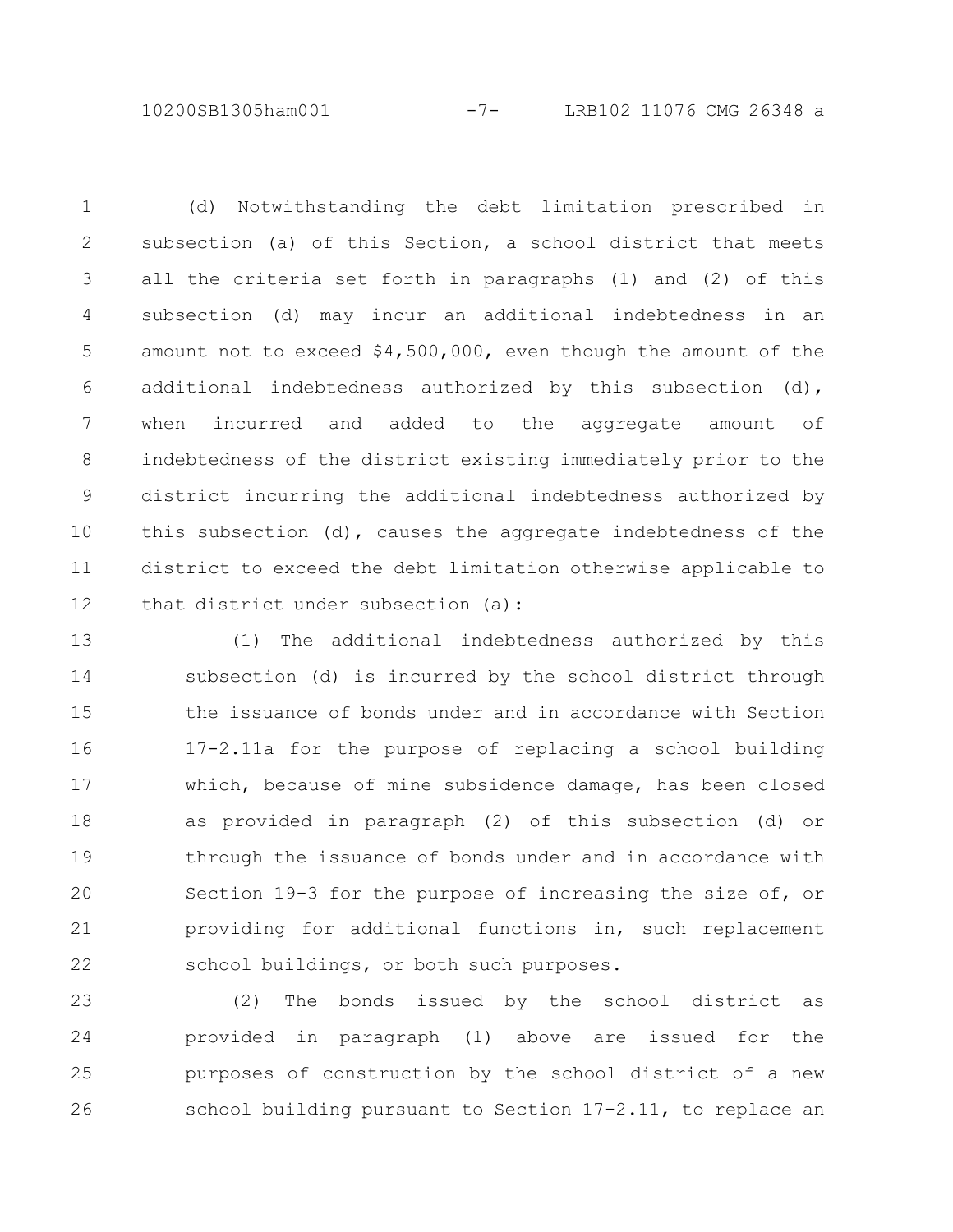(d) Notwithstanding the debt limitation prescribed in subsection (a) of this Section, a school district that meets all the criteria set forth in paragraphs (1) and (2) of this subsection (d) may incur an additional indebtedness in an amount not to exceed $4,500,000, even though the amount of the additional indebtedness authorized by this subsection (d), when incurred and added to the aggregate amount of indebtedness of the district existing immediately prior to the district incurring the additional indebtedness authorized by this subsection (d), causes the aggregate indebtedness of the district to exceed the debt limitation otherwise applicable to that district under subsection (a):

(1) The additional indebtedness authorized by this subsection (d) is incurred by the school district through the issuance of bonds under and in accordance with Section 17-2.11a for the purpose of replacing a school building which, because of mine subsidence damage, has been closed as provided in paragraph (2) of this subsection (d) or through the issuance of bonds under and in accordance with Section 19-3 for the purpose of increasing the size of, or providing for additional functions in, such replacement school buildings, or both such purposes.

(2) The bonds issued by the school district as provided in paragraph (1) above are issued for the purposes of construction by the school district of a new school building pursuant to Section 17-2.11, to replace an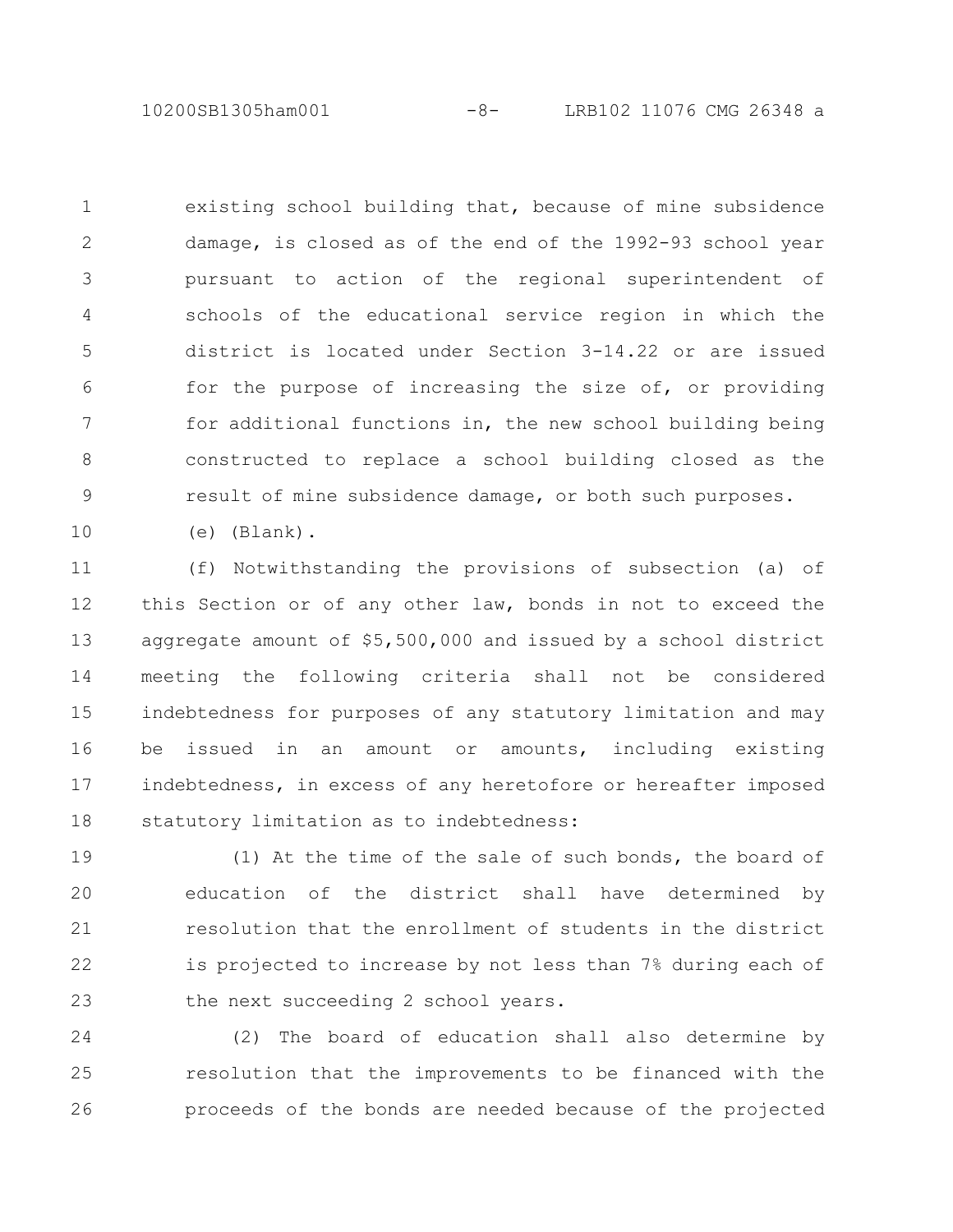existing school building that, because of mine subsidence damage, is closed as of the end of the 1992-93 school year pursuant to action of the regional superintendent of schools of the educational service region in which the district is located under Section 3-14.22 or are issued for the purpose of increasing the size of, or providing for additional functions in, the new school building being constructed to replace a school building closed as the result of mine subsidence damage, or both such purposes.

(e) (Blank).

(f) Notwithstanding the provisions of subsection (a) of this Section or of any other law, bonds in not to exceed the aggregate amount of $5,500,000 and issued by a school district meeting the following criteria shall not be considered indebtedness for purposes of any statutory limitation and may be issued in an amount or amounts, including existing indebtedness, in excess of any heretofore or hereafter imposed statutory limitation as to indebtedness:

(1) At the time of the sale of such bonds, the board of education of the district shall have determined by resolution that the enrollment of students in the district is projected to increase by not less than 7% during each of the next succeeding 2 school years.

(2) The board of education shall also determine by resolution that the improvements to be financed with the proceeds of the bonds are needed because of the projected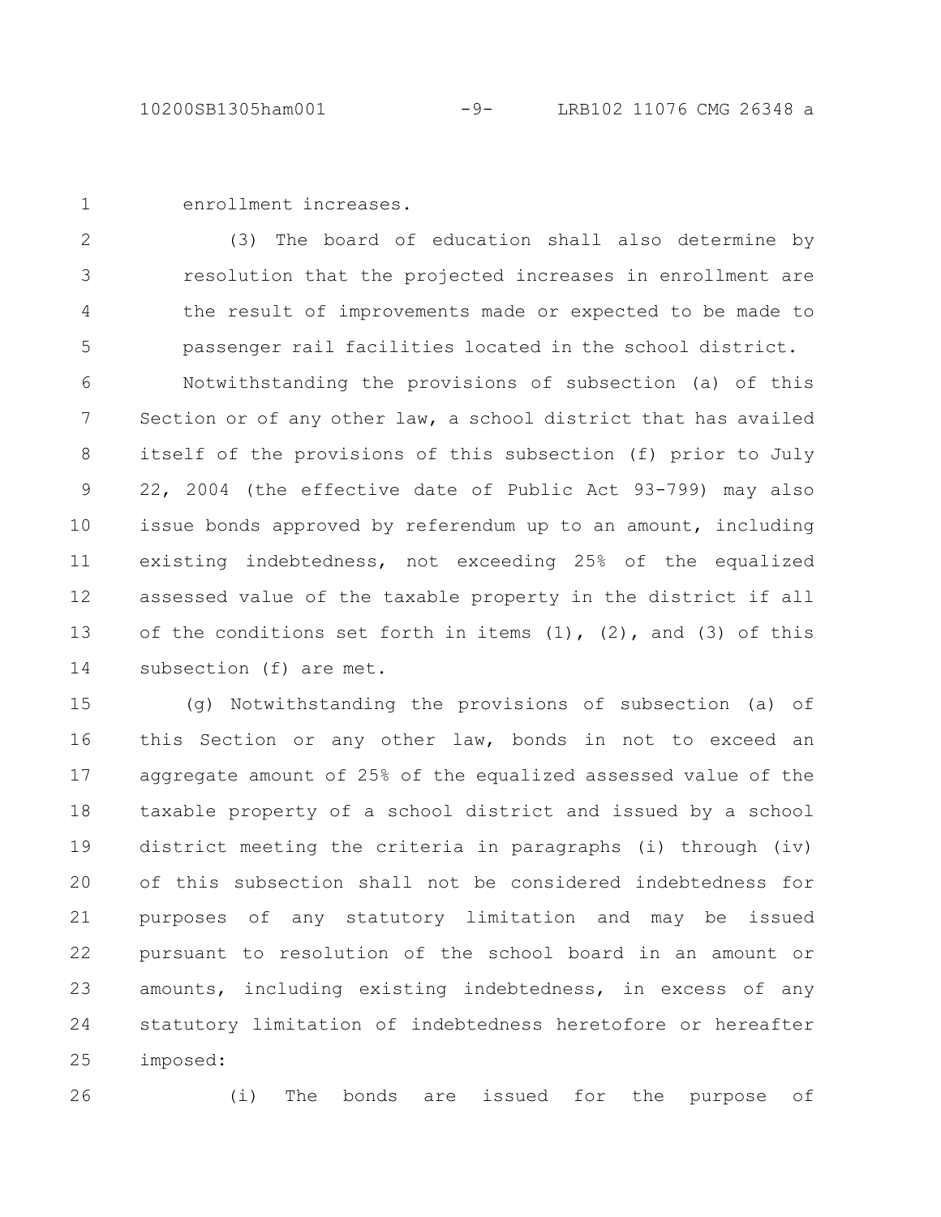enrollment increases.

(3) The board of education shall also determine by resolution that the projected increases in enrollment are the result of improvements made or expected to be made to passenger rail facilities located in the school district.

Notwithstanding the provisions of subsection (a) of this Section or of any other law, a school district that has availed itself of the provisions of this subsection (f) prior to July 22, 2004 (the effective date of Public Act 93-799) may also issue bonds approved by referendum up to an amount, including existing indebtedness, not exceeding 25% of the equalized assessed value of the taxable property in the district if all of the conditions set forth in items (1), (2), and (3) of this subsection (f) are met.

(g) Notwithstanding the provisions of subsection (a) of this Section or any other law, bonds in not to exceed an aggregate amount of 25% of the equalized assessed value of the taxable property of a school district and issued by a school district meeting the criteria in paragraphs (i) through (iv) of this subsection shall not be considered indebtedness for purposes of any statutory limitation and may be issued pursuant to resolution of the school board in an amount or amounts, including existing indebtedness, in excess of any statutory limitation of indebtedness heretofore or hereafter imposed:

(i) The bonds are issued for the purpose of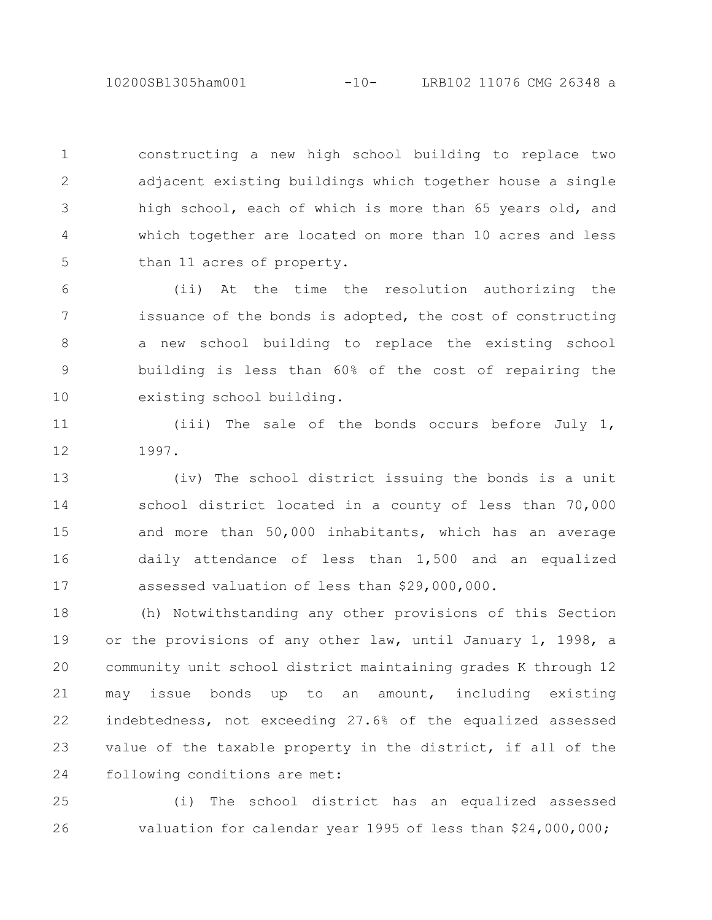constructing a new high school building to replace two adjacent existing buildings which together house a single high school, each of which is more than 65 years old, and which together are located on more than 10 acres and less than 11 acres of property.

(ii) At the time the resolution authorizing the issuance of the bonds is adopted, the cost of constructing a new school building to replace the existing school building is less than 60% of the cost of repairing the existing school building.

(iii) The sale of the bonds occurs before July 1, 1997.

(iv) The school district issuing the bonds is a unit school district located in a county of less than 70,000 and more than 50,000 inhabitants, which has an average daily attendance of less than 1,500 and an equalized assessed valuation of less than $29,000,000.

(h) Notwithstanding any other provisions of this Section or the provisions of any other law, until January 1, 1998, a community unit school district maintaining grades K through 12 may issue bonds up to an amount, including existing indebtedness, not exceeding 27.6% of the equalized assessed value of the taxable property in the district, if all of the following conditions are met:

(i) The school district has an equalized assessed valuation for calendar year 1995 of less than $24,000,000;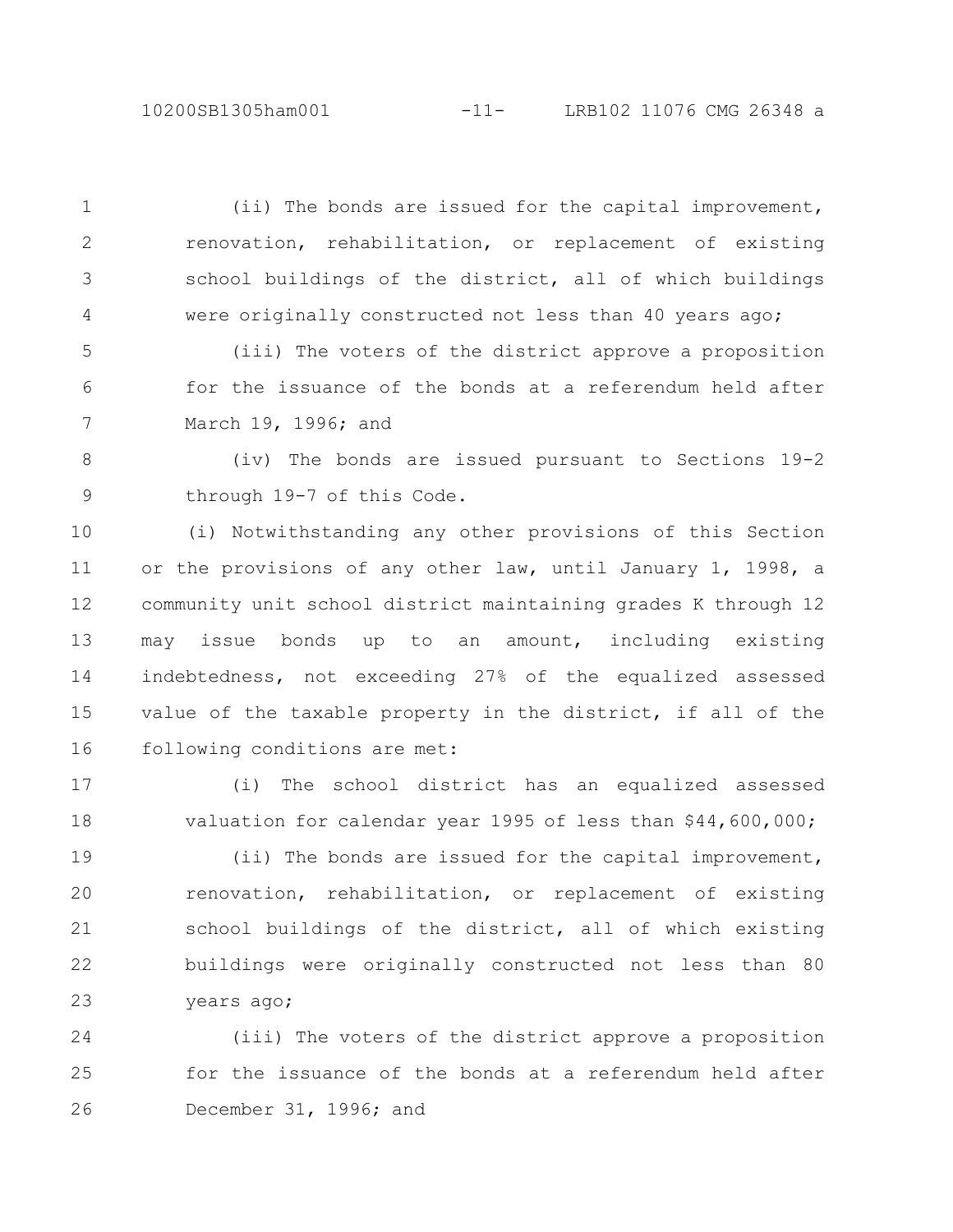(ii) The bonds are issued for the capital improvement, renovation, rehabilitation, or replacement of existing school buildings of the district, all of which buildings were originally constructed not less than 40 years ago;

(iii) The voters of the district approve a proposition for the issuance of the bonds at a referendum held after March 19, 1996; and

(iv) The bonds are issued pursuant to Sections 19-2 through 19-7 of this Code.

(i) Notwithstanding any other provisions of this Section or the provisions of any other law, until January 1, 1998, a community unit school district maintaining grades K through 12 may issue bonds up to an amount, including existing indebtedness, not exceeding 27% of the equalized assessed value of the taxable property in the district, if all of the following conditions are met:

(i) The school district has an equalized assessed valuation for calendar year 1995 of less than $44,600,000;

(ii) The bonds are issued for the capital improvement, renovation, rehabilitation, or replacement of existing school buildings of the district, all of which existing buildings were originally constructed not less than 80 years ago;

(iii) The voters of the district approve a proposition for the issuance of the bonds at a referendum held after December 31, 1996; and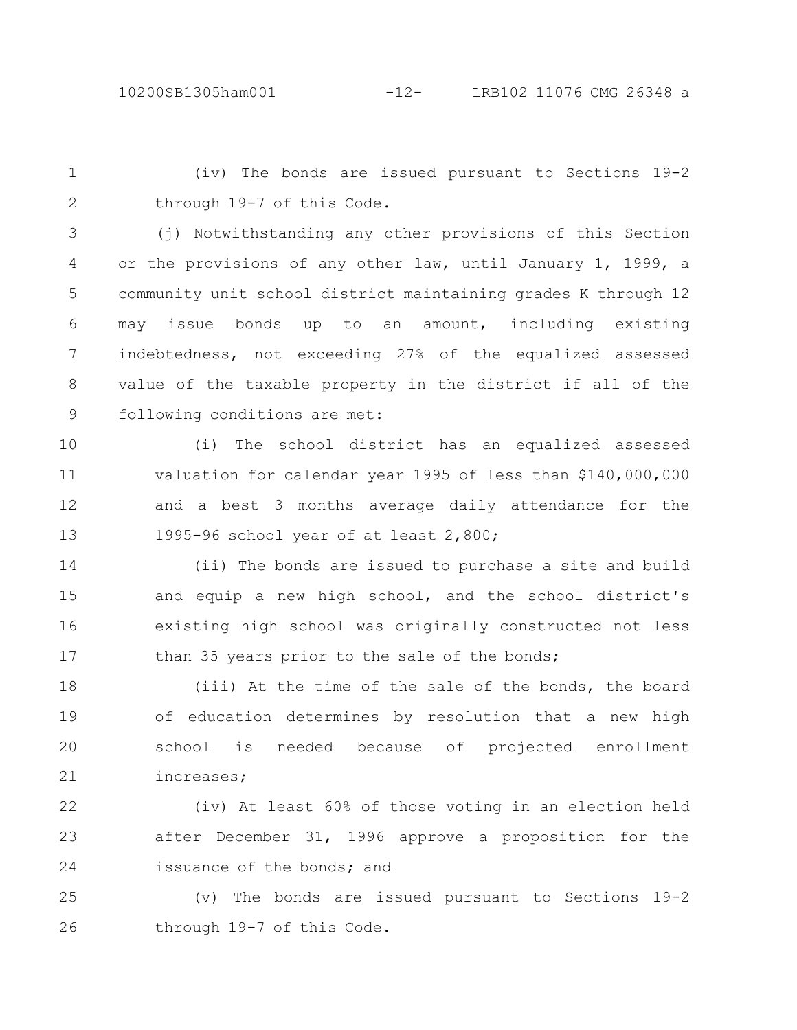(iv) The bonds are issued pursuant to Sections 19-2 through 19-7 of this Code.

(j) Notwithstanding any other provisions of this Section or the provisions of any other law, until January 1, 1999, a community unit school district maintaining grades K through 12 may issue bonds up to an amount, including existing indebtedness, not exceeding 27% of the equalized assessed value of the taxable property in the district if all of the following conditions are met:

(i) The school district has an equalized assessed valuation for calendar year 1995 of less than $140,000,000 and a best 3 months average daily attendance for the 1995-96 school year of at least 2,800;

(ii) The bonds are issued to purchase a site and build and equip a new high school, and the school district's existing high school was originally constructed not less than 35 years prior to the sale of the bonds;

(iii) At the time of the sale of the bonds, the board of education determines by resolution that a new high school is needed because of projected enrollment increases;

(iv) At least 60% of those voting in an election held after December 31, 1996 approve a proposition for the issuance of the bonds; and

(v) The bonds are issued pursuant to Sections 19-2 through 19-7 of this Code.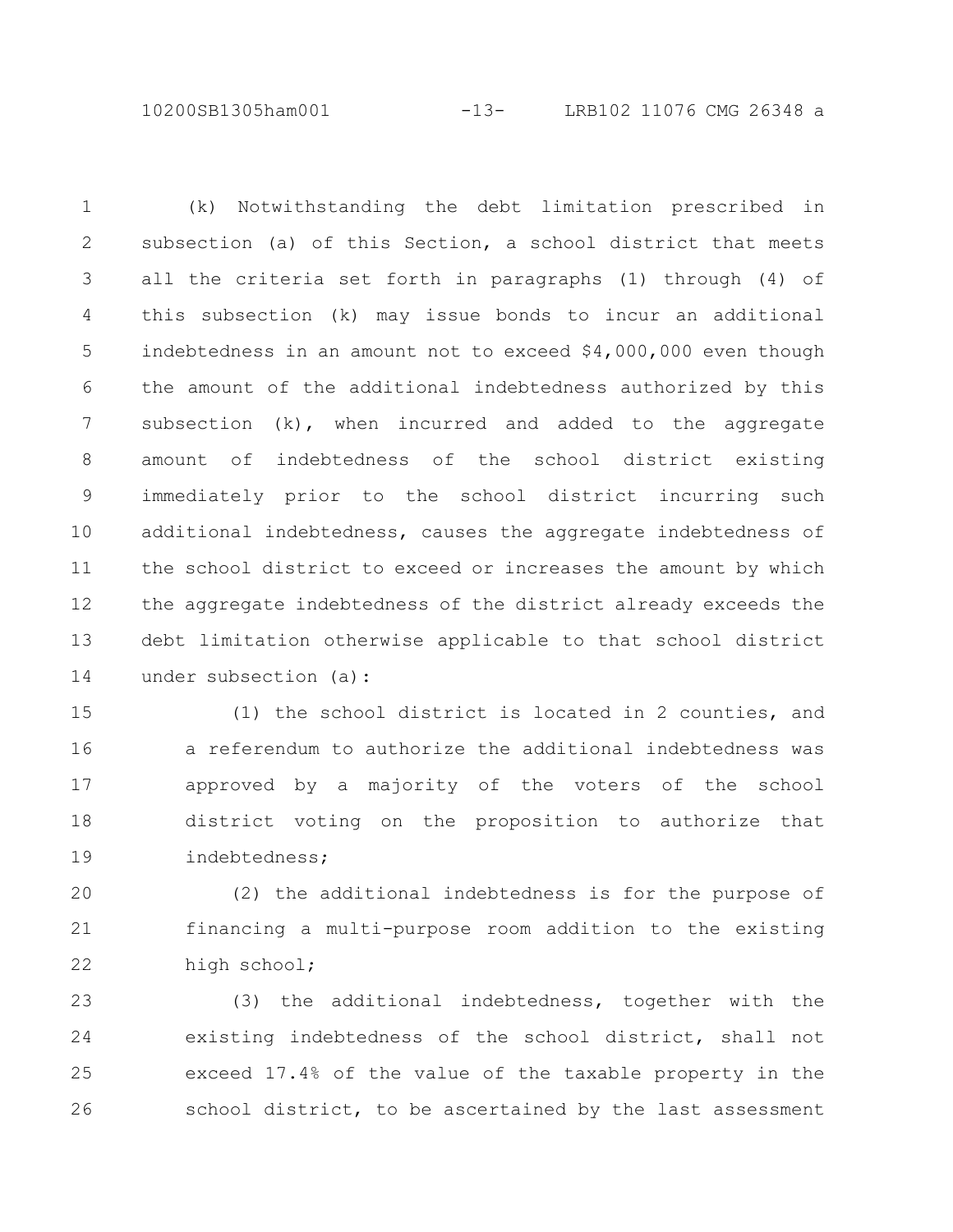(k) Notwithstanding the debt limitation prescribed in subsection (a) of this Section, a school district that meets all the criteria set forth in paragraphs (1) through (4) of this subsection (k) may issue bonds to incur an additional indebtedness in an amount not to exceed $4,000,000 even though the amount of the additional indebtedness authorized by this subsection (k), when incurred and added to the aggregate amount of indebtedness of the school district existing immediately prior to the school district incurring such additional indebtedness, causes the aggregate indebtedness of the school district to exceed or increases the amount by which the aggregate indebtedness of the district already exceeds the debt limitation otherwise applicable to that school district under subsection (a):

(1) the school district is located in 2 counties, and a referendum to authorize the additional indebtedness was approved by a majority of the voters of the school district voting on the proposition to authorize that indebtedness;

(2) the additional indebtedness is for the purpose of financing a multi-purpose room addition to the existing high school;

(3) the additional indebtedness, together with the existing indebtedness of the school district, shall not exceed 17.4% of the value of the taxable property in the school district, to be ascertained by the last assessment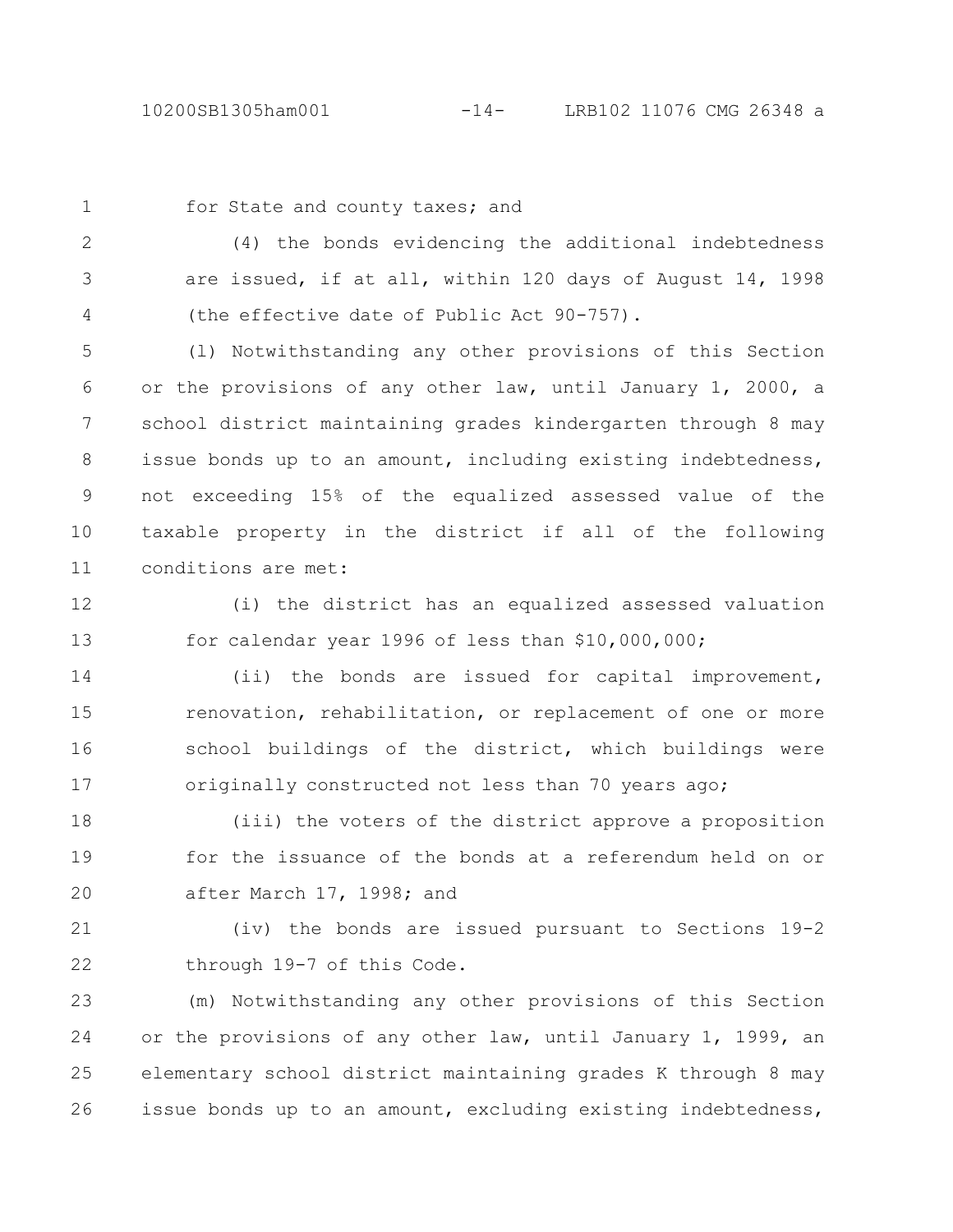for State and county taxes; and

(4) the bonds evidencing the additional indebtedness are issued, if at all, within 120 days of August 14, 1998 (the effective date of Public Act 90-757).

(l) Notwithstanding any other provisions of this Section or the provisions of any other law, until January 1, 2000, a school district maintaining grades kindergarten through 8 may issue bonds up to an amount, including existing indebtedness, not exceeding 15% of the equalized assessed value of the taxable property in the district if all of the following conditions are met:

(i) the district has an equalized assessed valuation for calendar year 1996 of less than $10,000,000;

(ii) the bonds are issued for capital improvement, renovation, rehabilitation, or replacement of one or more school buildings of the district, which buildings were originally constructed not less than 70 years ago;

(iii) the voters of the district approve a proposition for the issuance of the bonds at a referendum held on or after March 17, 1998; and

(iv) the bonds are issued pursuant to Sections 19-2 through 19-7 of this Code.

(m) Notwithstanding any other provisions of this Section or the provisions of any other law, until January 1, 1999, an elementary school district maintaining grades K through 8 may issue bonds up to an amount, excluding existing indebtedness,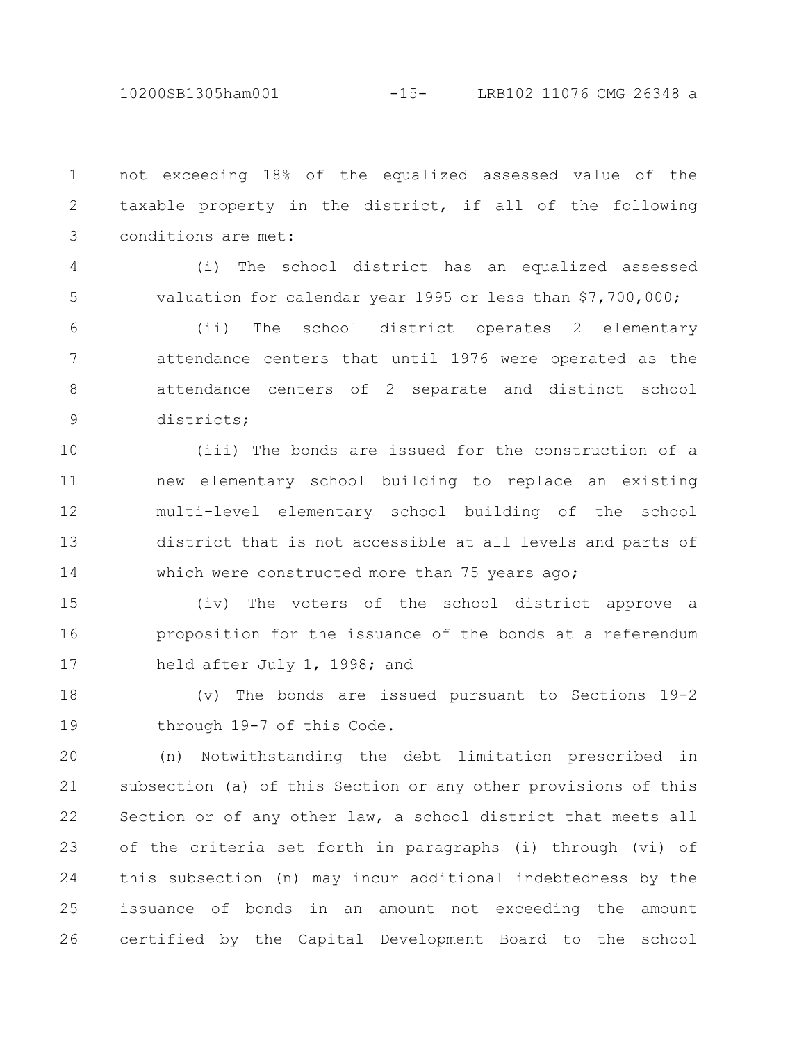not exceeding 18% of the equalized assessed value of the taxable property in the district, if all of the following conditions are met:

(i) The school district has an equalized assessed valuation for calendar year 1995 or less than $7,700,000;

(ii) The school district operates 2 elementary attendance centers that until 1976 were operated as the attendance centers of 2 separate and distinct school districts;

(iii) The bonds are issued for the construction of a new elementary school building to replace an existing multi-level elementary school building of the school district that is not accessible at all levels and parts of which were constructed more than 75 years ago;

(iv) The voters of the school district approve a proposition for the issuance of the bonds at a referendum held after July 1, 1998; and

(v) The bonds are issued pursuant to Sections 19-2 through 19-7 of this Code.

(n) Notwithstanding the debt limitation prescribed in subsection (a) of this Section or any other provisions of this Section or of any other law, a school district that meets all of the criteria set forth in paragraphs (i) through (vi) of this subsection (n) may incur additional indebtedness by the issuance of bonds in an amount not exceeding the amount certified by the Capital Development Board to the school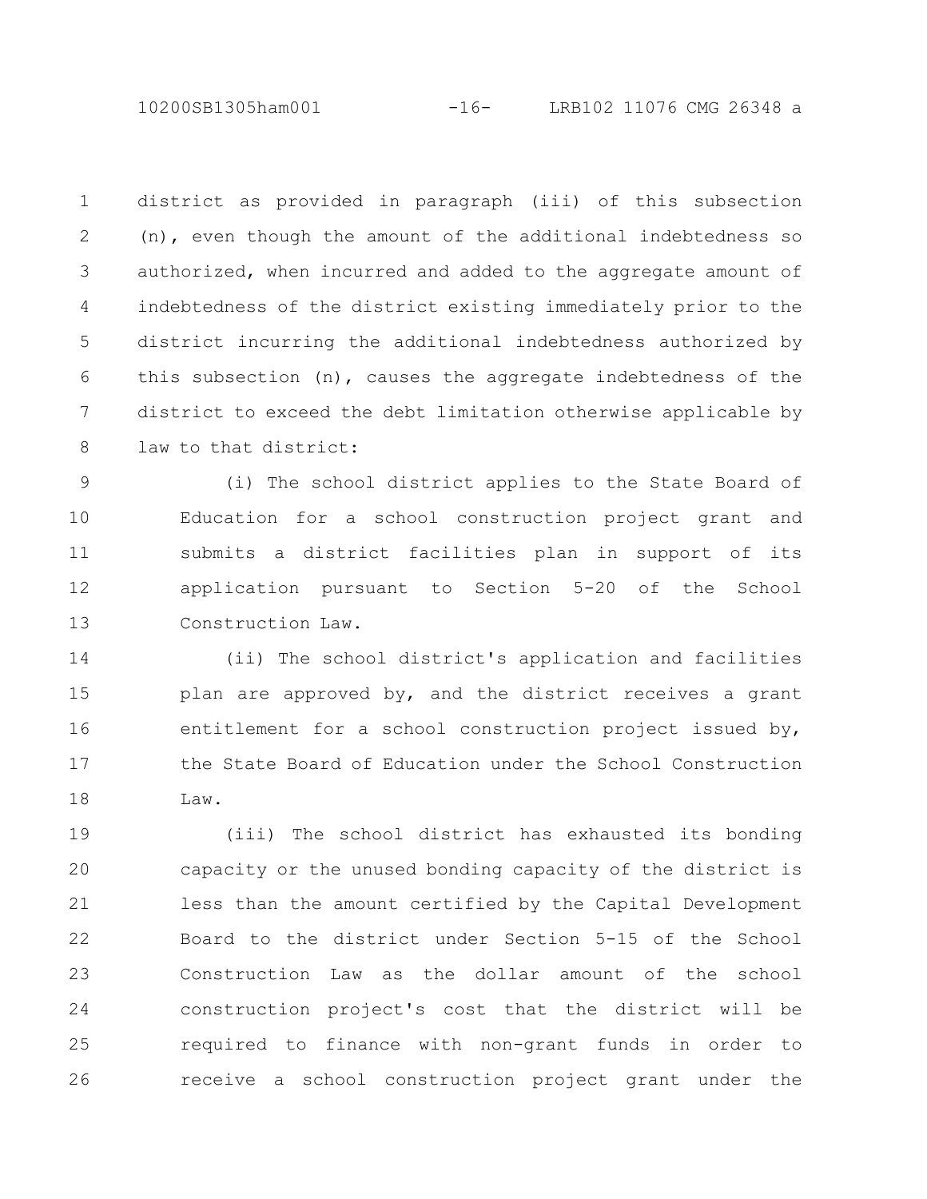district as provided in paragraph (iii) of this subsection (n), even though the amount of the additional indebtedness so authorized, when incurred and added to the aggregate amount of indebtedness of the district existing immediately prior to the district incurring the additional indebtedness authorized by this subsection (n), causes the aggregate indebtedness of the district to exceed the debt limitation otherwise applicable by law to that district:

(i) The school district applies to the State Board of Education for a school construction project grant and submits a district facilities plan in support of its application pursuant to Section 5-20 of the School Construction Law.

(ii) The school district's application and facilities plan are approved by, and the district receives a grant entitlement for a school construction project issued by, the State Board of Education under the School Construction Law.

(iii) The school district has exhausted its bonding capacity or the unused bonding capacity of the district is less than the amount certified by the Capital Development Board to the district under Section 5-15 of the School Construction Law as the dollar amount of the school construction project's cost that the district will be required to finance with non-grant funds in order to receive a school construction project grant under the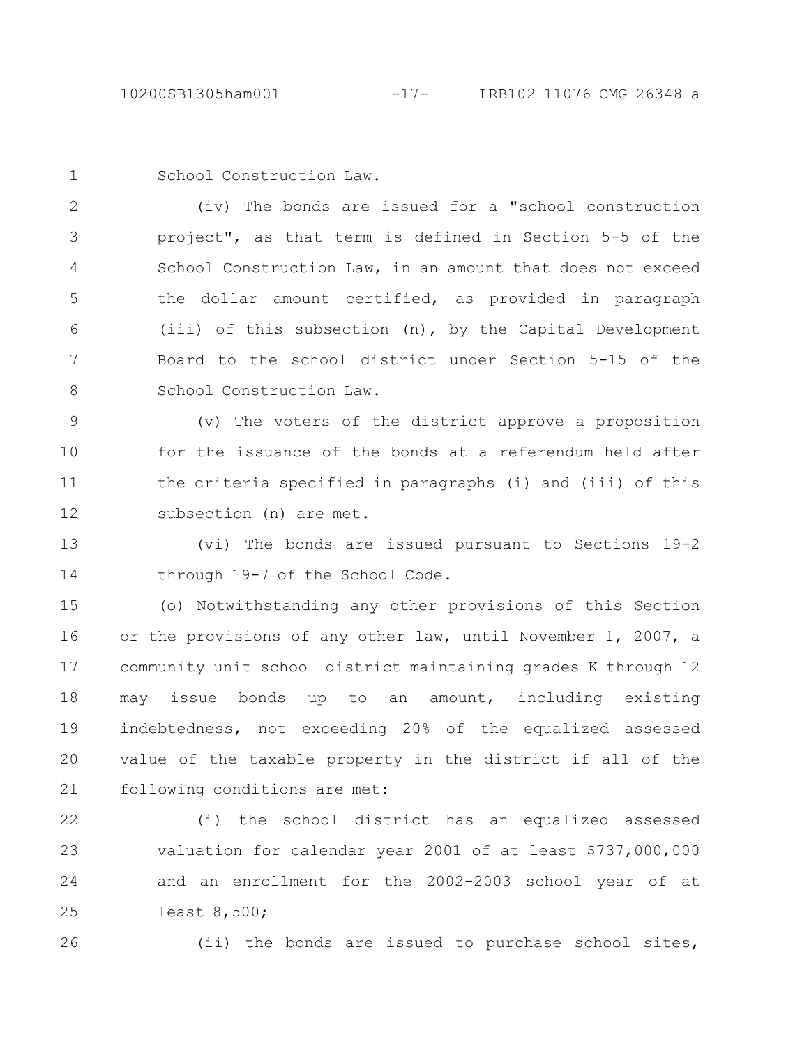School Construction Law.

(iv) The bonds are issued for a "school construction project", as that term is defined in Section 5-5 of the School Construction Law, in an amount that does not exceed the dollar amount certified, as provided in paragraph (iii) of this subsection (n), by the Capital Development Board to the school district under Section 5-15 of the School Construction Law.

(v) The voters of the district approve a proposition for the issuance of the bonds at a referendum held after the criteria specified in paragraphs (i) and (iii) of this subsection (n) are met.

(vi) The bonds are issued pursuant to Sections 19-2 through 19-7 of the School Code.

(o) Notwithstanding any other provisions of this Section or the provisions of any other law, until November 1, 2007, a community unit school district maintaining grades K through 12 may issue bonds up to an amount, including existing indebtedness, not exceeding 20% of the equalized assessed value of the taxable property in the district if all of the following conditions are met:

(i) the school district has an equalized assessed valuation for calendar year 2001 of at least $737,000,000 and an enrollment for the 2002-2003 school year of at least 8,500;

(ii) the bonds are issued to purchase school sites,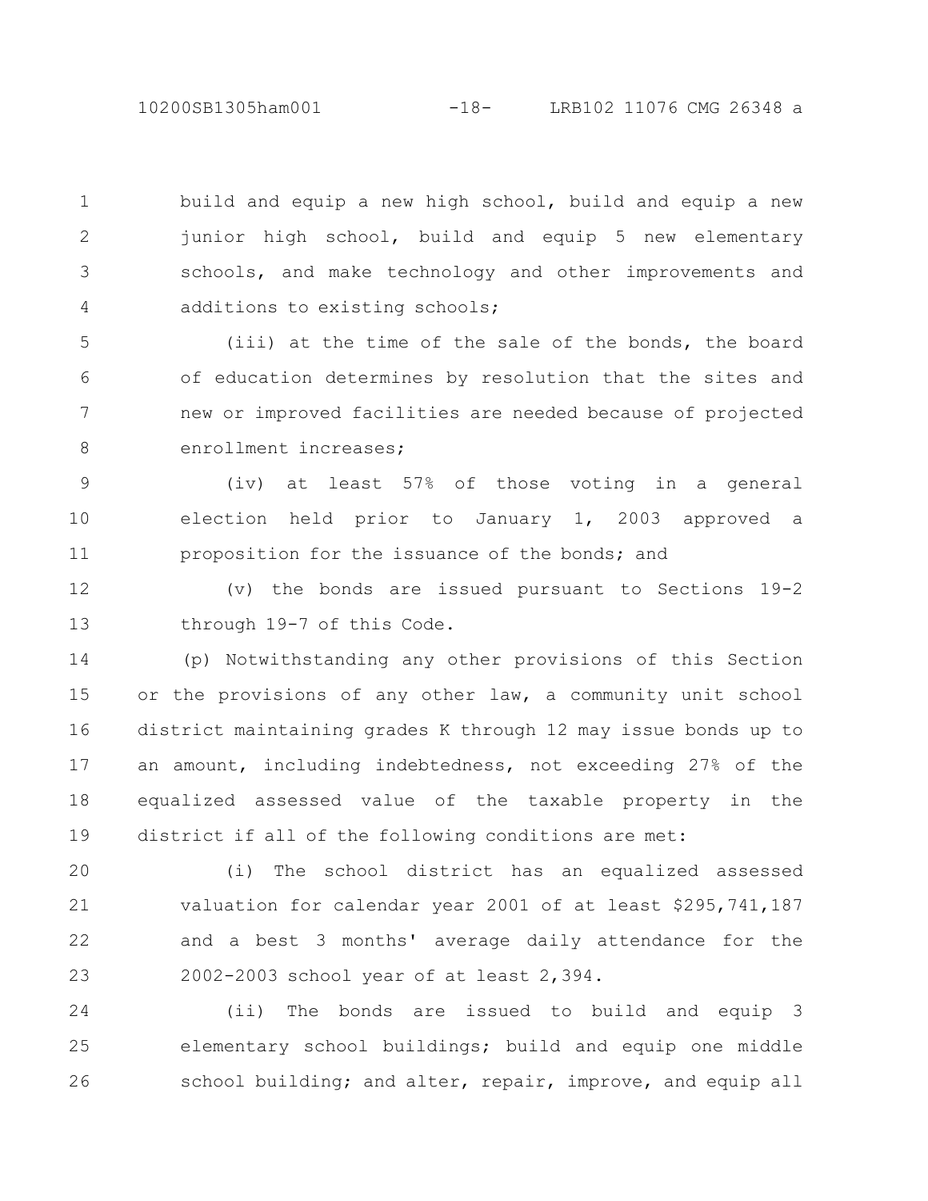build and equip a new high school, build and equip a new junior high school, build and equip 5 new elementary schools, and make technology and other improvements and additions to existing schools;

(iii) at the time of the sale of the bonds, the board of education determines by resolution that the sites and new or improved facilities are needed because of projected enrollment increases;

(iv) at least 57% of those voting in a general election held prior to January 1, 2003 approved a proposition for the issuance of the bonds; and

(v) the bonds are issued pursuant to Sections 19-2 through 19-7 of this Code.

(p) Notwithstanding any other provisions of this Section or the provisions of any other law, a community unit school district maintaining grades K through 12 may issue bonds up to an amount, including indebtedness, not exceeding 27% of the equalized assessed value of the taxable property in the district if all of the following conditions are met:

(i) The school district has an equalized assessed valuation for calendar year 2001 of at least $295,741,187 and a best 3 months' average daily attendance for the 2002-2003 school year of at least 2,394.

(ii) The bonds are issued to build and equip 3 elementary school buildings; build and equip one middle school building; and alter, repair, improve, and equip all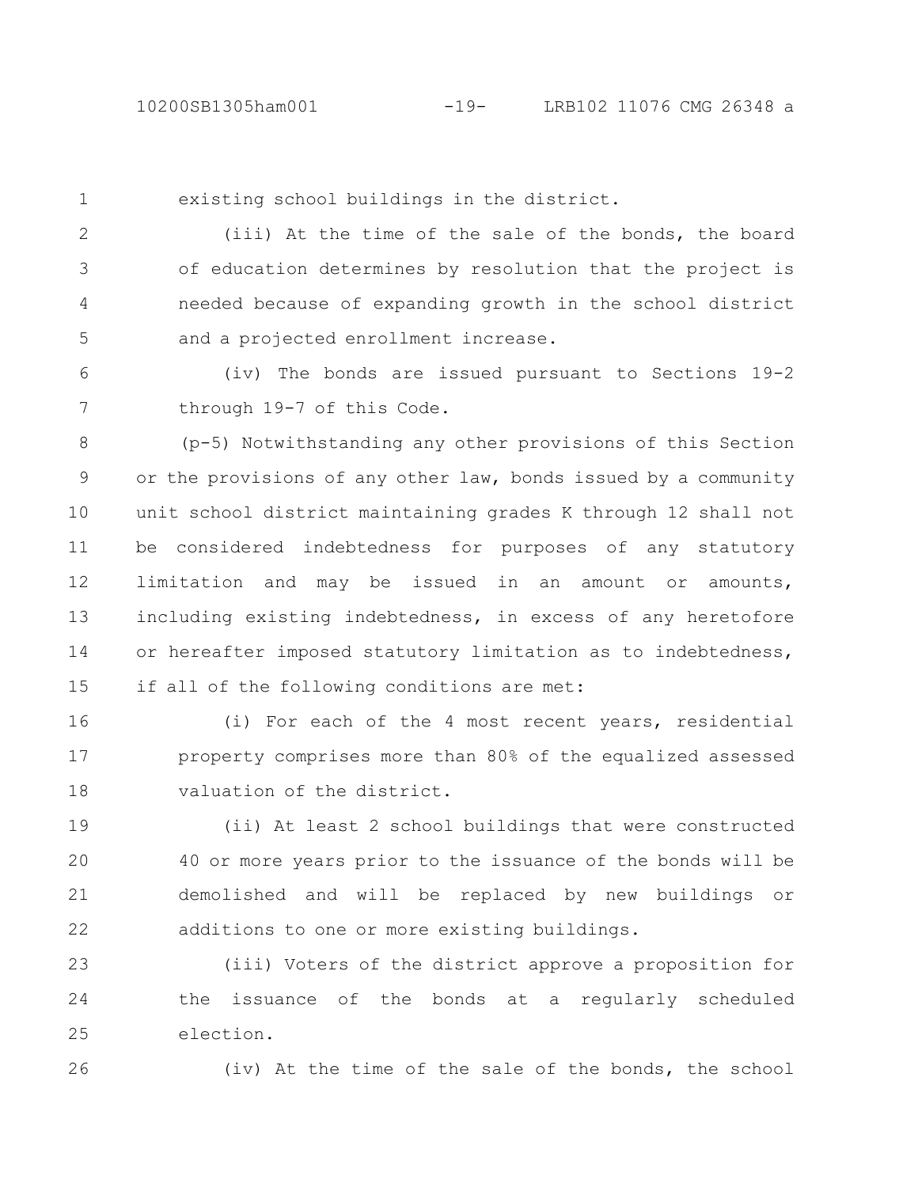existing school buildings in the district.

(iii) At the time of the sale of the bonds, the board of education determines by resolution that the project is needed because of expanding growth in the school district and a projected enrollment increase.

(iv) The bonds are issued pursuant to Sections 19-2 through 19-7 of this Code.

(p-5) Notwithstanding any other provisions of this Section or the provisions of any other law, bonds issued by a community unit school district maintaining grades K through 12 shall not be considered indebtedness for purposes of any statutory limitation and may be issued in an amount or amounts, including existing indebtedness, in excess of any heretofore or hereafter imposed statutory limitation as to indebtedness, if all of the following conditions are met:

(i) For each of the 4 most recent years, residential property comprises more than 80% of the equalized assessed valuation of the district.

(ii) At least 2 school buildings that were constructed 40 or more years prior to the issuance of the bonds will be demolished and will be replaced by new buildings or additions to one or more existing buildings.

(iii) Voters of the district approve a proposition for the issuance of the bonds at a regularly scheduled election.

(iv) At the time of the sale of the bonds, the school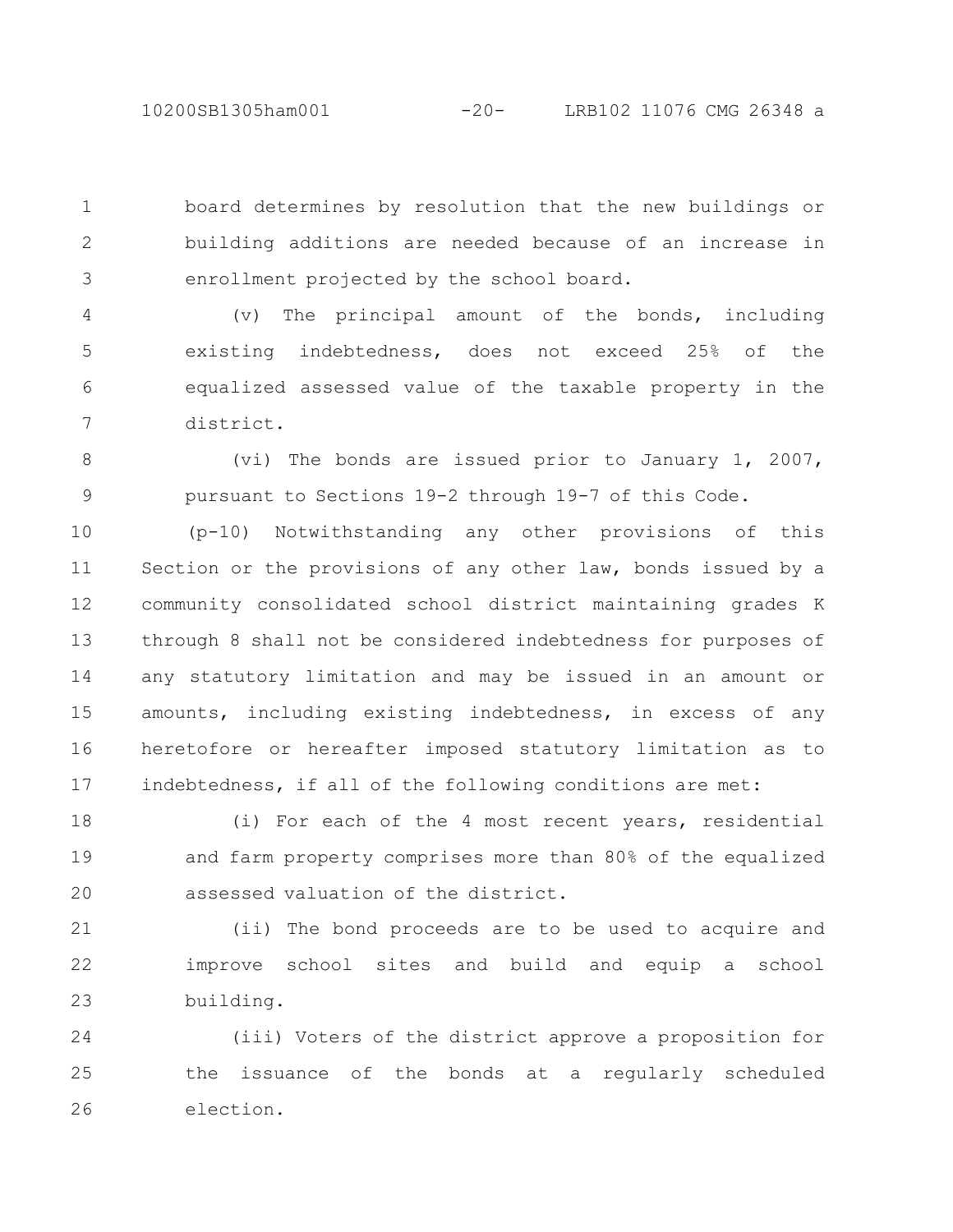board determines by resolution that the new buildings or building additions are needed because of an increase in enrollment projected by the school board.

(v) The principal amount of the bonds, including existing indebtedness, does not exceed 25% of the equalized assessed value of the taxable property in the district.

(vi) The bonds are issued prior to January 1, 2007, pursuant to Sections 19-2 through 19-7 of this Code.

(p-10) Notwithstanding any other provisions of this Section or the provisions of any other law, bonds issued by a community consolidated school district maintaining grades K through 8 shall not be considered indebtedness for purposes of any statutory limitation and may be issued in an amount or amounts, including existing indebtedness, in excess of any heretofore or hereafter imposed statutory limitation as to indebtedness, if all of the following conditions are met:

(i) For each of the 4 most recent years, residential and farm property comprises more than 80% of the equalized assessed valuation of the district.

(ii) The bond proceeds are to be used to acquire and improve school sites and build and equip a school building.

(iii) Voters of the district approve a proposition for the issuance of the bonds at a regularly scheduled election.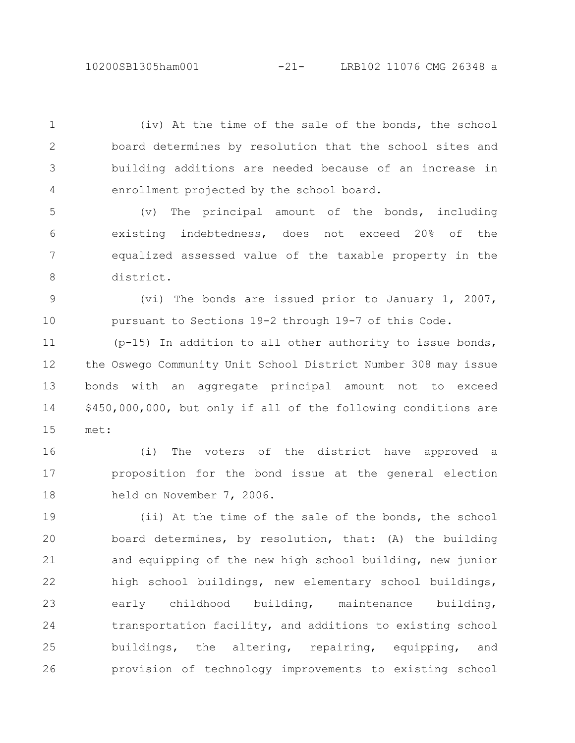(iv) At the time of the sale of the bonds, the school board determines by resolution that the school sites and building additions are needed because of an increase in enrollment projected by the school board.

(v) The principal amount of the bonds, including existing indebtedness, does not exceed 20% of the equalized assessed value of the taxable property in the district.

(vi) The bonds are issued prior to January 1, 2007, pursuant to Sections 19-2 through 19-7 of this Code.

(p-15) In addition to all other authority to issue bonds, the Oswego Community Unit School District Number 308 may issue bonds with an aggregate principal amount not to exceed $450,000,000, but only if all of the following conditions are met:

(i) The voters of the district have approved a proposition for the bond issue at the general election held on November 7, 2006.

(ii) At the time of the sale of the bonds, the school board determines, by resolution, that: (A) the building and equipping of the new high school building, new junior high school buildings, new elementary school buildings, early childhood building, maintenance building, transportation facility, and additions to existing school buildings, the altering, repairing, equipping, and provision of technology improvements to existing school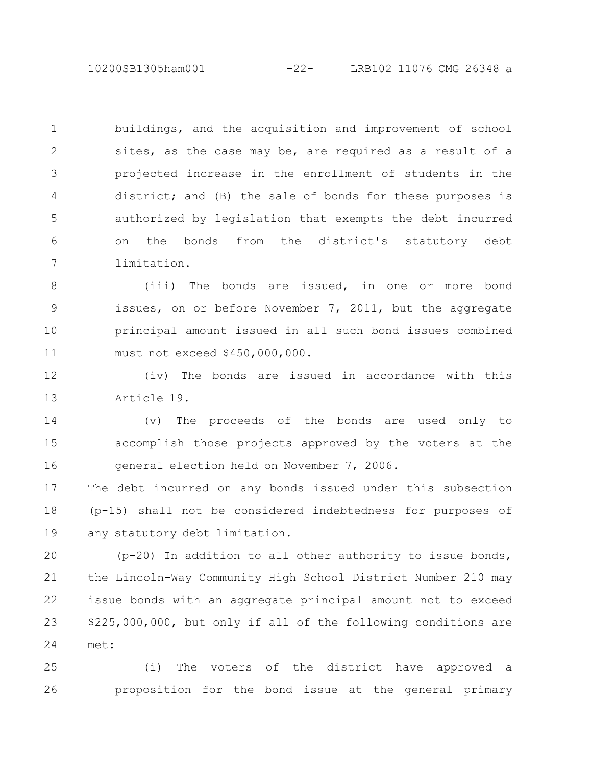buildings, and the acquisition and improvement of school sites, as the case may be, are required as a result of a projected increase in the enrollment of students in the district; and (B) the sale of bonds for these purposes is authorized by legislation that exempts the debt incurred on the bonds from the district's statutory debt limitation.

(iii) The bonds are issued, in one or more bond issues, on or before November 7, 2011, but the aggregate principal amount issued in all such bond issues combined must not exceed $450,000,000.

(iv) The bonds are issued in accordance with this Article 19.

(v) The proceeds of the bonds are used only to accomplish those projects approved by the voters at the general election held on November 7, 2006.

The debt incurred on any bonds issued under this subsection (p-15) shall not be considered indebtedness for purposes of any statutory debt limitation.

(p-20) In addition to all other authority to issue bonds, the Lincoln-Way Community High School District Number 210 may issue bonds with an aggregate principal amount not to exceed $225,000,000, but only if all of the following conditions are met:

(i) The voters of the district have approved a proposition for the bond issue at the general primary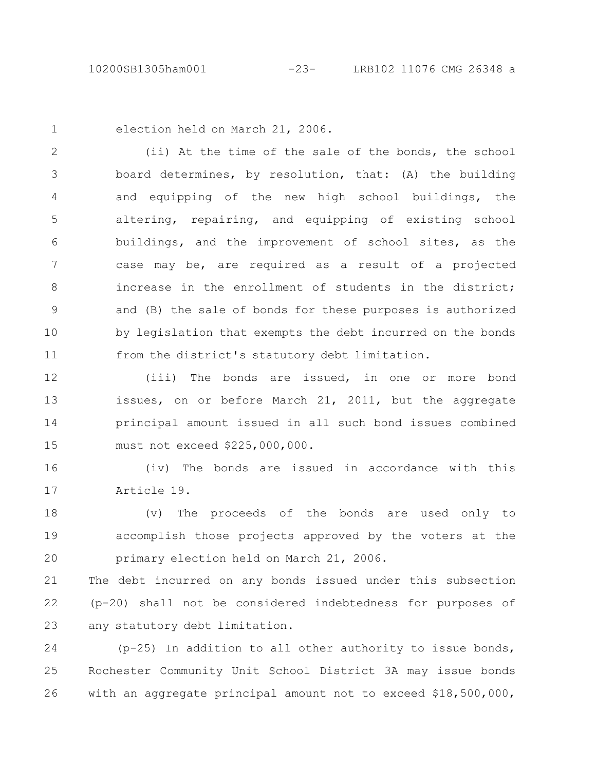election held on March 21, 2006.

(ii) At the time of the sale of the bonds, the school board determines, by resolution, that: (A) the building and equipping of the new high school buildings, the altering, repairing, and equipping of existing school buildings, and the improvement of school sites, as the case may be, are required as a result of a projected increase in the enrollment of students in the district; and (B) the sale of bonds for these purposes is authorized by legislation that exempts the debt incurred on the bonds from the district's statutory debt limitation.

(iii) The bonds are issued, in one or more bond issues, on or before March 21, 2011, but the aggregate principal amount issued in all such bond issues combined must not exceed $225,000,000.

(iv) The bonds are issued in accordance with this Article 19.

(v) The proceeds of the bonds are used only to accomplish those projects approved by the voters at the primary election held on March 21, 2006.

The debt incurred on any bonds issued under this subsection (p-20) shall not be considered indebtedness for purposes of any statutory debt limitation.

(p-25) In addition to all other authority to issue bonds, Rochester Community Unit School District 3A may issue bonds with an aggregate principal amount not to exceed $18,500,000,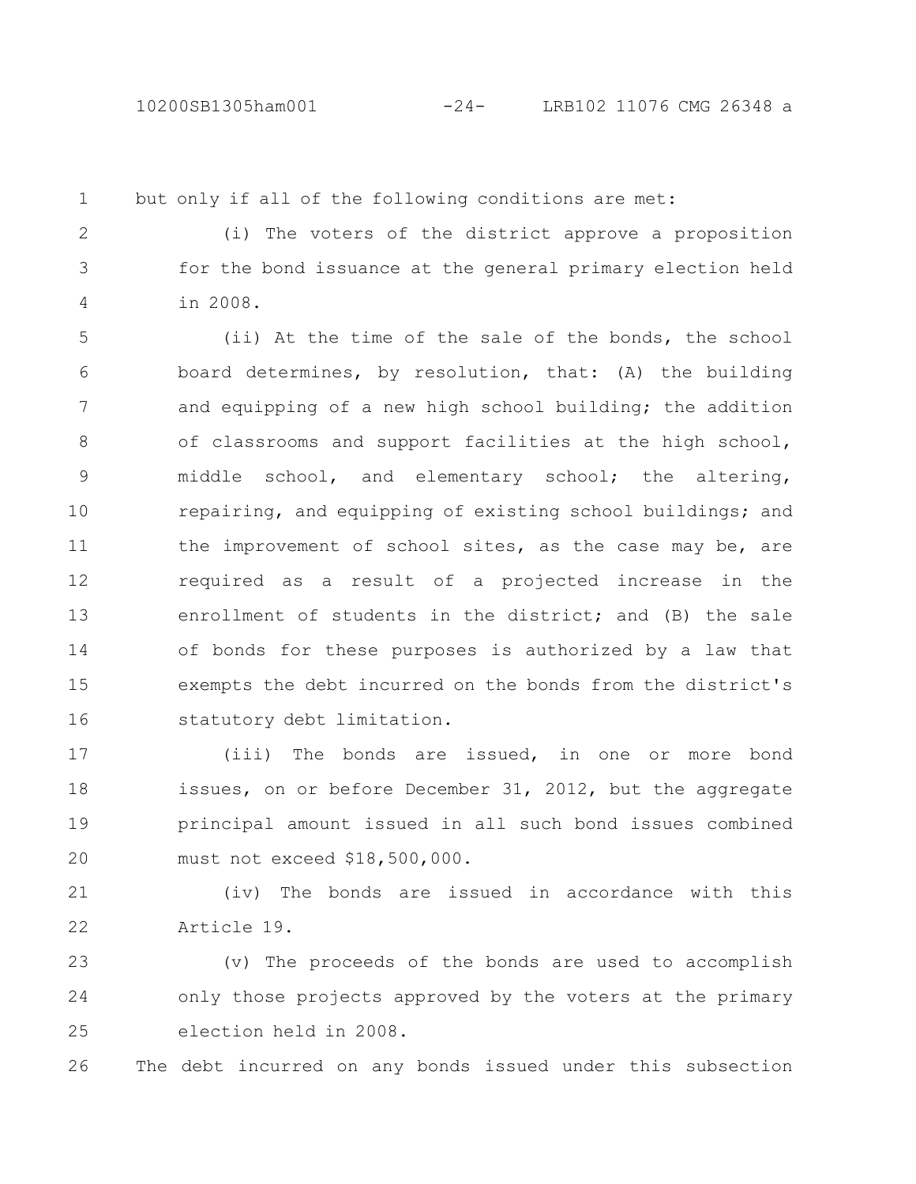but only if all of the following conditions are met:

(i) The voters of the district approve a proposition for the bond issuance at the general primary election held in 2008.

(ii) At the time of the sale of the bonds, the school board determines, by resolution, that: (A) the building and equipping of a new high school building; the addition of classrooms and support facilities at the high school, middle school, and elementary school; the altering, repairing, and equipping of existing school buildings; and the improvement of school sites, as the case may be, are required as a result of a projected increase in the enrollment of students in the district; and (B) the sale of bonds for these purposes is authorized by a law that exempts the debt incurred on the bonds from the district's statutory debt limitation.

(iii) The bonds are issued, in one or more bond issues, on or before December 31, 2012, but the aggregate principal amount issued in all such bond issues combined must not exceed $18,500,000.

(iv) The bonds are issued in accordance with this Article 19.

(v) The proceeds of the bonds are used to accomplish only those projects approved by the voters at the primary election held in 2008.

The debt incurred on any bonds issued under this subsection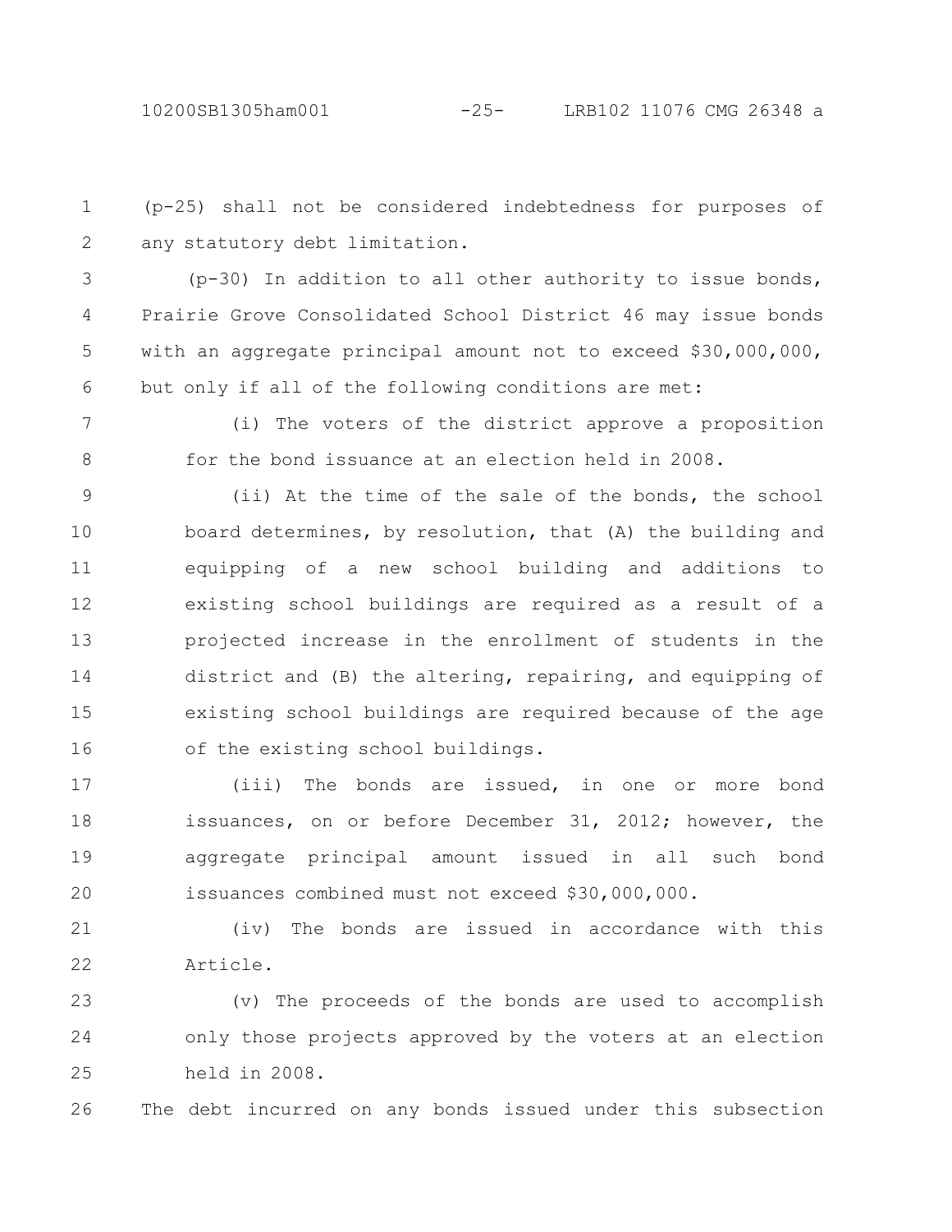(p-25) shall not be considered indebtedness for purposes of any statutory debt limitation.

(p-30) In addition to all other authority to issue bonds, Prairie Grove Consolidated School District 46 may issue bonds with an aggregate principal amount not to exceed $30,000,000, but only if all of the following conditions are met:

(i) The voters of the district approve a proposition for the bond issuance at an election held in 2008.

(ii) At the time of the sale of the bonds, the school board determines, by resolution, that (A) the building and equipping of a new school building and additions to existing school buildings are required as a result of a projected increase in the enrollment of students in the district and (B) the altering, repairing, and equipping of existing school buildings are required because of the age of the existing school buildings.

(iii) The bonds are issued, in one or more bond issuances, on or before December 31, 2012; however, the aggregate principal amount issued in all such bond issuances combined must not exceed $30,000,000.

(iv) The bonds are issued in accordance with this Article.

(v) The proceeds of the bonds are used to accomplish only those projects approved by the voters at an election held in 2008.

The debt incurred on any bonds issued under this subsection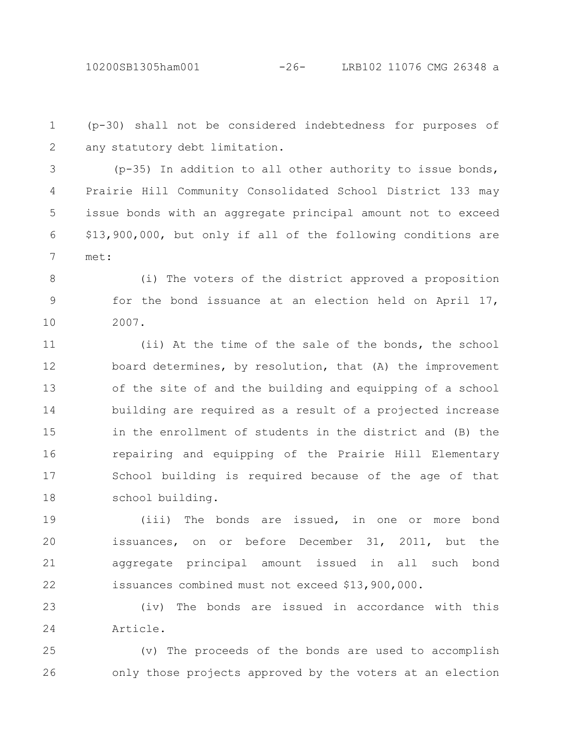(p-30) shall not be considered indebtedness for purposes of any statutory debt limitation.

(p-35) In addition to all other authority to issue bonds, Prairie Hill Community Consolidated School District 133 may issue bonds with an aggregate principal amount not to exceed $13,900,000, but only if all of the following conditions are met:

(i) The voters of the district approved a proposition for the bond issuance at an election held on April 17, 2007.

(ii) At the time of the sale of the bonds, the school board determines, by resolution, that (A) the improvement of the site of and the building and equipping of a school building are required as a result of a projected increase in the enrollment of students in the district and (B) the repairing and equipping of the Prairie Hill Elementary School building is required because of the age of that school building.

(iii) The bonds are issued, in one or more bond issuances, on or before December 31, 2011, but the aggregate principal amount issued in all such bond issuances combined must not exceed $13,900,000.

(iv) The bonds are issued in accordance with this Article.

(v) The proceeds of the bonds are used to accomplish only those projects approved by the voters at an election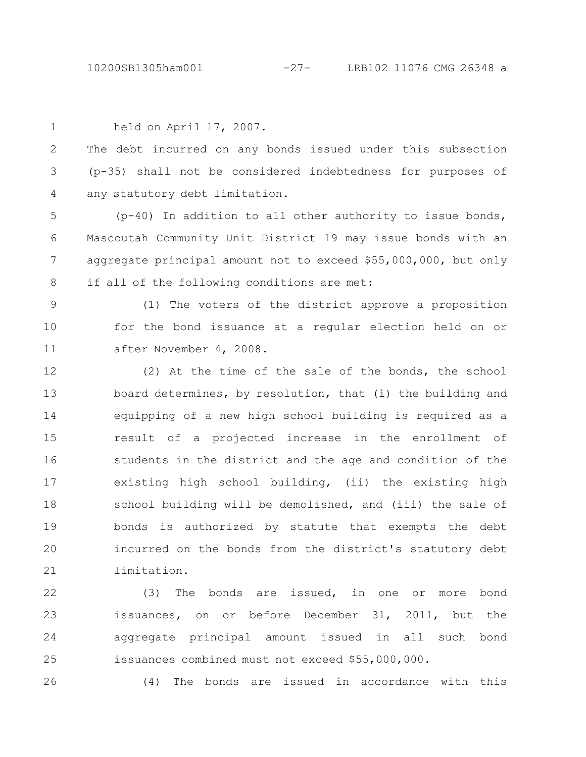held on April 17, 2007.

The debt incurred on any bonds issued under this subsection (p-35) shall not be considered indebtedness for purposes of any statutory debt limitation.

(p-40) In addition to all other authority to issue bonds, Mascoutah Community Unit District 19 may issue bonds with an aggregate principal amount not to exceed $55,000,000, but only if all of the following conditions are met:

(1) The voters of the district approve a proposition for the bond issuance at a regular election held on or after November 4, 2008.

(2) At the time of the sale of the bonds, the school board determines, by resolution, that (i) the building and equipping of a new high school building is required as a result of a projected increase in the enrollment of students in the district and the age and condition of the existing high school building, (ii) the existing high school building will be demolished, and (iii) the sale of bonds is authorized by statute that exempts the debt incurred on the bonds from the district's statutory debt limitation.

(3) The bonds are issued, in one or more bond issuances, on or before December 31, 2011, but the aggregate principal amount issued in all such bond issuances combined must not exceed $55,000,000.

(4) The bonds are issued in accordance with this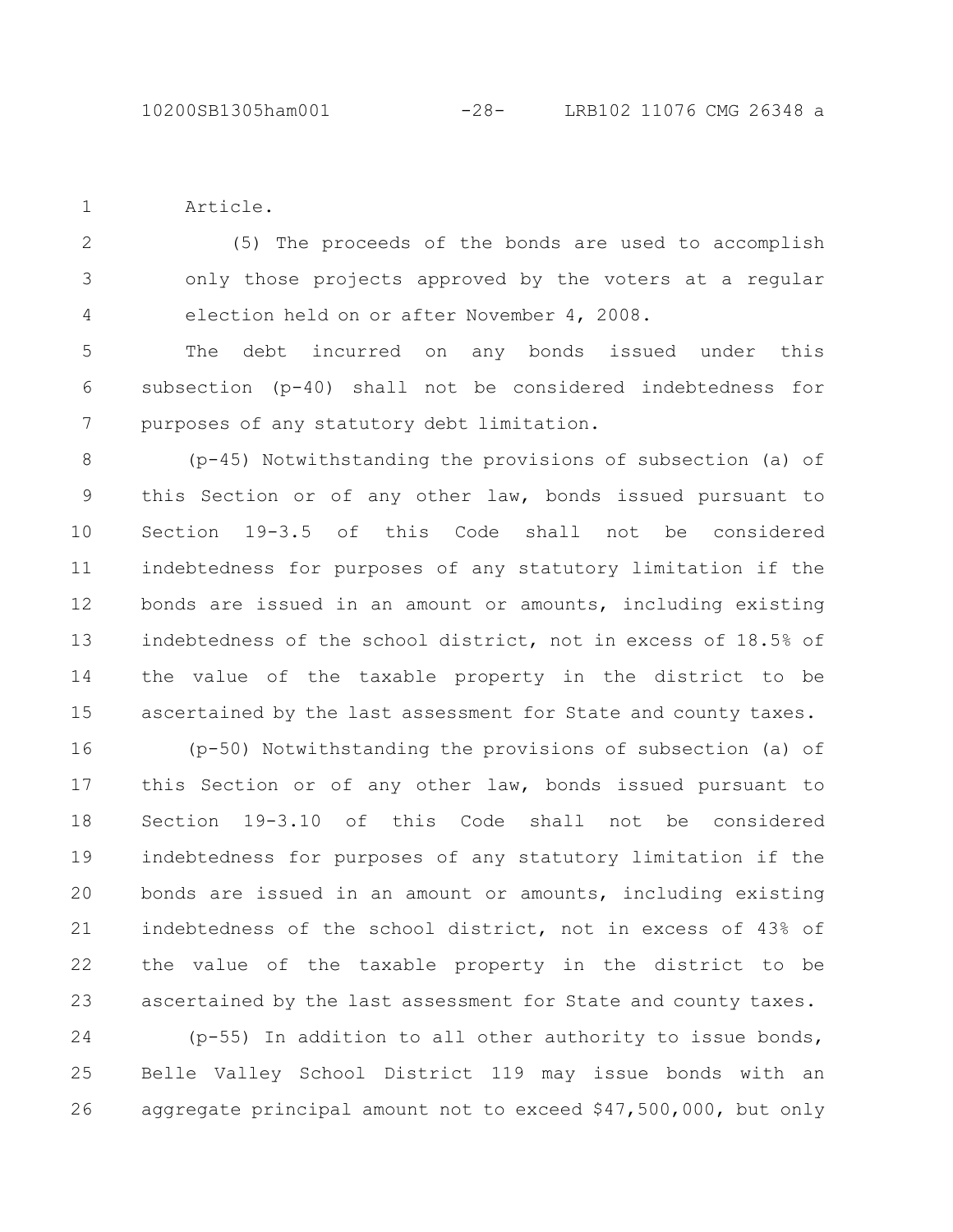Article.

(5) The proceeds of the bonds are used to accomplish only those projects approved by the voters at a regular election held on or after November 4, 2008.

The debt incurred on any bonds issued under this subsection (p-40) shall not be considered indebtedness for purposes of any statutory debt limitation.

(p-45) Notwithstanding the provisions of subsection (a) of this Section or of any other law, bonds issued pursuant to Section 19-3.5 of this Code shall not be considered indebtedness for purposes of any statutory limitation if the bonds are issued in an amount or amounts, including existing indebtedness of the school district, not in excess of 18.5% of the value of the taxable property in the district to be ascertained by the last assessment for State and county taxes.

(p-50) Notwithstanding the provisions of subsection (a) of this Section or of any other law, bonds issued pursuant to Section 19-3.10 of this Code shall not be considered indebtedness for purposes of any statutory limitation if the bonds are issued in an amount or amounts, including existing indebtedness of the school district, not in excess of 43% of the value of the taxable property in the district to be ascertained by the last assessment for State and county taxes.

(p-55) In addition to all other authority to issue bonds, Belle Valley School District 119 may issue bonds with an aggregate principal amount not to exceed $47,500,000, but only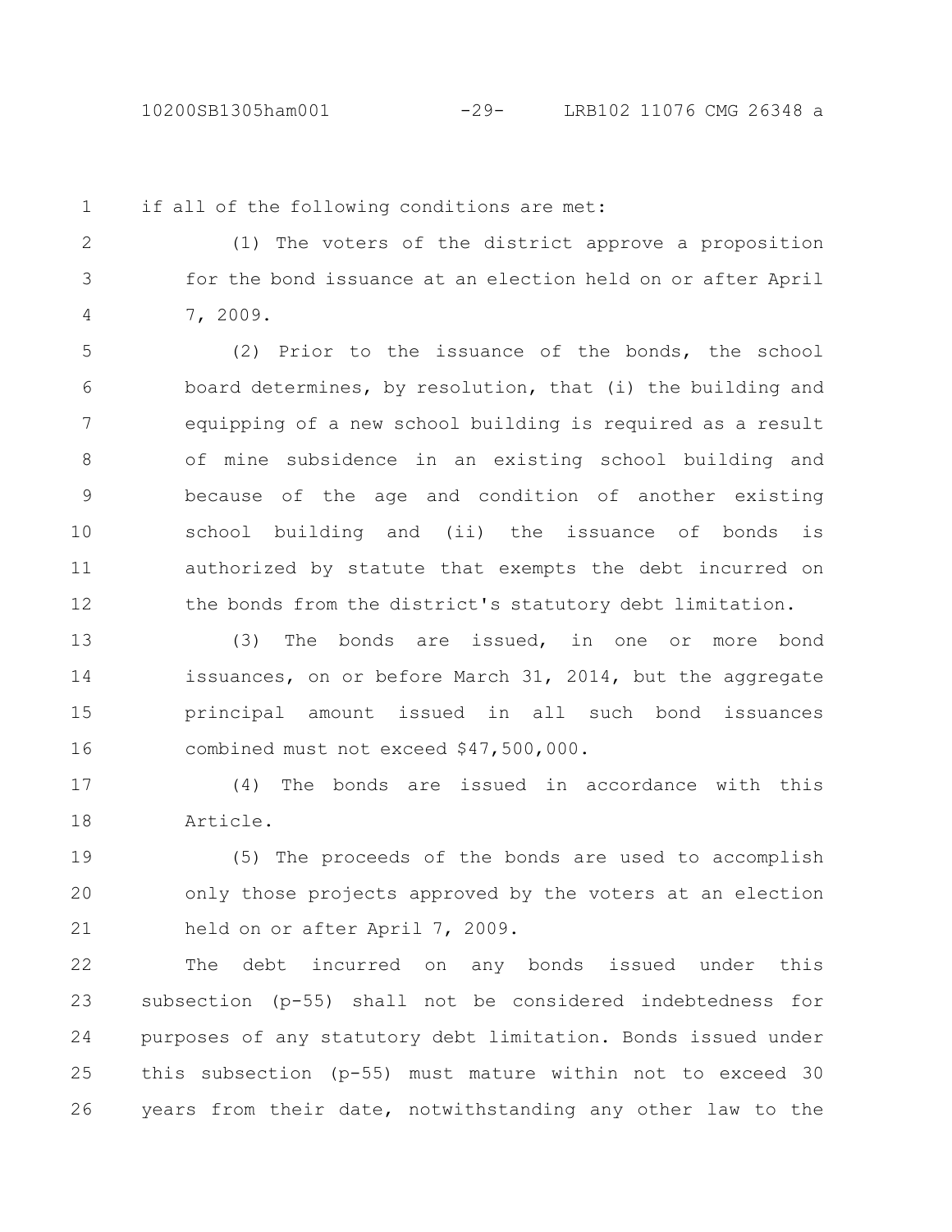if all of the following conditions are met:

(1) The voters of the district approve a proposition for the bond issuance at an election held on or after April 7, 2009.

(2) Prior to the issuance of the bonds, the school board determines, by resolution, that (i) the building and equipping of a new school building is required as a result of mine subsidence in an existing school building and because of the age and condition of another existing school building and (ii) the issuance of bonds is authorized by statute that exempts the debt incurred on the bonds from the district's statutory debt limitation.

(3) The bonds are issued, in one or more bond issuances, on or before March 31, 2014, but the aggregate principal amount issued in all such bond issuances combined must not exceed $47,500,000.

(4) The bonds are issued in accordance with this Article.

(5) The proceeds of the bonds are used to accomplish only those projects approved by the voters at an election held on or after April 7, 2009.

The debt incurred on any bonds issued under this subsection (p-55) shall not be considered indebtedness for purposes of any statutory debt limitation. Bonds issued under this subsection (p-55) must mature within not to exceed 30 years from their date, notwithstanding any other law to the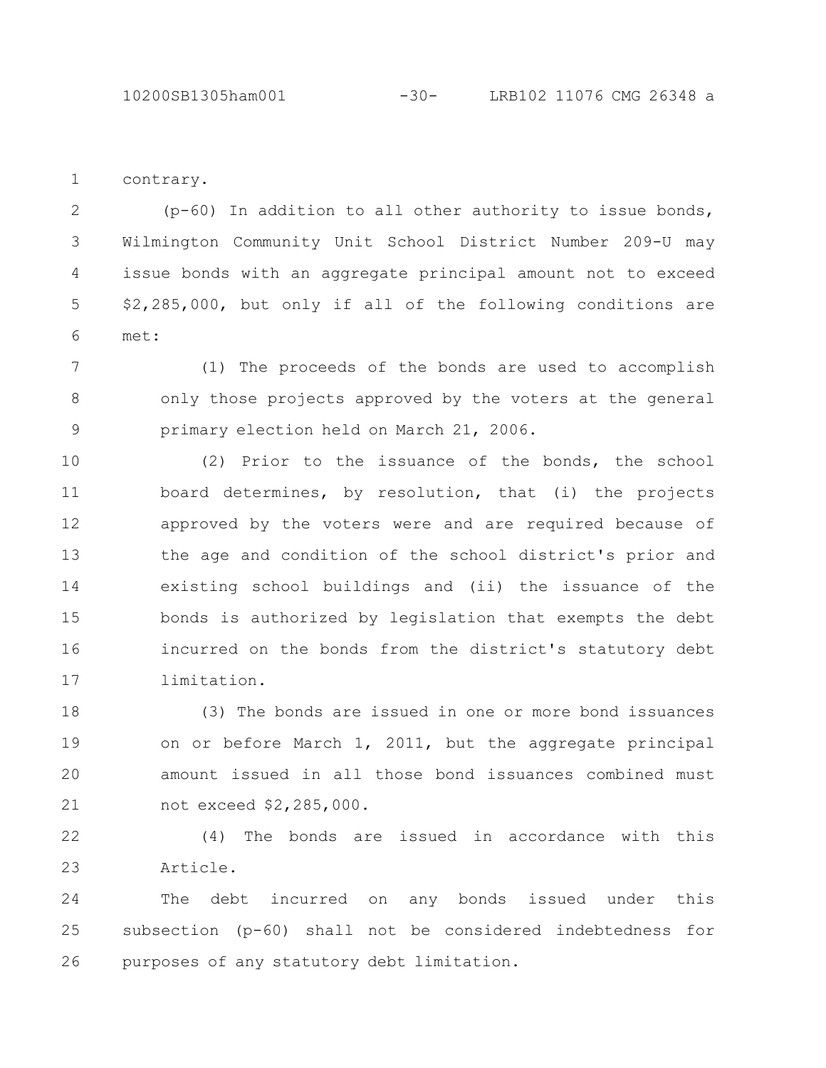contrary.

(p-60) In addition to all other authority to issue bonds, Wilmington Community Unit School District Number 209-U may issue bonds with an aggregate principal amount not to exceed $2,285,000, but only if all of the following conditions are met:

(1) The proceeds of the bonds are used to accomplish only those projects approved by the voters at the general primary election held on March 21, 2006.

(2) Prior to the issuance of the bonds, the school board determines, by resolution, that (i) the projects approved by the voters were and are required because of the age and condition of the school district's prior and existing school buildings and (ii) the issuance of the bonds is authorized by legislation that exempts the debt incurred on the bonds from the district's statutory debt limitation.

(3) The bonds are issued in one or more bond issuances on or before March 1, 2011, but the aggregate principal amount issued in all those bond issuances combined must not exceed $2,285,000.

(4) The bonds are issued in accordance with this Article.

The debt incurred on any bonds issued under this subsection (p-60) shall not be considered indebtedness for purposes of any statutory debt limitation.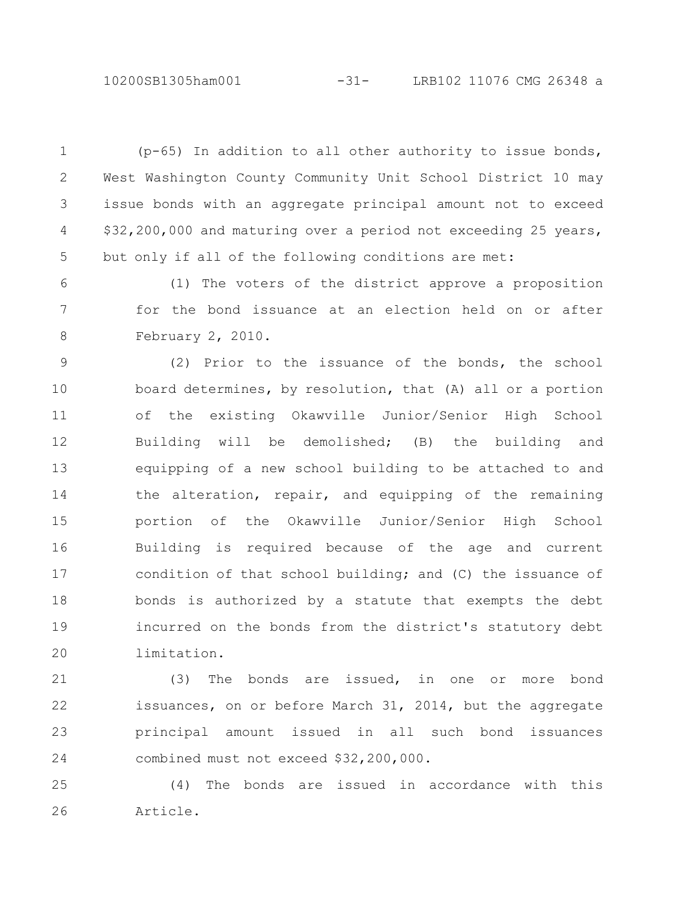(p-65) In addition to all other authority to issue bonds, West Washington County Community Unit School District 10 may issue bonds with an aggregate principal amount not to exceed $32,200,000 and maturing over a period not exceeding 25 years, but only if all of the following conditions are met:

(1) The voters of the district approve a proposition for the bond issuance at an election held on or after February 2, 2010.

(2) Prior to the issuance of the bonds, the school board determines, by resolution, that (A) all or a portion of the existing Okawville Junior/Senior High School Building will be demolished; (B) the building and equipping of a new school building to be attached to and the alteration, repair, and equipping of the remaining portion of the Okawville Junior/Senior High School Building is required because of the age and current condition of that school building; and (C) the issuance of bonds is authorized by a statute that exempts the debt incurred on the bonds from the district's statutory debt limitation.

(3) The bonds are issued, in one or more bond issuances, on or before March 31, 2014, but the aggregate principal amount issued in all such bond issuances combined must not exceed $32,200,000.

(4) The bonds are issued in accordance with this Article.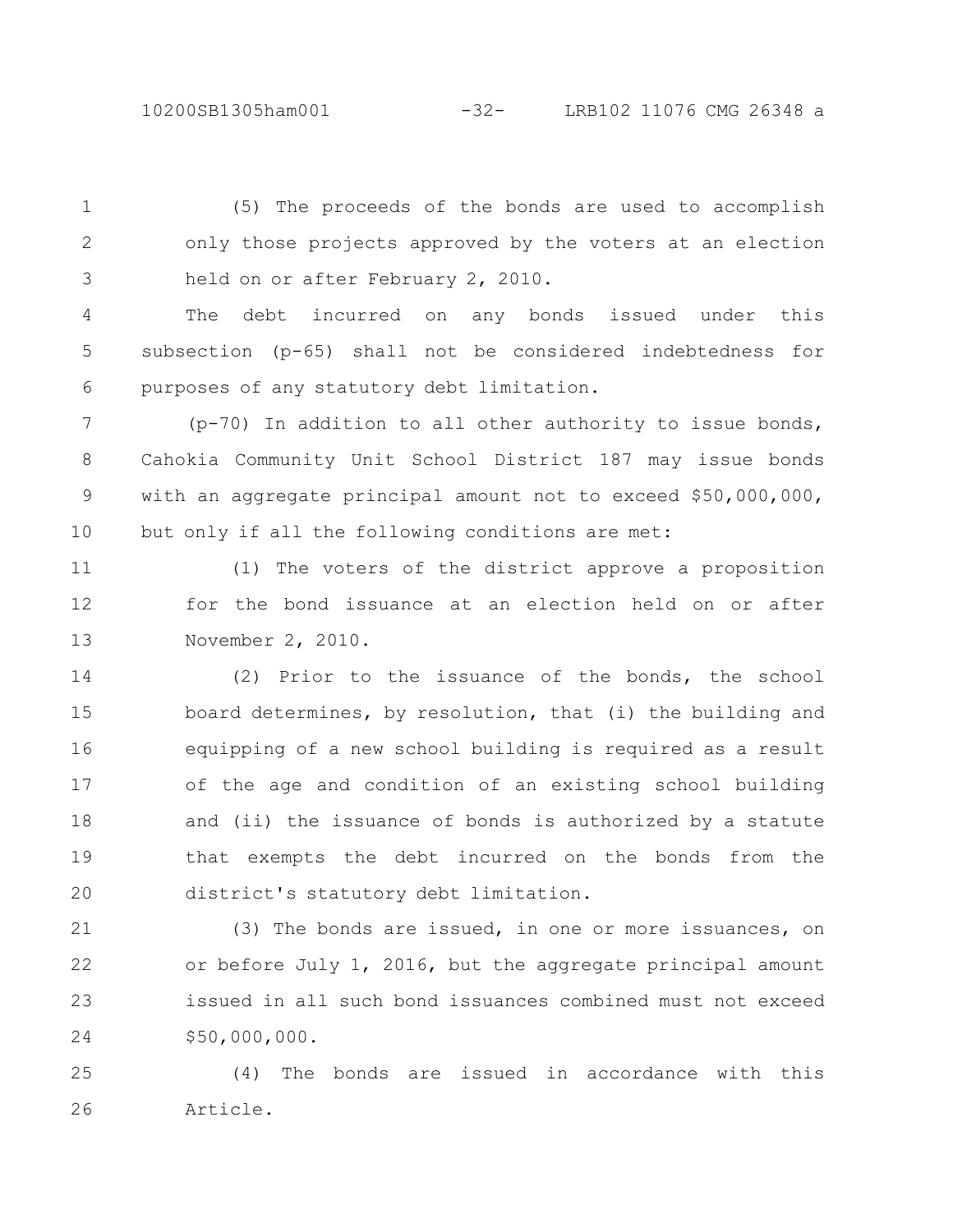(5) The proceeds of the bonds are used to accomplish only those projects approved by the voters at an election held on or after February 2, 2010.

The debt incurred on any bonds issued under this subsection (p-65) shall not be considered indebtedness for purposes of any statutory debt limitation.

(p-70) In addition to all other authority to issue bonds, Cahokia Community Unit School District 187 may issue bonds with an aggregate principal amount not to exceed $50,000,000, but only if all the following conditions are met:

(1) The voters of the district approve a proposition for the bond issuance at an election held on or after November 2, 2010.

(2) Prior to the issuance of the bonds, the school board determines, by resolution, that (i) the building and equipping of a new school building is required as a result of the age and condition of an existing school building and (ii) the issuance of bonds is authorized by a statute that exempts the debt incurred on the bonds from the district's statutory debt limitation.

(3) The bonds are issued, in one or more issuances, on or before July 1, 2016, but the aggregate principal amount issued in all such bond issuances combined must not exceed $50,000,000.

(4) The bonds are issued in accordance with this Article.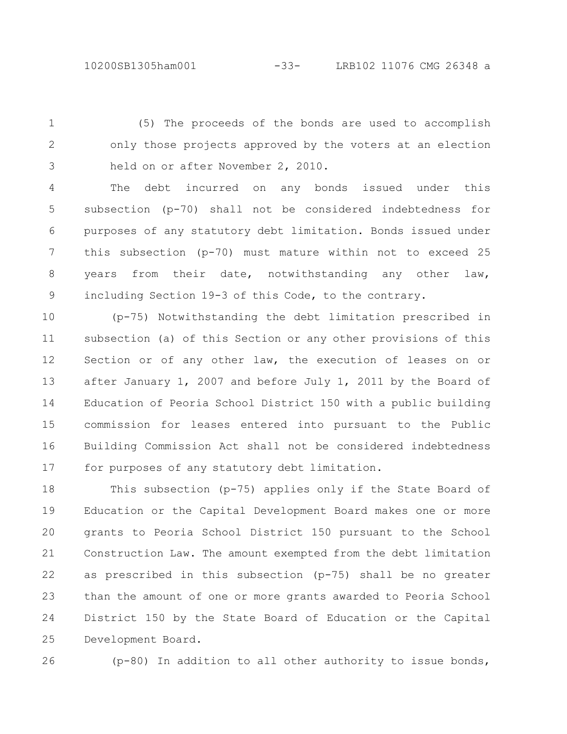(5) The proceeds of the bonds are used to accomplish only those projects approved by the voters at an election held on or after November 2, 2010.

The debt incurred on any bonds issued under this subsection (p-70) shall not be considered indebtedness for purposes of any statutory debt limitation. Bonds issued under this subsection (p-70) must mature within not to exceed 25 years from their date, notwithstanding any other law, including Section 19-3 of this Code, to the contrary.

(p-75) Notwithstanding the debt limitation prescribed in subsection (a) of this Section or any other provisions of this Section or of any other law, the execution of leases on or after January 1, 2007 and before July 1, 2011 by the Board of Education of Peoria School District 150 with a public building commission for leases entered into pursuant to the Public Building Commission Act shall not be considered indebtedness for purposes of any statutory debt limitation.

This subsection (p-75) applies only if the State Board of Education or the Capital Development Board makes one or more grants to Peoria School District 150 pursuant to the School Construction Law. The amount exempted from the debt limitation as prescribed in this subsection (p-75) shall be no greater than the amount of one or more grants awarded to Peoria School District 150 by the State Board of Education or the Capital Development Board.

(p-80) In addition to all other authority to issue bonds,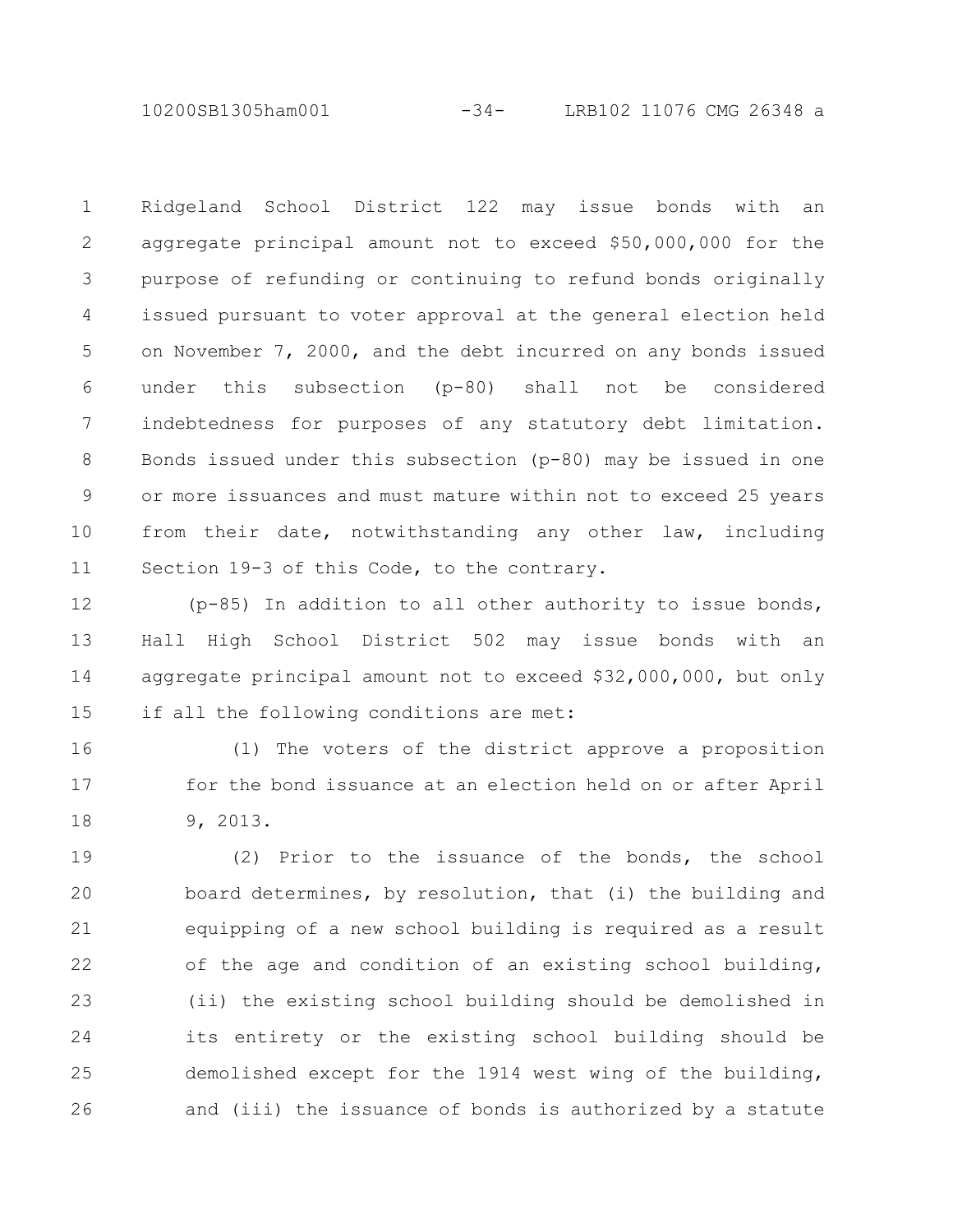Ridgeland School District 122 may issue bonds with an aggregate principal amount not to exceed $50,000,000 for the purpose of refunding or continuing to refund bonds originally issued pursuant to voter approval at the general election held on November 7, 2000, and the debt incurred on any bonds issued under this subsection (p-80) shall not be considered indebtedness for purposes of any statutory debt limitation. Bonds issued under this subsection (p-80) may be issued in one or more issuances and must mature within not to exceed 25 years from their date, notwithstanding any other law, including Section 19-3 of this Code, to the contrary.

(p-85) In addition to all other authority to issue bonds, Hall High School District 502 may issue bonds with an aggregate principal amount not to exceed $32,000,000, but only if all the following conditions are met:

(1) The voters of the district approve a proposition for the bond issuance at an election held on or after April 9, 2013.

(2) Prior to the issuance of the bonds, the school board determines, by resolution, that (i) the building and equipping of a new school building is required as a result of the age and condition of an existing school building, (ii) the existing school building should be demolished in its entirety or the existing school building should be demolished except for the 1914 west wing of the building, and (iii) the issuance of bonds is authorized by a statute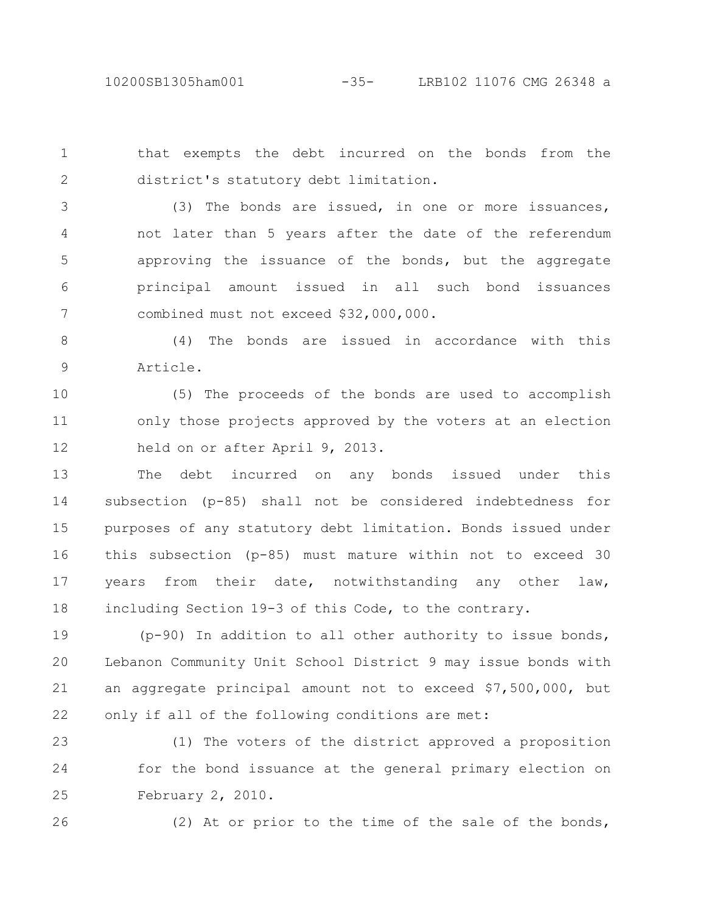that exempts the debt incurred on the bonds from the district's statutory debt limitation.

(3) The bonds are issued, in one or more issuances, not later than 5 years after the date of the referendum approving the issuance of the bonds, but the aggregate principal amount issued in all such bond issuances combined must not exceed $32,000,000.

(4) The bonds are issued in accordance with this Article.

(5) The proceeds of the bonds are used to accomplish only those projects approved by the voters at an election held on or after April 9, 2013.

The debt incurred on any bonds issued under this subsection (p-85) shall not be considered indebtedness for purposes of any statutory debt limitation. Bonds issued under this subsection (p-85) must mature within not to exceed 30 years from their date, notwithstanding any other law, including Section 19-3 of this Code, to the contrary.

(p-90) In addition to all other authority to issue bonds, Lebanon Community Unit School District 9 may issue bonds with an aggregate principal amount not to exceed $7,500,000, but only if all of the following conditions are met:

(1) The voters of the district approved a proposition for the bond issuance at the general primary election on February 2, 2010.

(2) At or prior to the time of the sale of the bonds,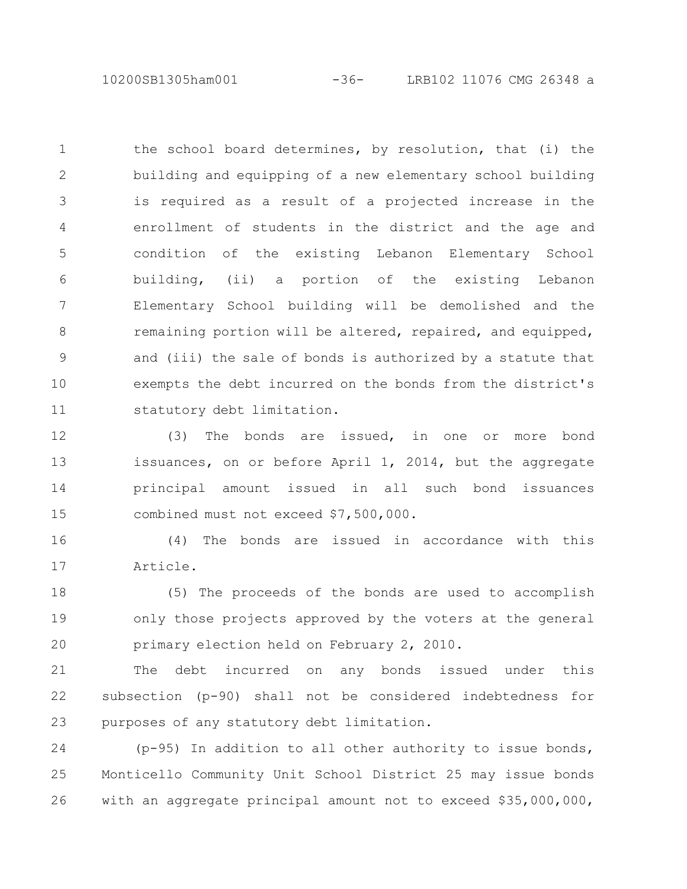the school board determines, by resolution, that (i) the building and equipping of a new elementary school building is required as a result of a projected increase in the enrollment of students in the district and the age and condition of the existing Lebanon Elementary School building, (ii) a portion of the existing Lebanon Elementary School building will be demolished and the remaining portion will be altered, repaired, and equipped, and (iii) the sale of bonds is authorized by a statute that exempts the debt incurred on the bonds from the district's statutory debt limitation.

(3) The bonds are issued, in one or more bond issuances, on or before April 1, 2014, but the aggregate principal amount issued in all such bond issuances combined must not exceed $7,500,000.

(4) The bonds are issued in accordance with this Article.

(5) The proceeds of the bonds are used to accomplish only those projects approved by the voters at the general primary election held on February 2, 2010.

The debt incurred on any bonds issued under this subsection (p-90) shall not be considered indebtedness for purposes of any statutory debt limitation.

(p-95) In addition to all other authority to issue bonds, Monticello Community Unit School District 25 may issue bonds with an aggregate principal amount not to exceed $35,000,000,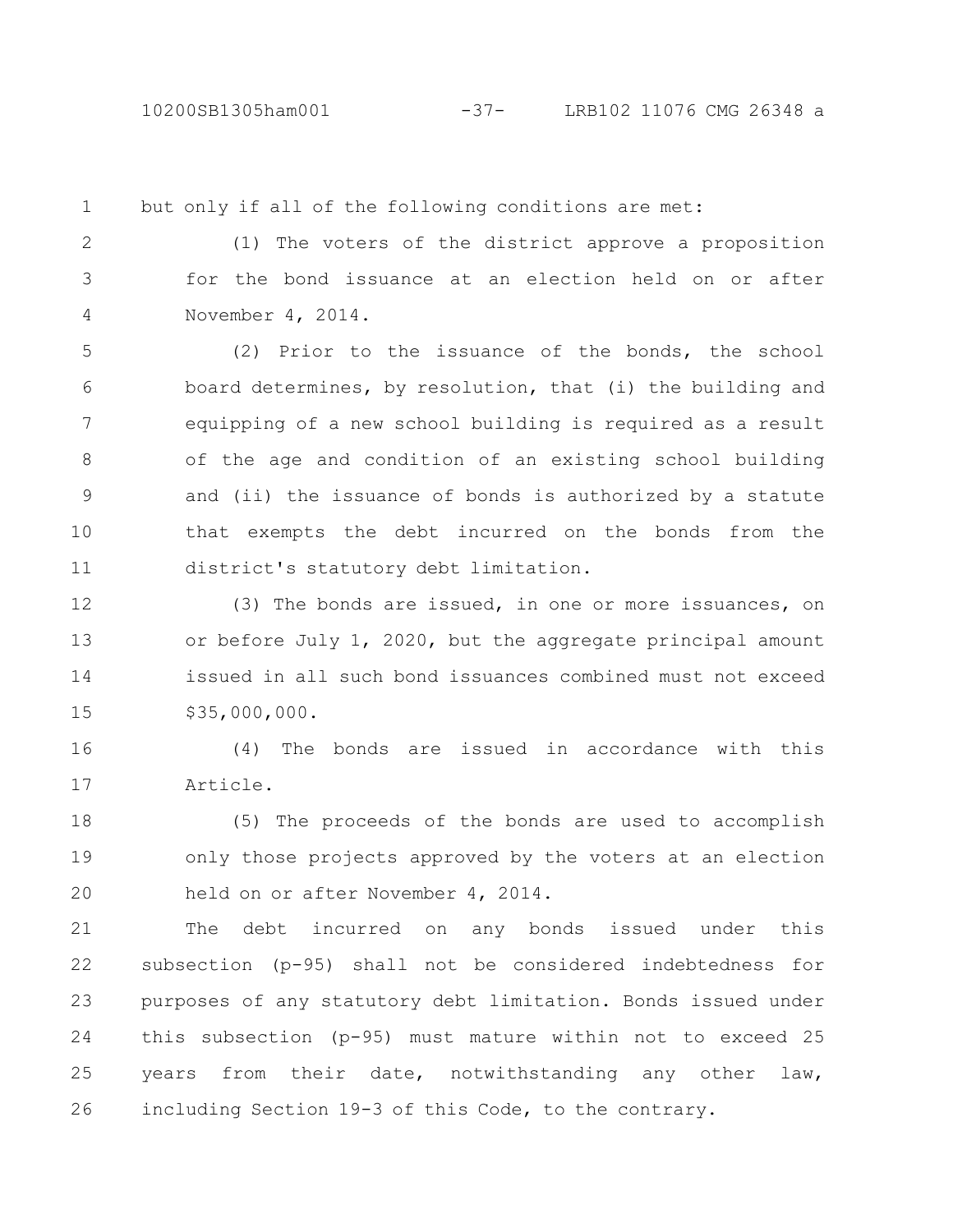but only if all of the following conditions are met:

(1) The voters of the district approve a proposition for the bond issuance at an election held on or after November 4, 2014.

(2) Prior to the issuance of the bonds, the school board determines, by resolution, that (i) the building and equipping of a new school building is required as a result of the age and condition of an existing school building and (ii) the issuance of bonds is authorized by a statute that exempts the debt incurred on the bonds from the district's statutory debt limitation.

(3) The bonds are issued, in one or more issuances, on or before July 1, 2020, but the aggregate principal amount issued in all such bond issuances combined must not exceed $35,000,000.

(4) The bonds are issued in accordance with this Article.

(5) The proceeds of the bonds are used to accomplish only those projects approved by the voters at an election held on or after November 4, 2014.

The debt incurred on any bonds issued under this subsection (p-95) shall not be considered indebtedness for purposes of any statutory debt limitation. Bonds issued under this subsection (p-95) must mature within not to exceed 25 years from their date, notwithstanding any other law, including Section 19-3 of this Code, to the contrary.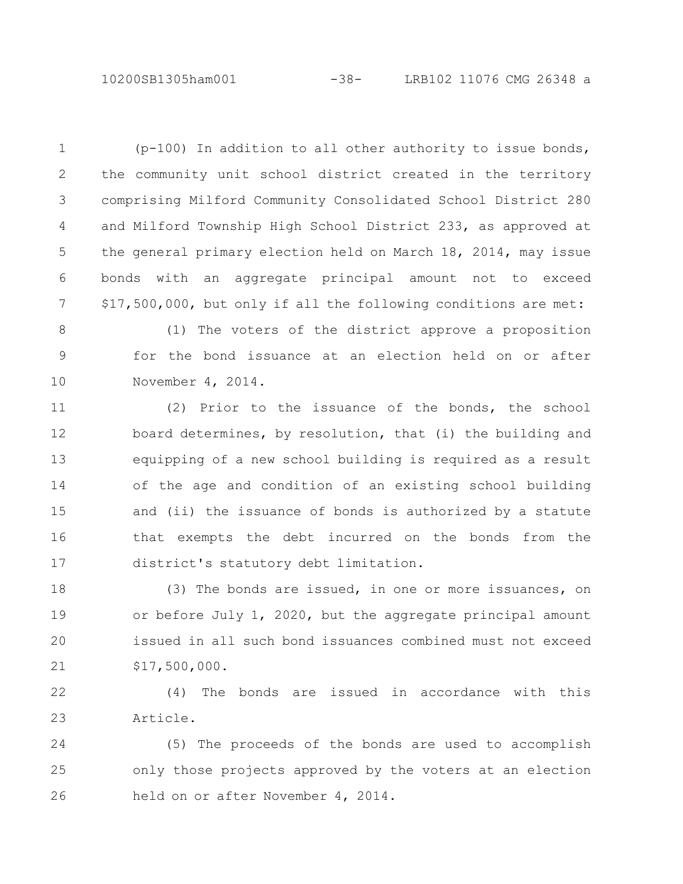(p-100) In addition to all other authority to issue bonds, the community unit school district created in the territory comprising Milford Community Consolidated School District 280 and Milford Township High School District 233, as approved at the general primary election held on March 18, 2014, may issue bonds with an aggregate principal amount not to exceed $17,500,000, but only if all the following conditions are met:

(1) The voters of the district approve a proposition for the bond issuance at an election held on or after November 4, 2014.

(2) Prior to the issuance of the bonds, the school board determines, by resolution, that (i) the building and equipping of a new school building is required as a result of the age and condition of an existing school building and (ii) the issuance of bonds is authorized by a statute that exempts the debt incurred on the bonds from the district's statutory debt limitation.

(3) The bonds are issued, in one or more issuances, on or before July 1, 2020, but the aggregate principal amount issued in all such bond issuances combined must not exceed $17,500,000.

(4) The bonds are issued in accordance with this Article.

(5) The proceeds of the bonds are used to accomplish only those projects approved by the voters at an election held on or after November 4, 2014.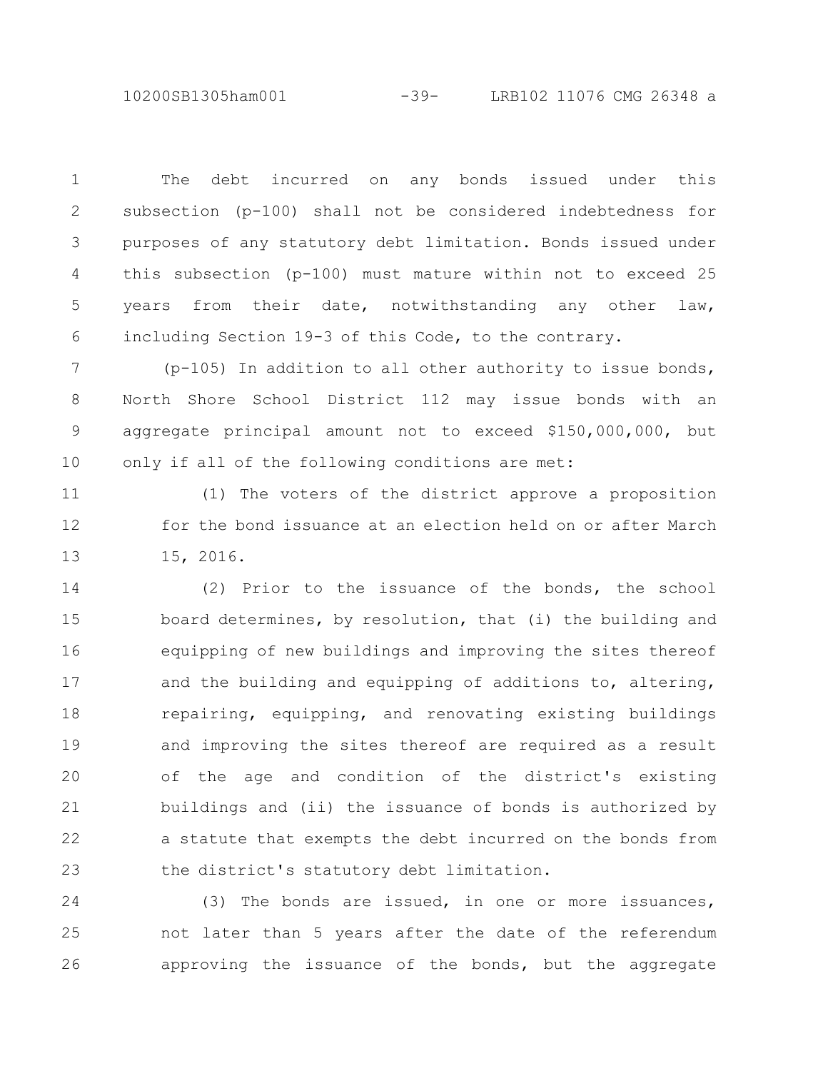The debt incurred on any bonds issued under this subsection (p-100) shall not be considered indebtedness for purposes of any statutory debt limitation. Bonds issued under this subsection (p-100) must mature within not to exceed 25 years from their date, notwithstanding any other law, including Section 19-3 of this Code, to the contrary.

(p-105) In addition to all other authority to issue bonds, North Shore School District 112 may issue bonds with an aggregate principal amount not to exceed $150,000,000, but only if all of the following conditions are met:

(1) The voters of the district approve a proposition for the bond issuance at an election held on or after March 15, 2016.

(2) Prior to the issuance of the bonds, the school board determines, by resolution, that (i) the building and equipping of new buildings and improving the sites thereof and the building and equipping of additions to, altering, repairing, equipping, and renovating existing buildings and improving the sites thereof are required as a result of the age and condition of the district's existing buildings and (ii) the issuance of bonds is authorized by a statute that exempts the debt incurred on the bonds from the district's statutory debt limitation.

(3) The bonds are issued, in one or more issuances, not later than 5 years after the date of the referendum approving the issuance of the bonds, but the aggregate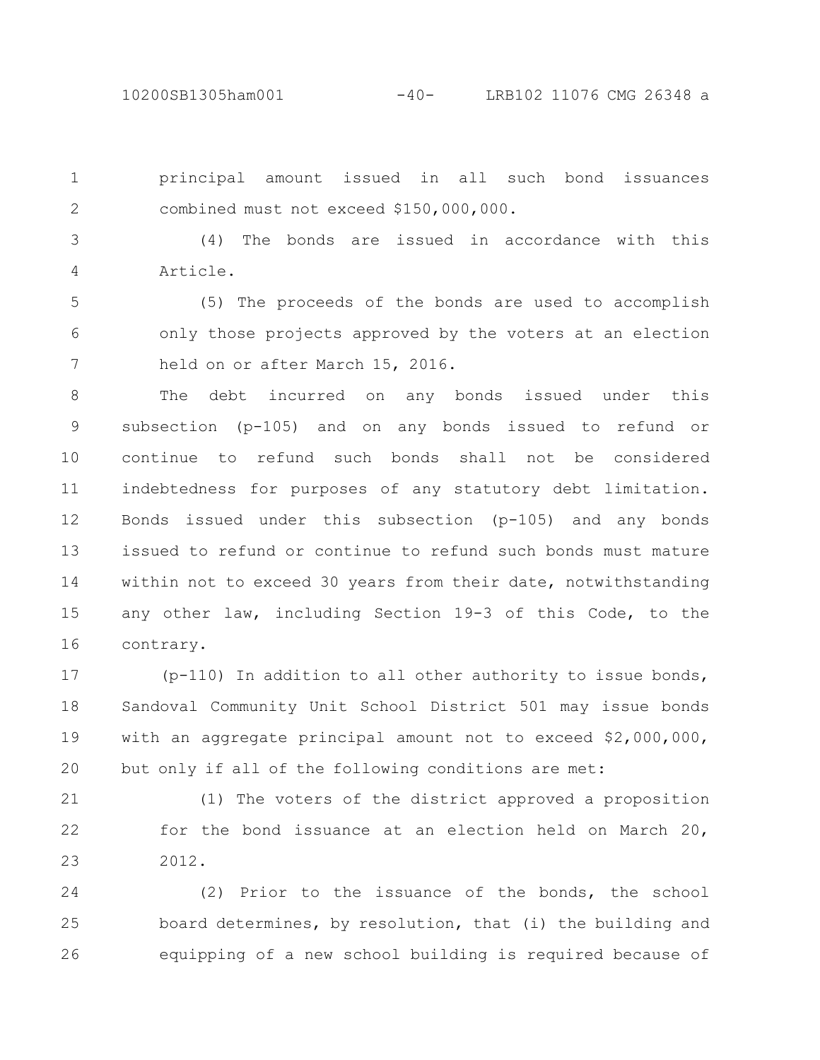principal amount issued in all such bond issuances combined must not exceed $150,000,000.

(4) The bonds are issued in accordance with this Article.

(5) The proceeds of the bonds are used to accomplish only those projects approved by the voters at an election held on or after March 15, 2016.

The debt incurred on any bonds issued under this subsection (p-105) and on any bonds issued to refund or continue to refund such bonds shall not be considered indebtedness for purposes of any statutory debt limitation. Bonds issued under this subsection (p-105) and any bonds issued to refund or continue to refund such bonds must mature within not to exceed 30 years from their date, notwithstanding any other law, including Section 19-3 of this Code, to the contrary.

(p-110) In addition to all other authority to issue bonds, Sandoval Community Unit School District 501 may issue bonds with an aggregate principal amount not to exceed $2,000,000, but only if all of the following conditions are met:

(1) The voters of the district approved a proposition for the bond issuance at an election held on March 20, 2012.

(2) Prior to the issuance of the bonds, the school board determines, by resolution, that (i) the building and equipping of a new school building is required because of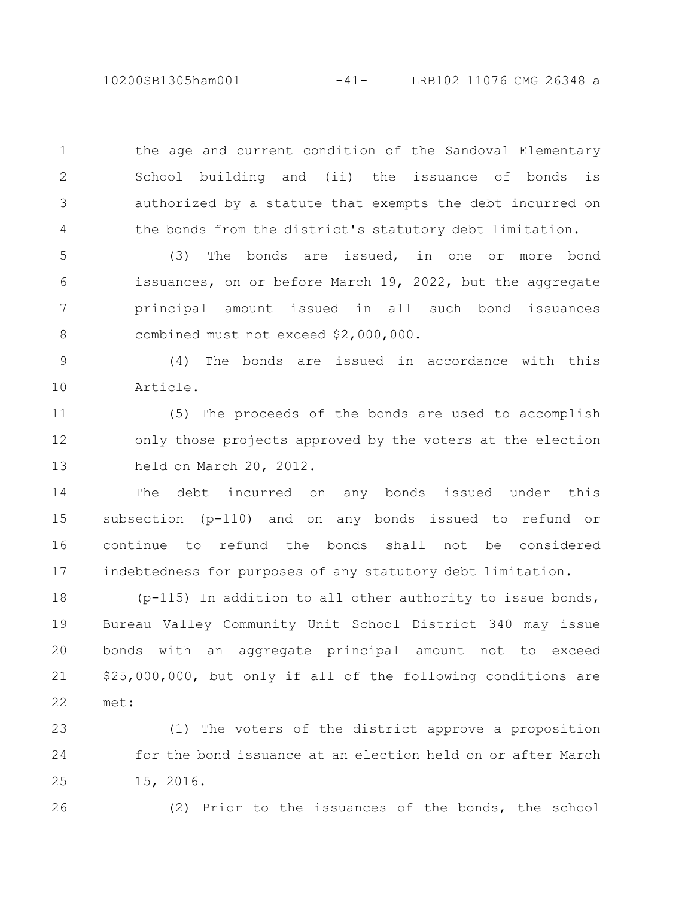the age and current condition of the Sandoval Elementary School building and (ii) the issuance of bonds is authorized by a statute that exempts the debt incurred on the bonds from the district's statutory debt limitation.

(3) The bonds are issued, in one or more bond issuances, on or before March 19, 2022, but the aggregate principal amount issued in all such bond issuances combined must not exceed $2,000,000.

(4) The bonds are issued in accordance with this Article.

(5) The proceeds of the bonds are used to accomplish only those projects approved by the voters at the election held on March 20, 2012.

The debt incurred on any bonds issued under this subsection (p-110) and on any bonds issued to refund or continue to refund the bonds shall not be considered indebtedness for purposes of any statutory debt limitation.

(p-115) In addition to all other authority to issue bonds, Bureau Valley Community Unit School District 340 may issue bonds with an aggregate principal amount not to exceed $25,000,000, but only if all of the following conditions are met:

(1) The voters of the district approve a proposition for the bond issuance at an election held on or after March 15, 2016.

(2) Prior to the issuances of the bonds, the school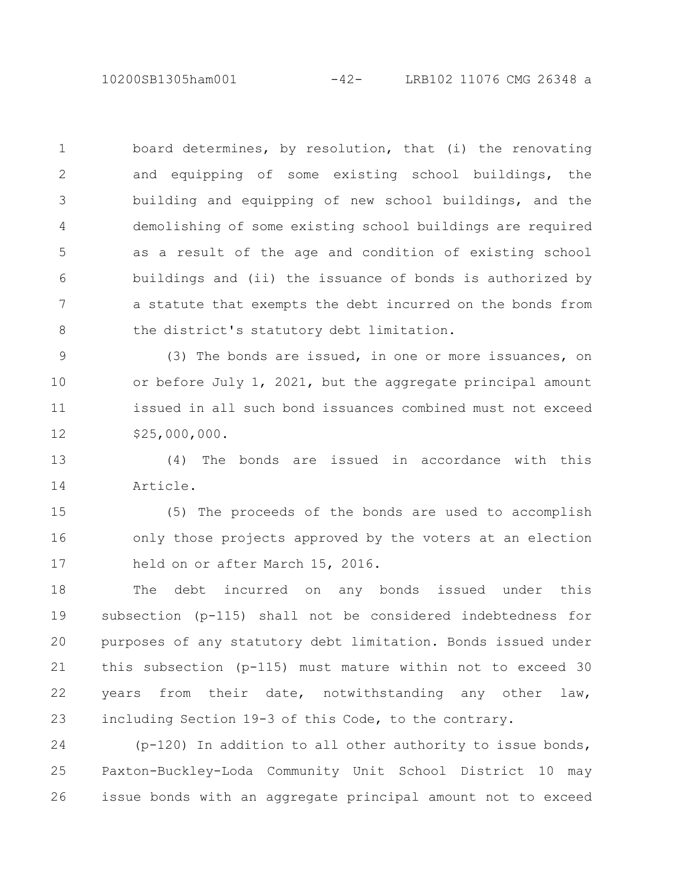board determines, by resolution, that (i) the renovating and equipping of some existing school buildings, the building and equipping of new school buildings, and the demolishing of some existing school buildings are required as a result of the age and condition of existing school buildings and (ii) the issuance of bonds is authorized by a statute that exempts the debt incurred on the bonds from the district's statutory debt limitation.

(3) The bonds are issued, in one or more issuances, on or before July 1, 2021, but the aggregate principal amount issued in all such bond issuances combined must not exceed $25,000,000.

(4) The bonds are issued in accordance with this Article.

(5) The proceeds of the bonds are used to accomplish only those projects approved by the voters at an election held on or after March 15, 2016.

The debt incurred on any bonds issued under this subsection (p-115) shall not be considered indebtedness for purposes of any statutory debt limitation. Bonds issued under this subsection (p-115) must mature within not to exceed 30 years from their date, notwithstanding any other law, including Section 19-3 of this Code, to the contrary.

(p-120) In addition to all other authority to issue bonds, Paxton-Buckley-Loda Community Unit School District 10 may issue bonds with an aggregate principal amount not to exceed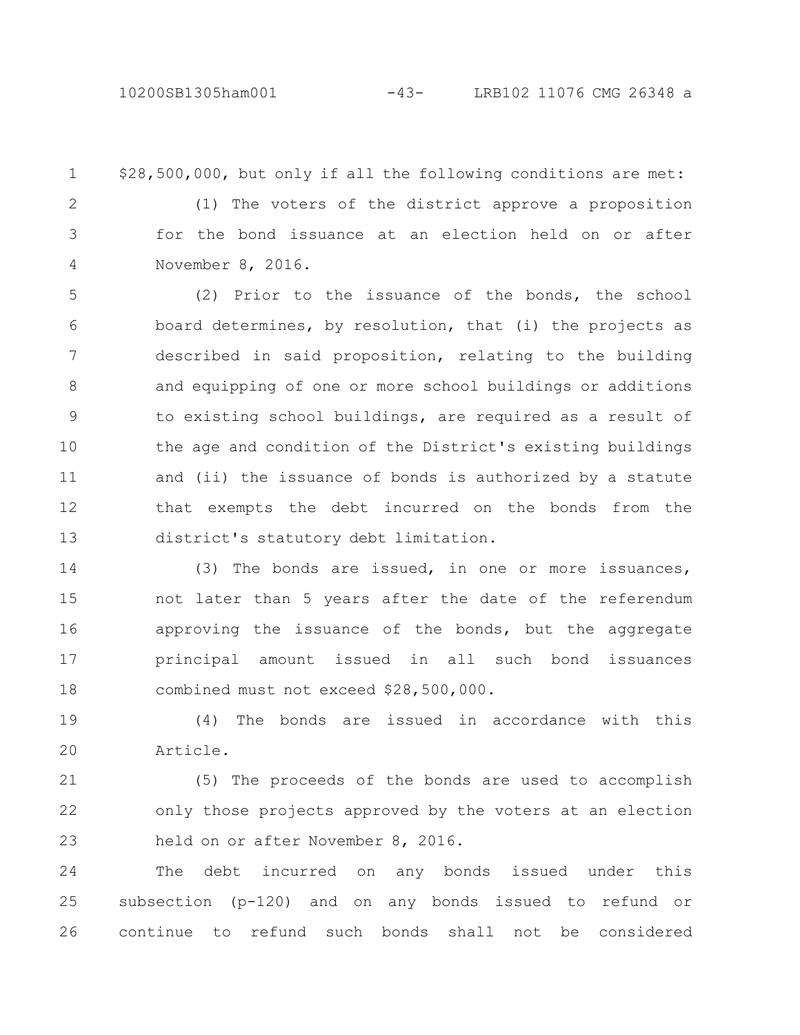$28,500,000, but only if all the following conditions are met:

(1) The voters of the district approve a proposition for the bond issuance at an election held on or after November 8, 2016.

(2) Prior to the issuance of the bonds, the school board determines, by resolution, that (i) the projects as described in said proposition, relating to the building and equipping of one or more school buildings or additions to existing school buildings, are required as a result of the age and condition of the District's existing buildings and (ii) the issuance of bonds is authorized by a statute that exempts the debt incurred on the bonds from the district's statutory debt limitation.

(3) The bonds are issued, in one or more issuances, not later than 5 years after the date of the referendum approving the issuance of the bonds, but the aggregate principal amount issued in all such bond issuances combined must not exceed $28,500,000.

(4) The bonds are issued in accordance with this Article.

(5) The proceeds of the bonds are used to accomplish only those projects approved by the voters at an election held on or after November 8, 2016.

The debt incurred on any bonds issued under this subsection (p-120) and on any bonds issued to refund or continue to refund such bonds shall not be considered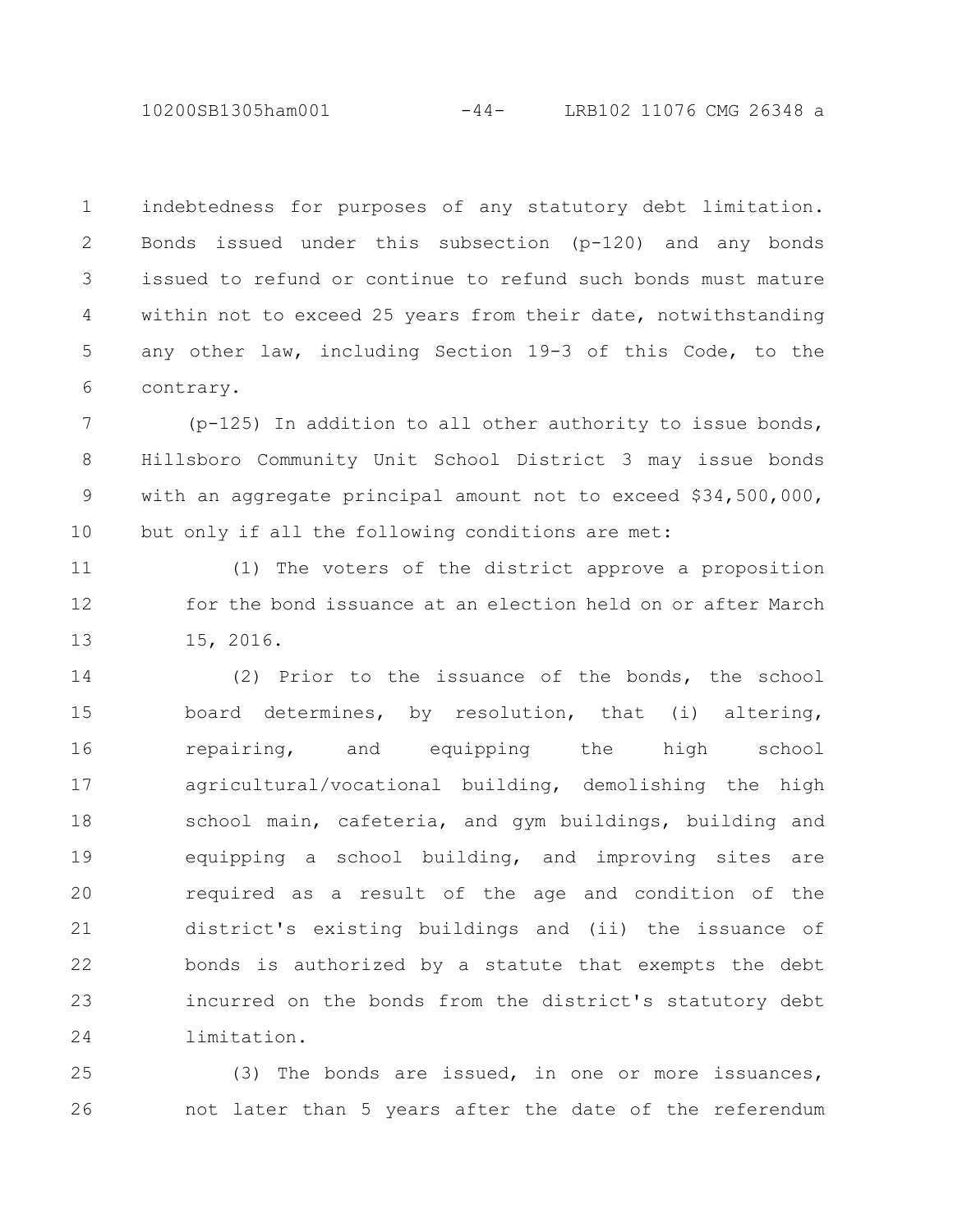indebtedness for purposes of any statutory debt limitation. Bonds issued under this subsection (p-120) and any bonds issued to refund or continue to refund such bonds must mature within not to exceed 25 years from their date, notwithstanding any other law, including Section 19-3 of this Code, to the contrary.

(p-125) In addition to all other authority to issue bonds, Hillsboro Community Unit School District 3 may issue bonds with an aggregate principal amount not to exceed $34,500,000, but only if all the following conditions are met:

(1) The voters of the district approve a proposition for the bond issuance at an election held on or after March 15, 2016.

(2) Prior to the issuance of the bonds, the school board determines, by resolution, that (i) altering, repairing, and equipping the high school agricultural/vocational building, demolishing the high school main, cafeteria, and gym buildings, building and equipping a school building, and improving sites are required as a result of the age and condition of the district's existing buildings and (ii) the issuance of bonds is authorized by a statute that exempts the debt incurred on the bonds from the district's statutory debt limitation.

(3) The bonds are issued, in one or more issuances, not later than 5 years after the date of the referendum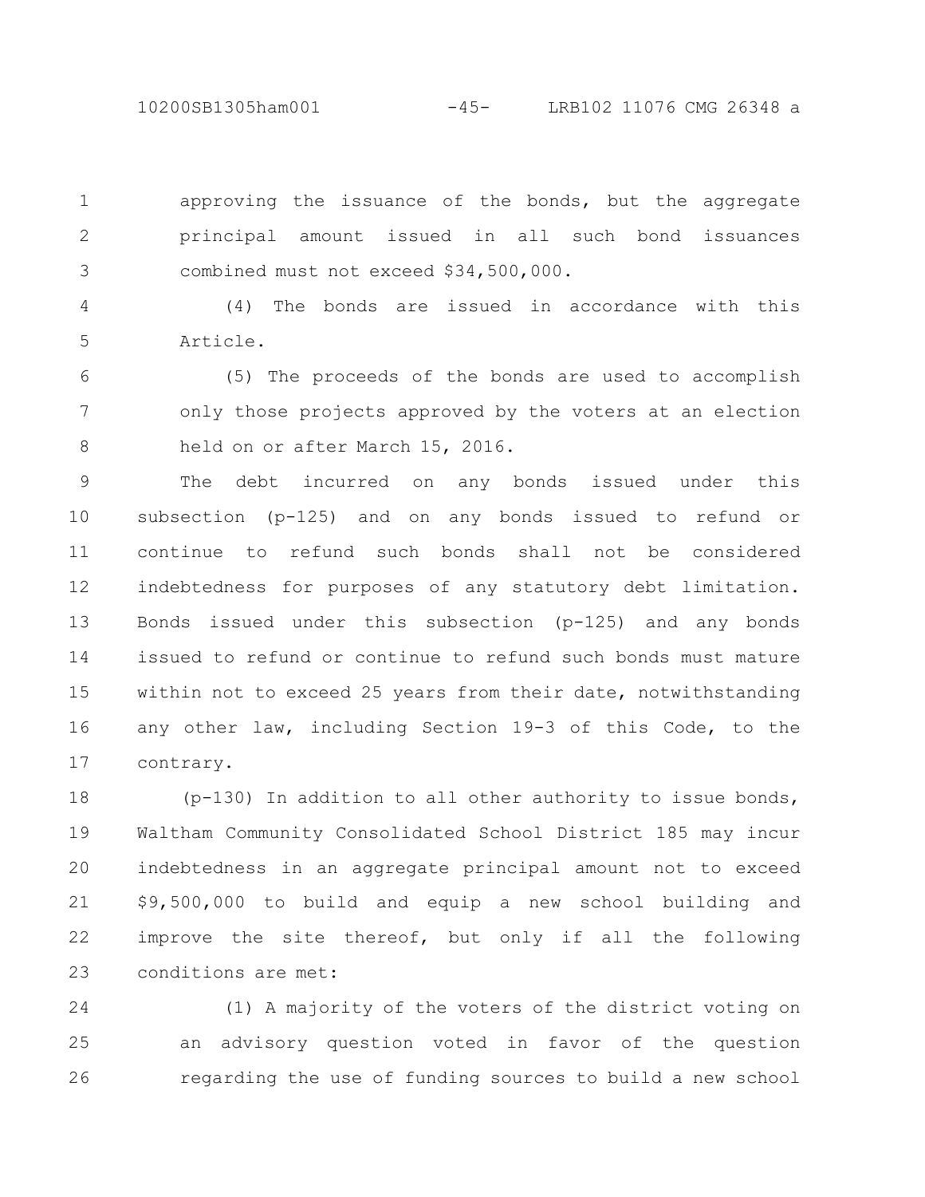approving the issuance of the bonds, but the aggregate principal amount issued in all such bond issuances combined must not exceed $34,500,000.

(4) The bonds are issued in accordance with this Article.

(5) The proceeds of the bonds are used to accomplish only those projects approved by the voters at an election held on or after March 15, 2016.

The debt incurred on any bonds issued under this subsection (p-125) and on any bonds issued to refund or continue to refund such bonds shall not be considered indebtedness for purposes of any statutory debt limitation. Bonds issued under this subsection (p-125) and any bonds issued to refund or continue to refund such bonds must mature within not to exceed 25 years from their date, notwithstanding any other law, including Section 19-3 of this Code, to the contrary.

(p-130) In addition to all other authority to issue bonds, Waltham Community Consolidated School District 185 may incur indebtedness in an aggregate principal amount not to exceed $9,500,000 to build and equip a new school building and improve the site thereof, but only if all the following conditions are met:

(1) A majority of the voters of the district voting on an advisory question voted in favor of the question regarding the use of funding sources to build a new school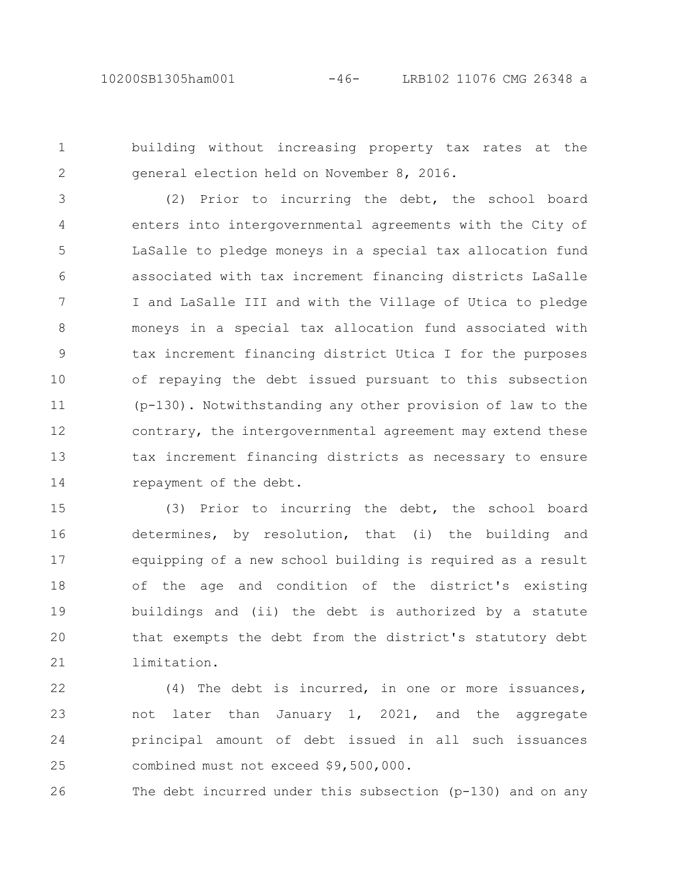building without increasing property tax rates at the general election held on November 8, 2016.

(2) Prior to incurring the debt, the school board enters into intergovernmental agreements with the City of LaSalle to pledge moneys in a special tax allocation fund associated with tax increment financing districts LaSalle I and LaSalle III and with the Village of Utica to pledge moneys in a special tax allocation fund associated with tax increment financing district Utica I for the purposes of repaying the debt issued pursuant to this subsection (p-130). Notwithstanding any other provision of law to the contrary, the intergovernmental agreement may extend these tax increment financing districts as necessary to ensure repayment of the debt.

(3) Prior to incurring the debt, the school board determines, by resolution, that (i) the building and equipping of a new school building is required as a result of the age and condition of the district's existing buildings and (ii) the debt is authorized by a statute that exempts the debt from the district's statutory debt limitation.

(4) The debt is incurred, in one or more issuances, not later than January 1, 2021, and the aggregate principal amount of debt issued in all such issuances combined must not exceed $9,500,000.

The debt incurred under this subsection (p-130) and on any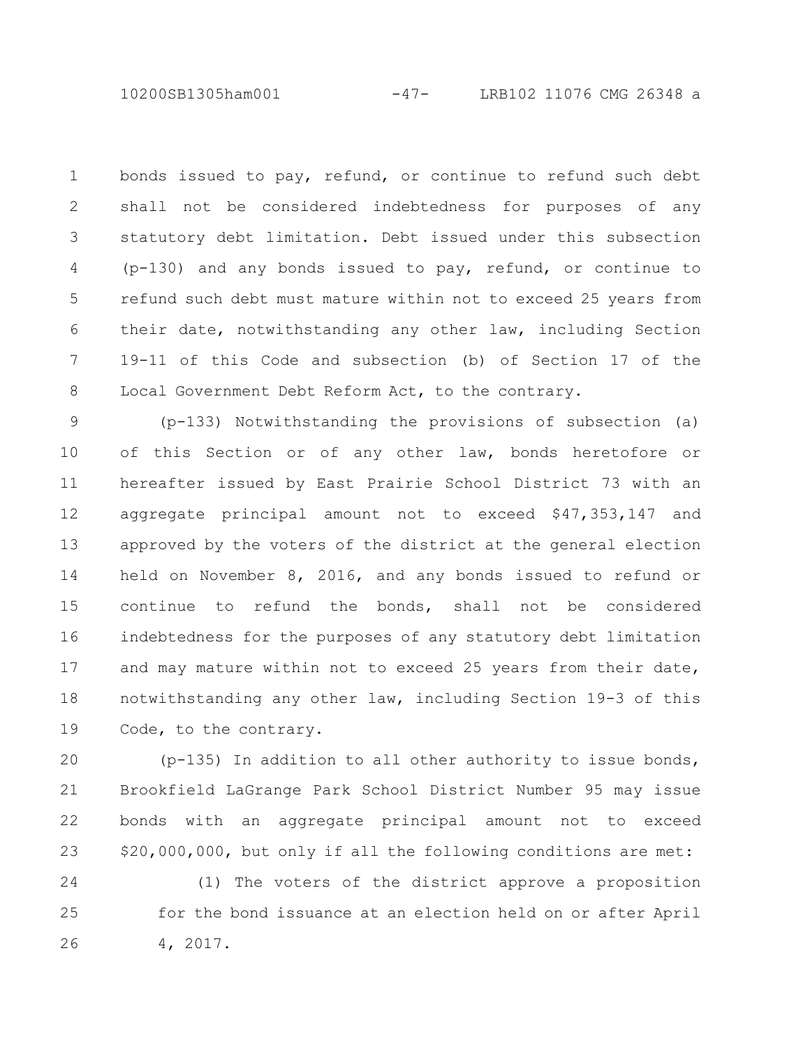bonds issued to pay, refund, or continue to refund such debt shall not be considered indebtedness for purposes of any statutory debt limitation. Debt issued under this subsection (p-130) and any bonds issued to pay, refund, or continue to refund such debt must mature within not to exceed 25 years from their date, notwithstanding any other law, including Section 19-11 of this Code and subsection (b) of Section 17 of the Local Government Debt Reform Act, to the contrary.

(p-133) Notwithstanding the provisions of subsection (a) of this Section or of any other law, bonds heretofore or hereafter issued by East Prairie School District 73 with an aggregate principal amount not to exceed $47,353,147 and approved by the voters of the district at the general election held on November 8, 2016, and any bonds issued to refund or continue to refund the bonds, shall not be considered indebtedness for the purposes of any statutory debt limitation and may mature within not to exceed 25 years from their date, notwithstanding any other law, including Section 19-3 of this Code, to the contrary.

(p-135) In addition to all other authority to issue bonds, Brookfield LaGrange Park School District Number 95 may issue bonds with an aggregate principal amount not to exceed $20,000,000, but only if all the following conditions are met:

(1) The voters of the district approve a proposition for the bond issuance at an election held on or after April 4, 2017.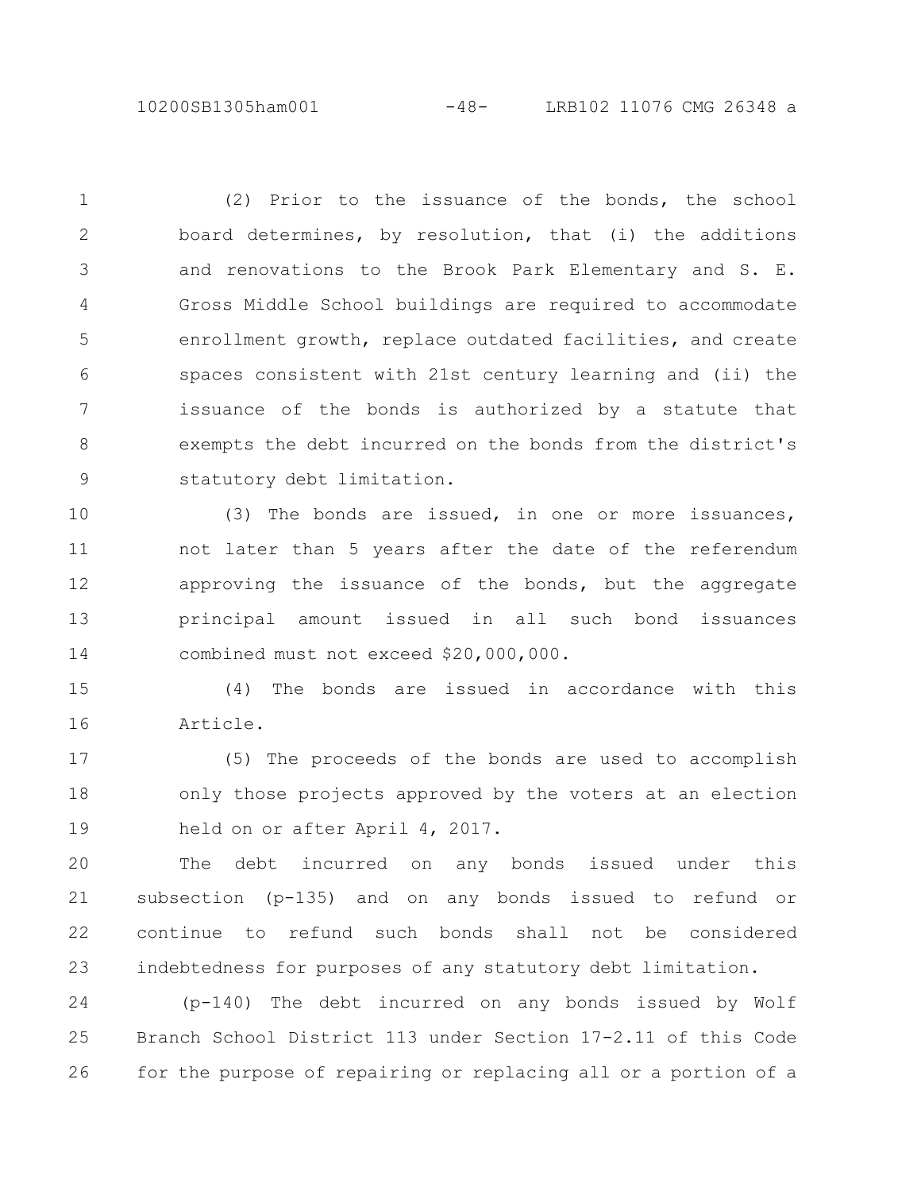(2) Prior to the issuance of the bonds, the school board determines, by resolution, that (i) the additions and renovations to the Brook Park Elementary and S. E. Gross Middle School buildings are required to accommodate enrollment growth, replace outdated facilities, and create spaces consistent with 21st century learning and (ii) the issuance of the bonds is authorized by a statute that exempts the debt incurred on the bonds from the district's statutory debt limitation.

(3) The bonds are issued, in one or more issuances, not later than 5 years after the date of the referendum approving the issuance of the bonds, but the aggregate principal amount issued in all such bond issuances combined must not exceed $20,000,000.

(4) The bonds are issued in accordance with this Article.

(5) The proceeds of the bonds are used to accomplish only those projects approved by the voters at an election held on or after April 4, 2017.

The debt incurred on any bonds issued under this subsection (p-135) and on any bonds issued to refund or continue to refund such bonds shall not be considered indebtedness for purposes of any statutory debt limitation.

(p-140) The debt incurred on any bonds issued by Wolf Branch School District 113 under Section 17-2.11 of this Code for the purpose of repairing or replacing all or a portion of a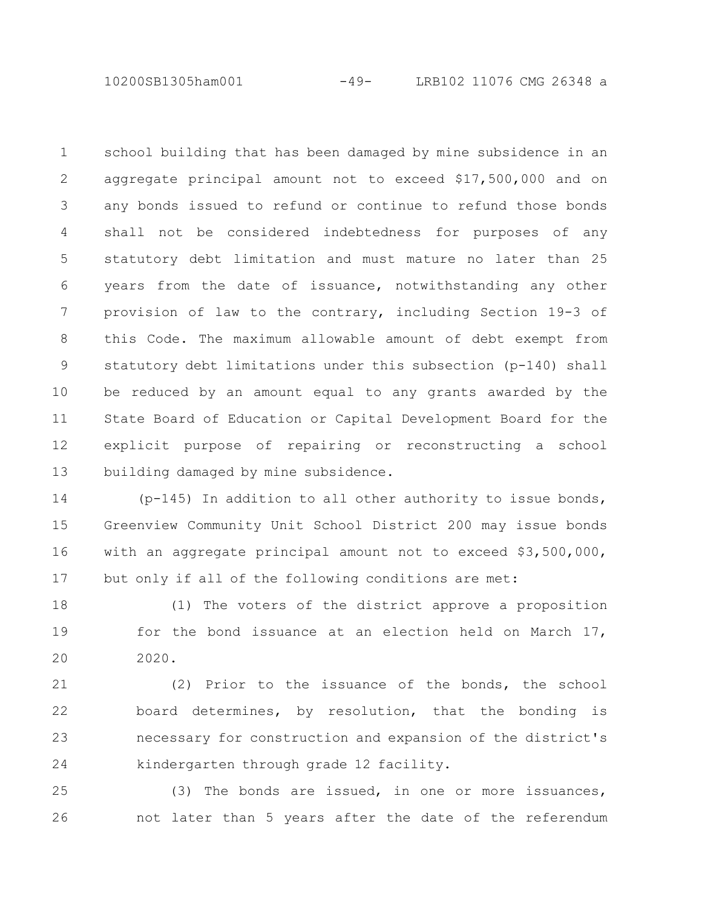school building that has been damaged by mine subsidence in an aggregate principal amount not to exceed $17,500,000 and on any bonds issued to refund or continue to refund those bonds shall not be considered indebtedness for purposes of any statutory debt limitation and must mature no later than 25 years from the date of issuance, notwithstanding any other provision of law to the contrary, including Section 19-3 of this Code. The maximum allowable amount of debt exempt from statutory debt limitations under this subsection (p-140) shall be reduced by an amount equal to any grants awarded by the State Board of Education or Capital Development Board for the explicit purpose of repairing or reconstructing a school building damaged by mine subsidence.

(p-145) In addition to all other authority to issue bonds, Greenview Community Unit School District 200 may issue bonds with an aggregate principal amount not to exceed $3,500,000, but only if all of the following conditions are met:

(1) The voters of the district approve a proposition for the bond issuance at an election held on March 17, 2020.

(2) Prior to the issuance of the bonds, the school board determines, by resolution, that the bonding is necessary for construction and expansion of the district's kindergarten through grade 12 facility.

(3) The bonds are issued, in one or more issuances, not later than 5 years after the date of the referendum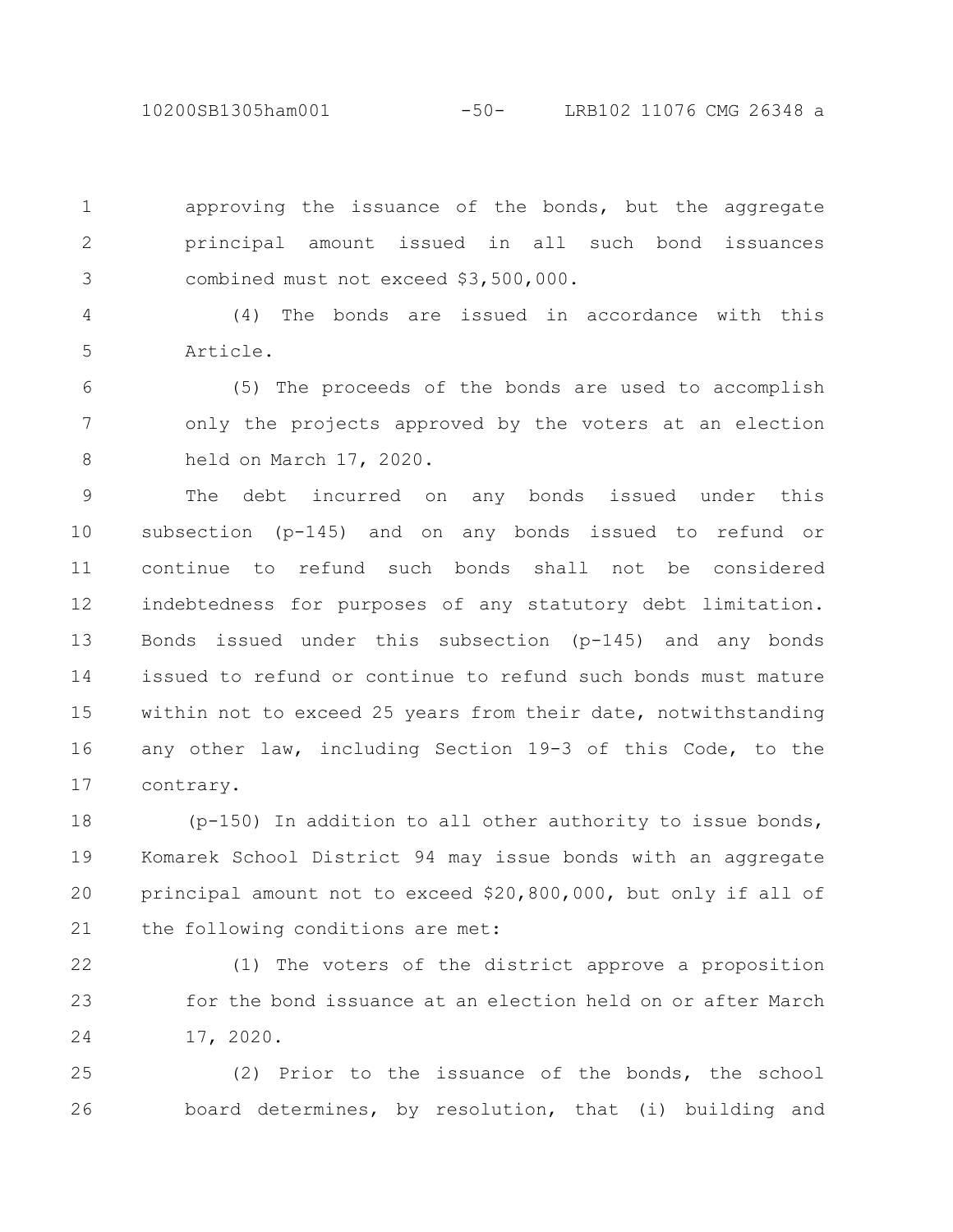approving the issuance of the bonds, but the aggregate principal amount issued in all such bond issuances combined must not exceed $3,500,000.

(4) The bonds are issued in accordance with this Article.

(5) The proceeds of the bonds are used to accomplish only the projects approved by the voters at an election held on March 17, 2020.

The debt incurred on any bonds issued under this subsection (p-145) and on any bonds issued to refund or continue to refund such bonds shall not be considered indebtedness for purposes of any statutory debt limitation. Bonds issued under this subsection (p-145) and any bonds issued to refund or continue to refund such bonds must mature within not to exceed 25 years from their date, notwithstanding any other law, including Section 19-3 of this Code, to the contrary.

(p-150) In addition to all other authority to issue bonds, Komarek School District 94 may issue bonds with an aggregate principal amount not to exceed $20,800,000, but only if all of the following conditions are met:

(1) The voters of the district approve a proposition for the bond issuance at an election held on or after March 17, 2020.

(2) Prior to the issuance of the bonds, the school board determines, by resolution, that (i) building and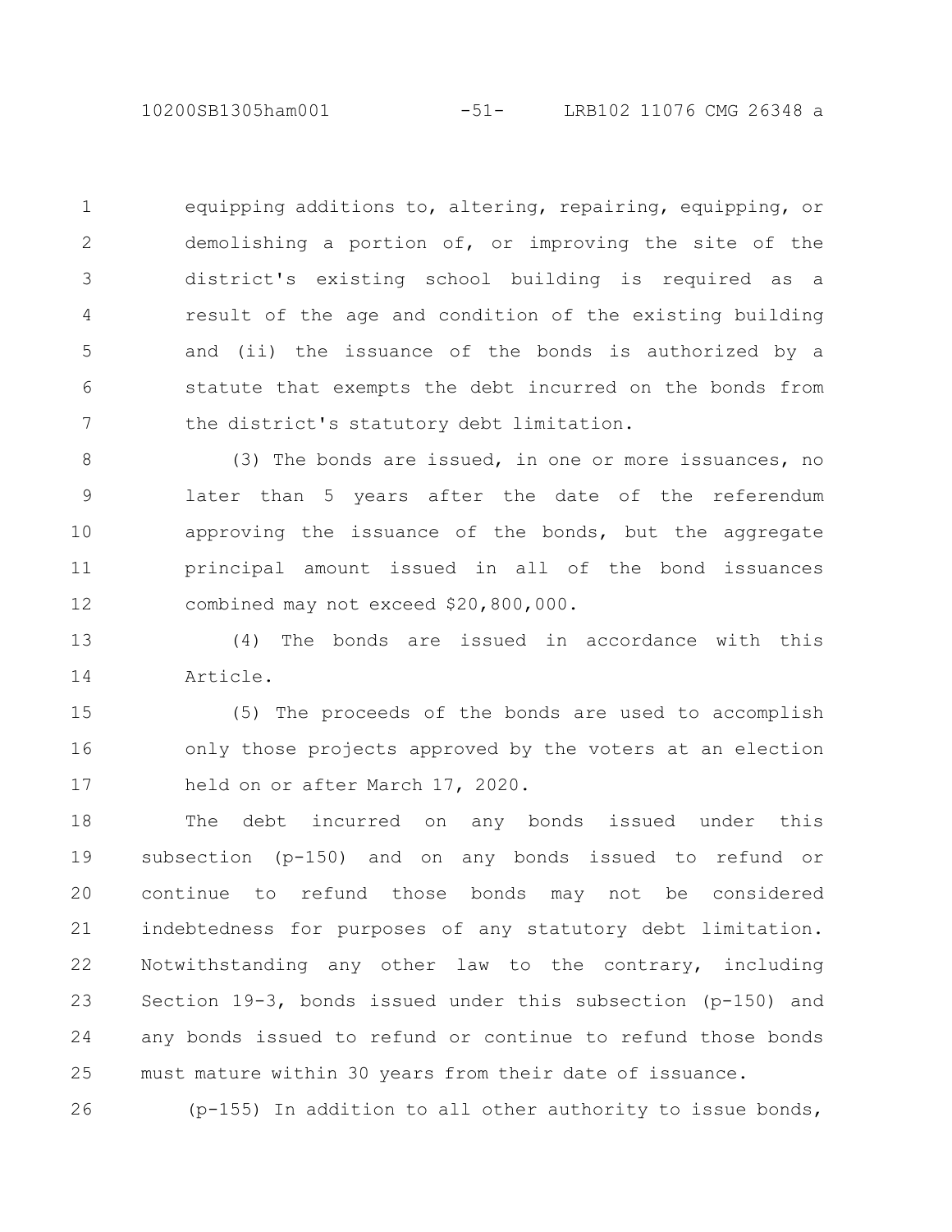equipping additions to, altering, repairing, equipping, or demolishing a portion of, or improving the site of the district's existing school building is required as a result of the age and condition of the existing building and (ii) the issuance of the bonds is authorized by a statute that exempts the debt incurred on the bonds from the district's statutory debt limitation.

(3) The bonds are issued, in one or more issuances, no later than 5 years after the date of the referendum approving the issuance of the bonds, but the aggregate principal amount issued in all of the bond issuances combined may not exceed $20,800,000.

(4) The bonds are issued in accordance with this Article.

(5) The proceeds of the bonds are used to accomplish only those projects approved by the voters at an election held on or after March 17, 2020.

The debt incurred on any bonds issued under this subsection (p-150) and on any bonds issued to refund or continue to refund those bonds may not be considered indebtedness for purposes of any statutory debt limitation. Notwithstanding any other law to the contrary, including Section 19-3, bonds issued under this subsection (p-150) and any bonds issued to refund or continue to refund those bonds must mature within 30 years from their date of issuance.

(p-155) In addition to all other authority to issue bonds,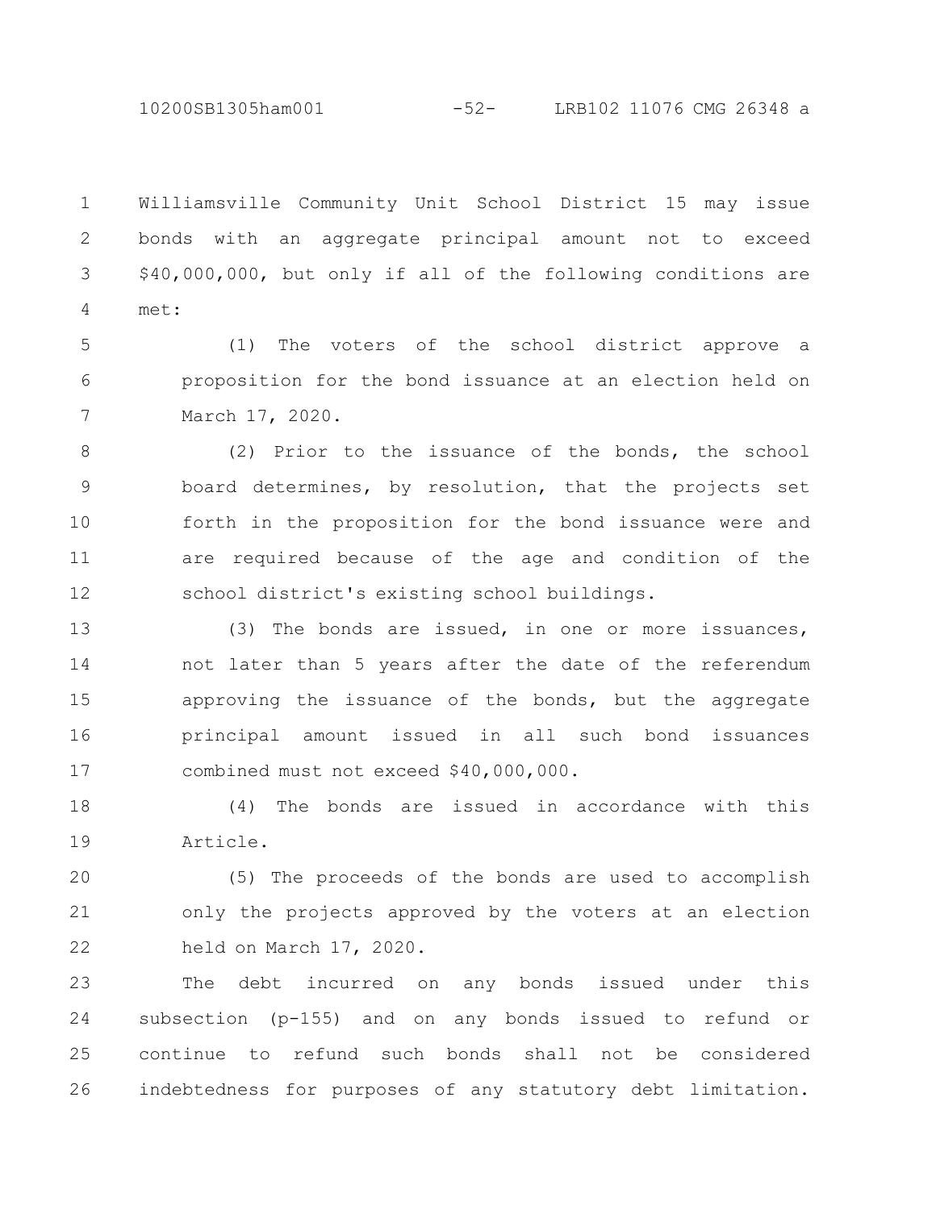Williamsville Community Unit School District 15 may issue bonds with an aggregate principal amount not to exceed $40,000,000, but only if all of the following conditions are met:

(1) The voters of the school district approve a proposition for the bond issuance at an election held on March 17, 2020.

(2) Prior to the issuance of the bonds, the school board determines, by resolution, that the projects set forth in the proposition for the bond issuance were and are required because of the age and condition of the school district's existing school buildings.

(3) The bonds are issued, in one or more issuances, not later than 5 years after the date of the referendum approving the issuance of the bonds, but the aggregate principal amount issued in all such bond issuances combined must not exceed $40,000,000.

(4) The bonds are issued in accordance with this Article.

(5) The proceeds of the bonds are used to accomplish only the projects approved by the voters at an election held on March 17, 2020.

The debt incurred on any bonds issued under this subsection (p-155) and on any bonds issued to refund or continue to refund such bonds shall not be considered indebtedness for purposes of any statutory debt limitation.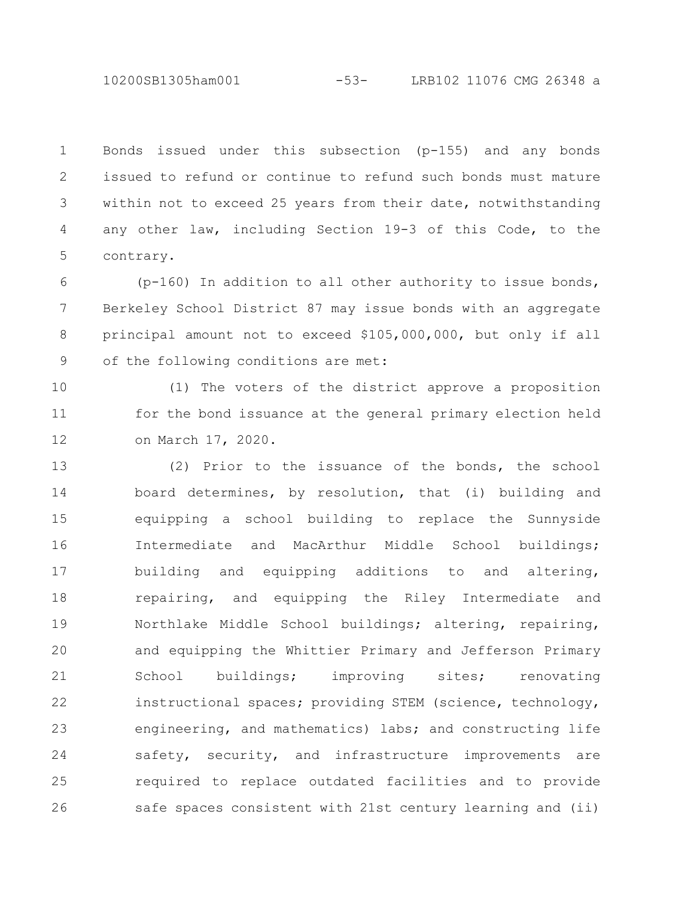Bonds issued under this subsection (p-155) and any bonds issued to refund or continue to refund such bonds must mature within not to exceed 25 years from their date, notwithstanding any other law, including Section 19-3 of this Code, to the contrary.

(p-160) In addition to all other authority to issue bonds, Berkeley School District 87 may issue bonds with an aggregate principal amount not to exceed $105,000,000, but only if all of the following conditions are met:

(1) The voters of the district approve a proposition for the bond issuance at the general primary election held on March 17, 2020.

(2) Prior to the issuance of the bonds, the school board determines, by resolution, that (i) building and equipping a school building to replace the Sunnyside Intermediate and MacArthur Middle School buildings; building and equipping additions to and altering, repairing, and equipping the Riley Intermediate and Northlake Middle School buildings; altering, repairing, and equipping the Whittier Primary and Jefferson Primary School buildings; improving sites; renovating instructional spaces; providing STEM (science, technology, engineering, and mathematics) labs; and constructing life safety, security, and infrastructure improvements are required to replace outdated facilities and to provide safe spaces consistent with 21st century learning and (ii)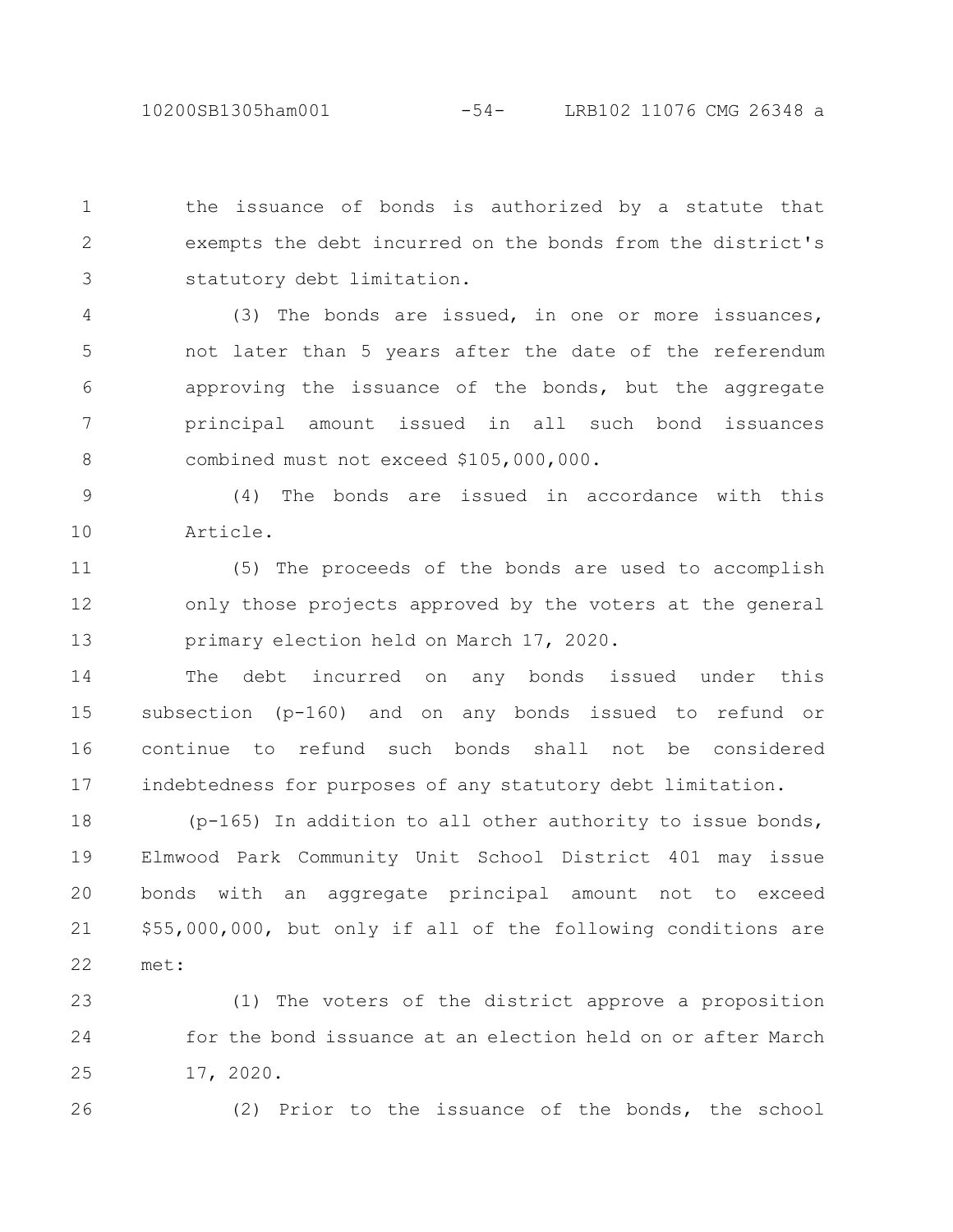the issuance of bonds is authorized by a statute that exempts the debt incurred on the bonds from the district's statutory debt limitation.

(3) The bonds are issued, in one or more issuances, not later than 5 years after the date of the referendum approving the issuance of the bonds, but the aggregate principal amount issued in all such bond issuances combined must not exceed $105,000,000.

(4) The bonds are issued in accordance with this Article.

(5) The proceeds of the bonds are used to accomplish only those projects approved by the voters at the general primary election held on March 17, 2020.

The debt incurred on any bonds issued under this subsection (p-160) and on any bonds issued to refund or continue to refund such bonds shall not be considered indebtedness for purposes of any statutory debt limitation.

(p-165) In addition to all other authority to issue bonds, Elmwood Park Community Unit School District 401 may issue bonds with an aggregate principal amount not to exceed $55,000,000, but only if all of the following conditions are met:

(1) The voters of the district approve a proposition for the bond issuance at an election held on or after March 17, 2020.

(2) Prior to the issuance of the bonds, the school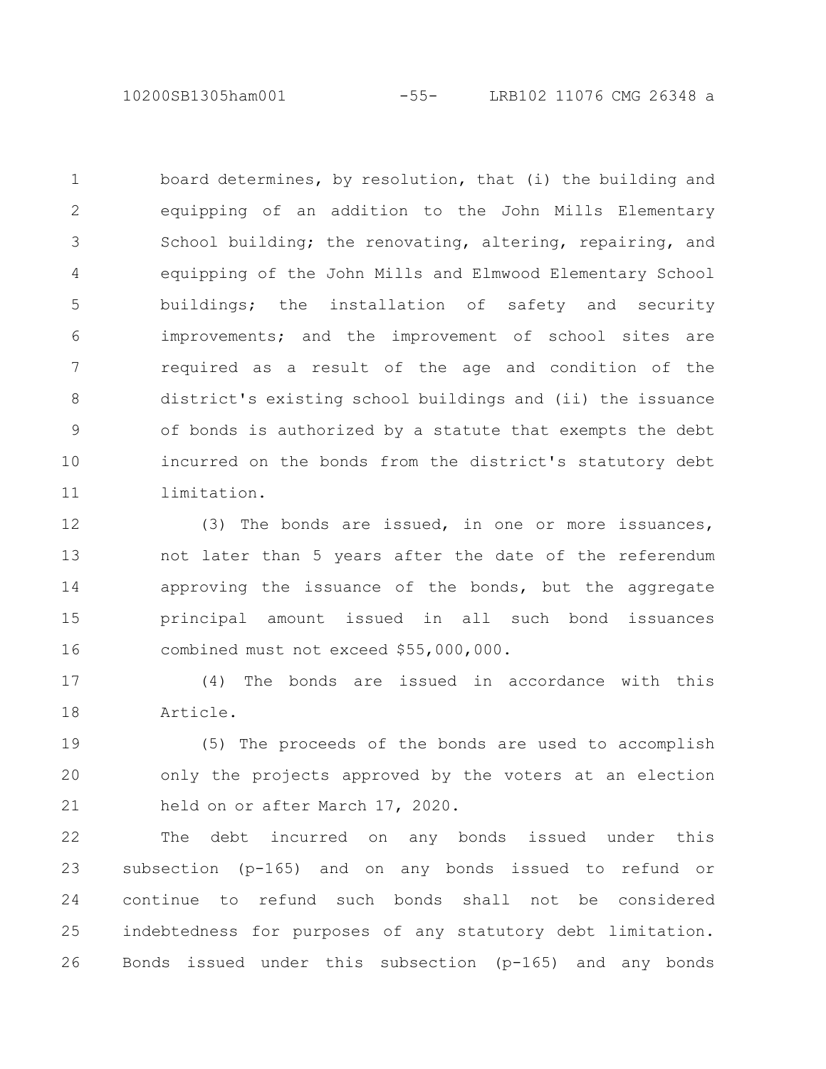board determines, by resolution, that (i) the building and equipping of an addition to the John Mills Elementary School building; the renovating, altering, repairing, and equipping of the John Mills and Elmwood Elementary School buildings; the installation of safety and security improvements; and the improvement of school sites are required as a result of the age and condition of the district's existing school buildings and (ii) the issuance of bonds is authorized by a statute that exempts the debt incurred on the bonds from the district's statutory debt limitation.

(3) The bonds are issued, in one or more issuances, not later than 5 years after the date of the referendum approving the issuance of the bonds, but the aggregate principal amount issued in all such bond issuances combined must not exceed $55,000,000.

(4) The bonds are issued in accordance with this Article.

(5) The proceeds of the bonds are used to accomplish only the projects approved by the voters at an election held on or after March 17, 2020.

The debt incurred on any bonds issued under this subsection (p-165) and on any bonds issued to refund or continue to refund such bonds shall not be considered indebtedness for purposes of any statutory debt limitation. Bonds issued under this subsection (p-165) and any bonds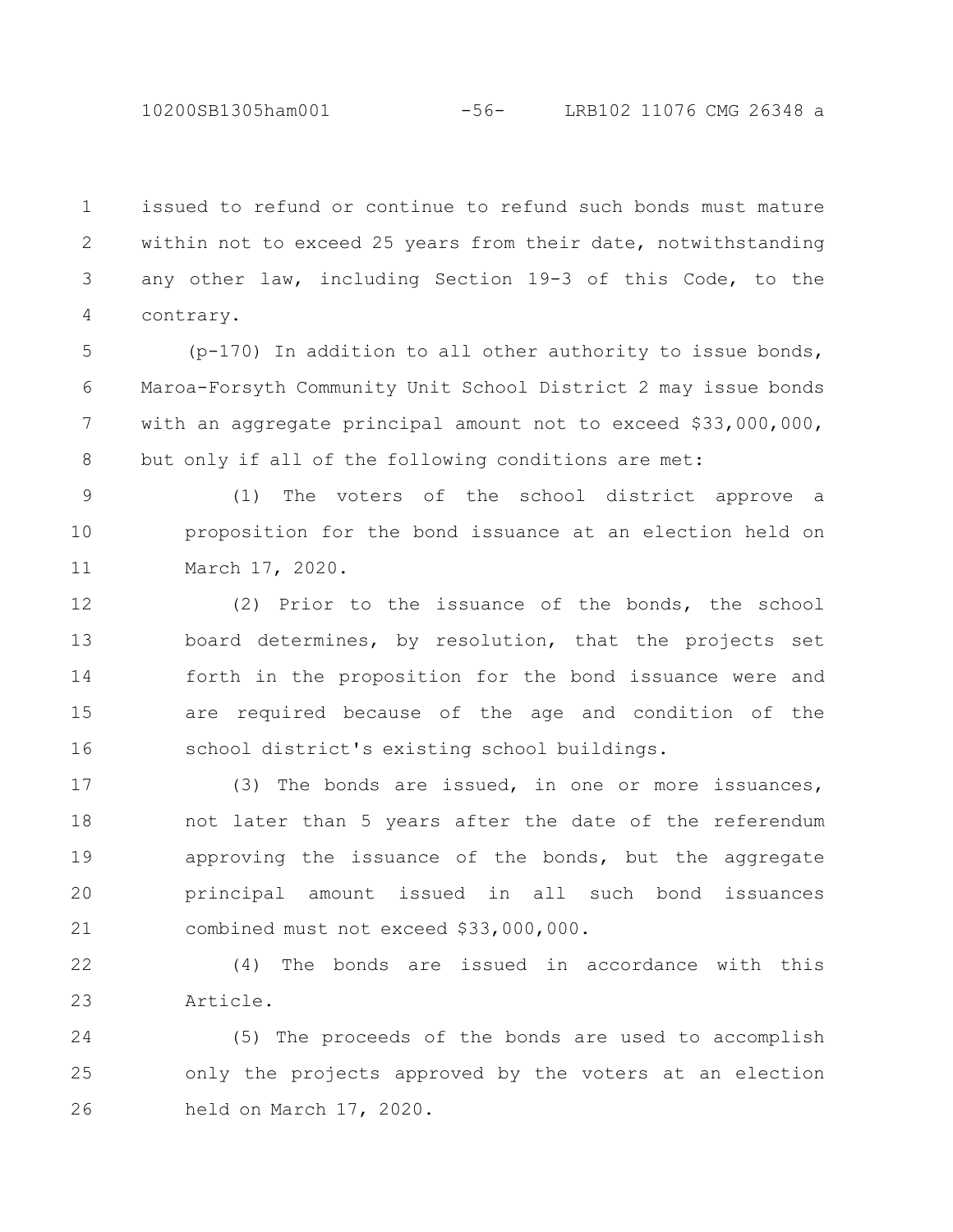issued to refund or continue to refund such bonds must mature within not to exceed 25 years from their date, notwithstanding any other law, including Section 19-3 of this Code, to the contrary.

(p-170) In addition to all other authority to issue bonds, Maroa-Forsyth Community Unit School District 2 may issue bonds with an aggregate principal amount not to exceed $33,000,000, but only if all of the following conditions are met:

(1) The voters of the school district approve a proposition for the bond issuance at an election held on March 17, 2020.

(2) Prior to the issuance of the bonds, the school board determines, by resolution, that the projects set forth in the proposition for the bond issuance were and are required because of the age and condition of the school district's existing school buildings.

(3) The bonds are issued, in one or more issuances, not later than 5 years after the date of the referendum approving the issuance of the bonds, but the aggregate principal amount issued in all such bond issuances combined must not exceed $33,000,000.

(4) The bonds are issued in accordance with this Article.

(5) The proceeds of the bonds are used to accomplish only the projects approved by the voters at an election held on March 17, 2020.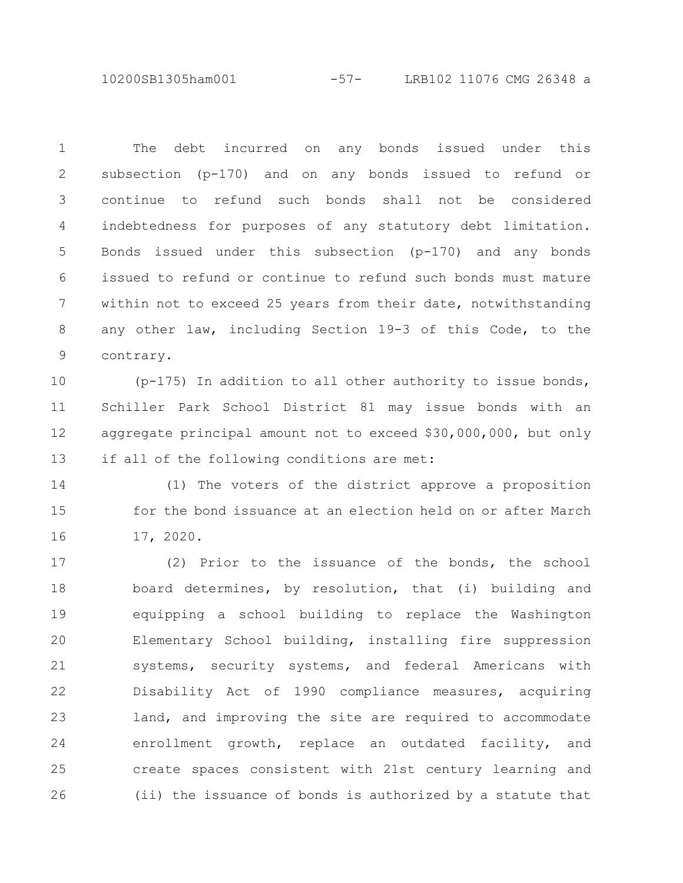The debt incurred on any bonds issued under this subsection (p-170) and on any bonds issued to refund or continue to refund such bonds shall not be considered indebtedness for purposes of any statutory debt limitation. Bonds issued under this subsection (p-170) and any bonds issued to refund or continue to refund such bonds must mature within not to exceed 25 years from their date, notwithstanding any other law, including Section 19-3 of this Code, to the contrary.

(p-175) In addition to all other authority to issue bonds, Schiller Park School District 81 may issue bonds with an aggregate principal amount not to exceed $30,000,000, but only if all of the following conditions are met:

(1) The voters of the district approve a proposition for the bond issuance at an election held on or after March 17, 2020.

(2) Prior to the issuance of the bonds, the school board determines, by resolution, that (i) building and equipping a school building to replace the Washington Elementary School building, installing fire suppression systems, security systems, and federal Americans with Disability Act of 1990 compliance measures, acquiring land, and improving the site are required to accommodate enrollment growth, replace an outdated facility, and create spaces consistent with 21st century learning and (ii) the issuance of bonds is authorized by a statute that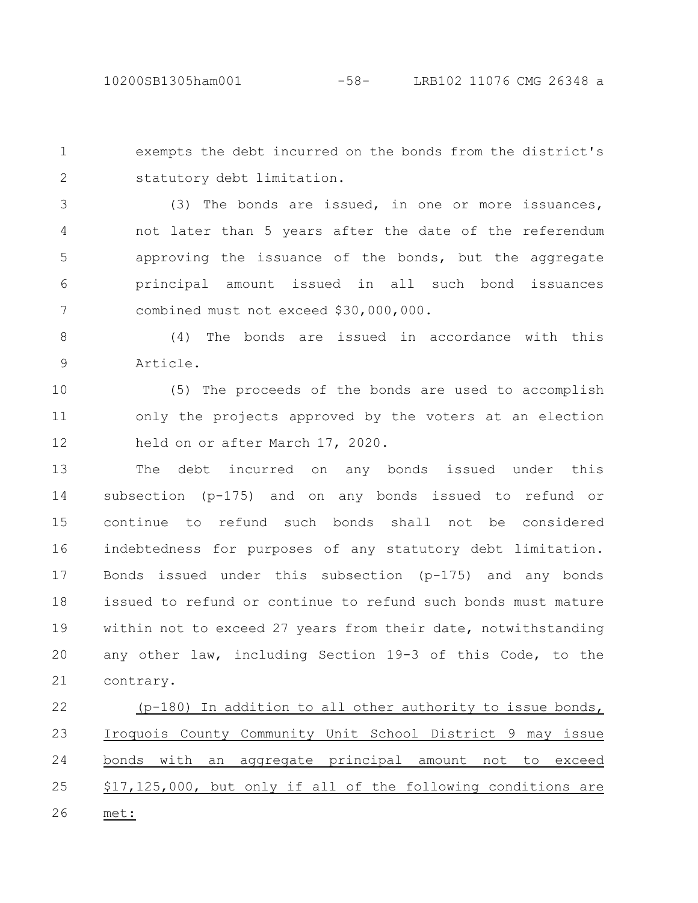exempts the debt incurred on the bonds from the district's statutory debt limitation.

(3) The bonds are issued, in one or more issuances, not later than 5 years after the date of the referendum approving the issuance of the bonds, but the aggregate principal amount issued in all such bond issuances combined must not exceed $30,000,000.

(4) The bonds are issued in accordance with this Article.

(5) The proceeds of the bonds are used to accomplish only the projects approved by the voters at an election held on or after March 17, 2020.

The debt incurred on any bonds issued under this subsection (p-175) and on any bonds issued to refund or continue to refund such bonds shall not be considered indebtedness for purposes of any statutory debt limitation. Bonds issued under this subsection (p-175) and any bonds issued to refund or continue to refund such bonds must mature within not to exceed 27 years from their date, notwithstanding any other law, including Section 19-3 of this Code, to the contrary.

(p-180) In addition to all other authority to issue bonds, Iroquois County Community Unit School District 9 may issue bonds with an aggregate principal amount not to exceed $17,125,000, but only if all of the following conditions are met: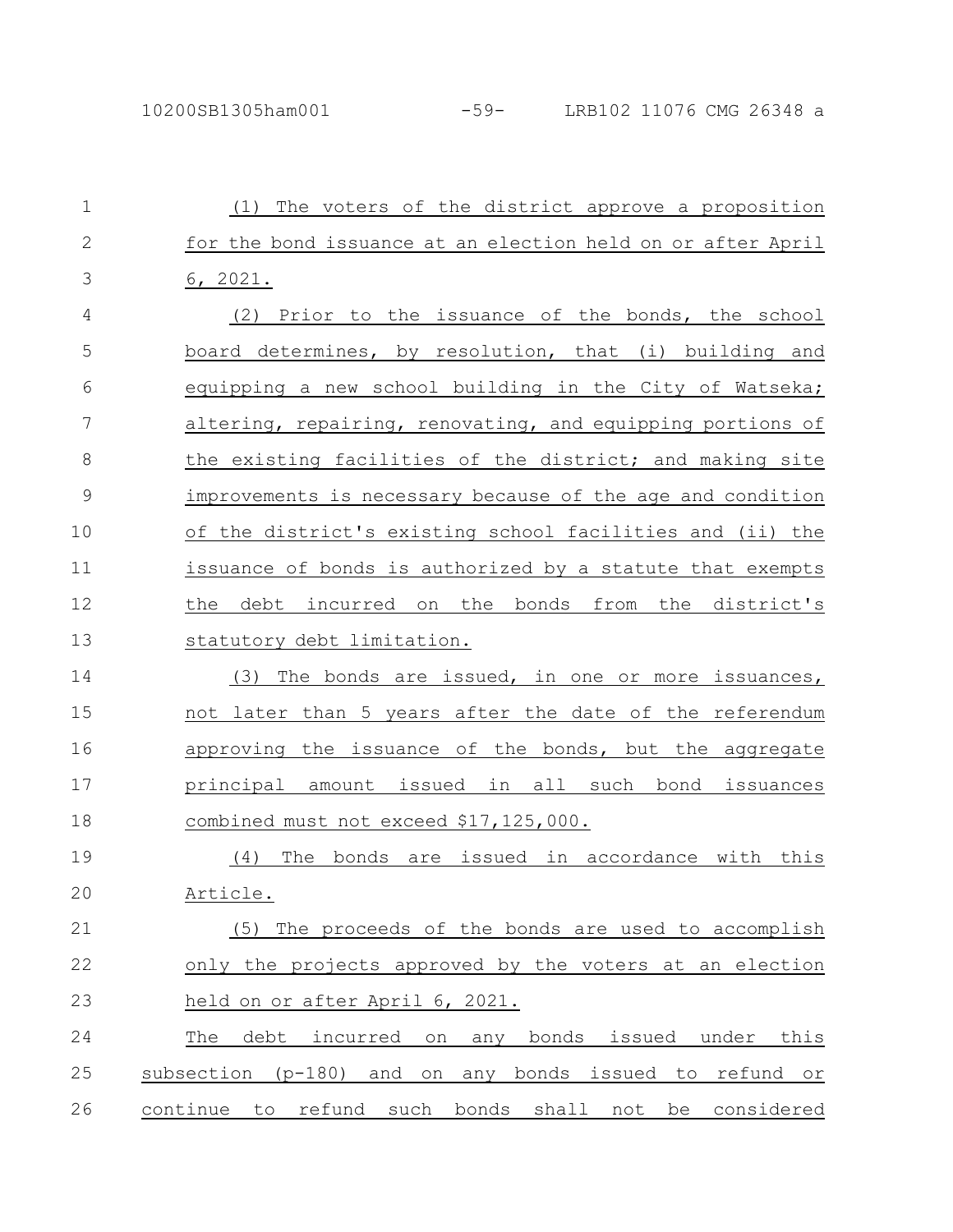(1) The voters of the district approve a proposition for the bond issuance at an election held on or after April 6, 2021.

(2) Prior to the issuance of the bonds, the school board determines, by resolution, that (i) building and equipping a new school building in the City of Watseka; altering, repairing, renovating, and equipping portions of the existing facilities of the district; and making site improvements is necessary because of the age and condition of the district's existing school facilities and (ii) the issuance of bonds is authorized by a statute that exempts the debt incurred on the bonds from the district's statutory debt limitation.

(3) The bonds are issued, in one or more issuances, not later than 5 years after the date of the referendum approving the issuance of the bonds, but the aggregate principal amount issued in all such bond issuances combined must not exceed $17,125,000.

(4) The bonds are issued in accordance with this Article.

(5) The proceeds of the bonds are used to accomplish only the projects approved by the voters at an election held on or after April 6, 2021.

The debt incurred on any bonds issued under this subsection (p-180) and on any bonds issued to refund or continue to refund such bonds shall not be considered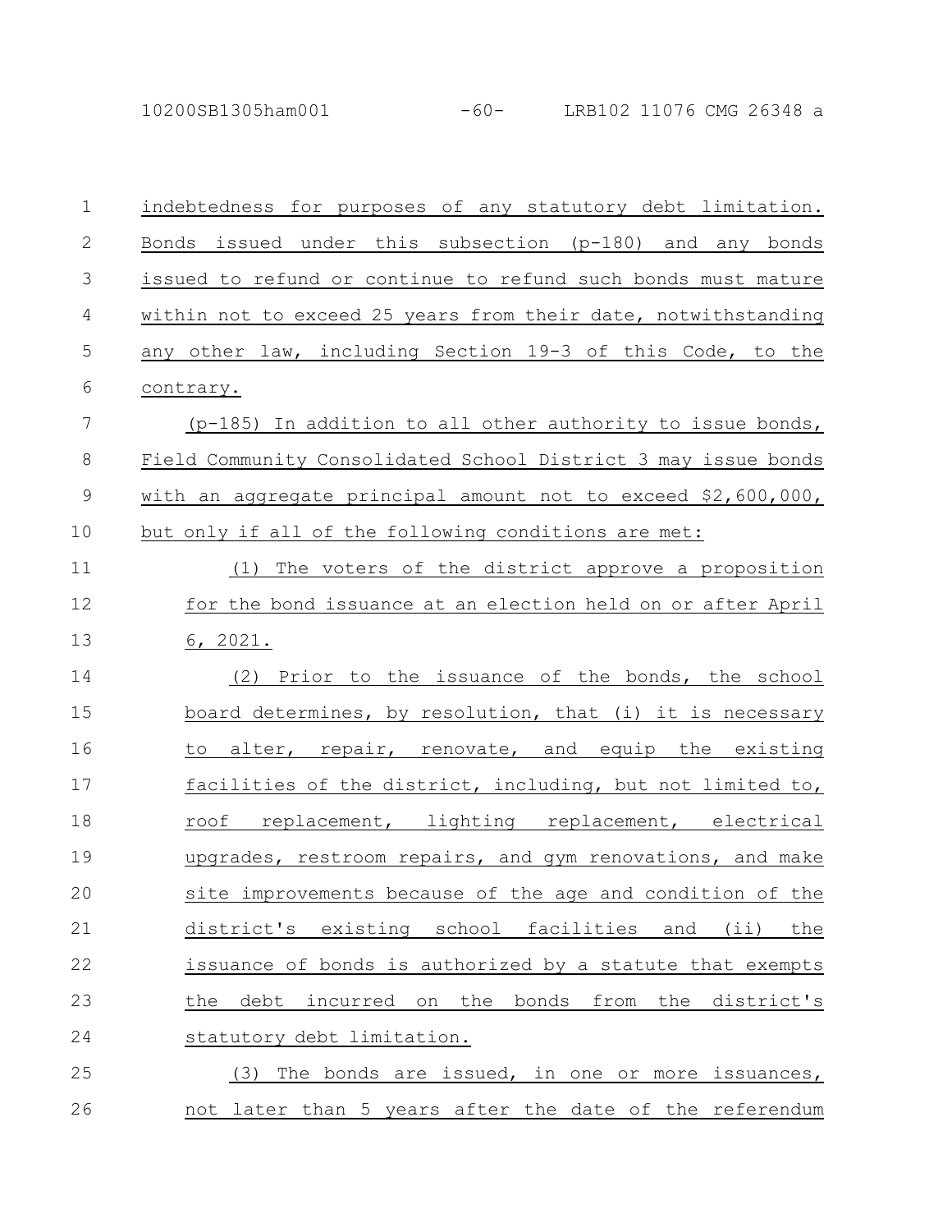indebtedness for purposes of any statutory debt limitation. Bonds issued under this subsection (p-180) and any bonds issued to refund or continue to refund such bonds must mature within not to exceed 25 years from their date, notwithstanding any other law, including Section 19-3 of this Code, to the contrary.

(p-185) In addition to all other authority to issue bonds, Field Community Consolidated School District 3 may issue bonds with an aggregate principal amount not to exceed $2,600,000, but only if all of the following conditions are met:

(1) The voters of the district approve a proposition for the bond issuance at an election held on or after April 6, 2021.

(2) Prior to the issuance of the bonds, the school board determines, by resolution, that (i) it is necessary to alter, repair, renovate, and equip the existing facilities of the district, including, but not limited to, roof replacement, lighting replacement, electrical upgrades, restroom repairs, and gym renovations, and make site improvements because of the age and condition of the district's existing school facilities and (ii) the issuance of bonds is authorized by a statute that exempts the debt incurred on the bonds from the district's statutory debt limitation.

(3) The bonds are issued, in one or more issuances, not later than 5 years after the date of the referendum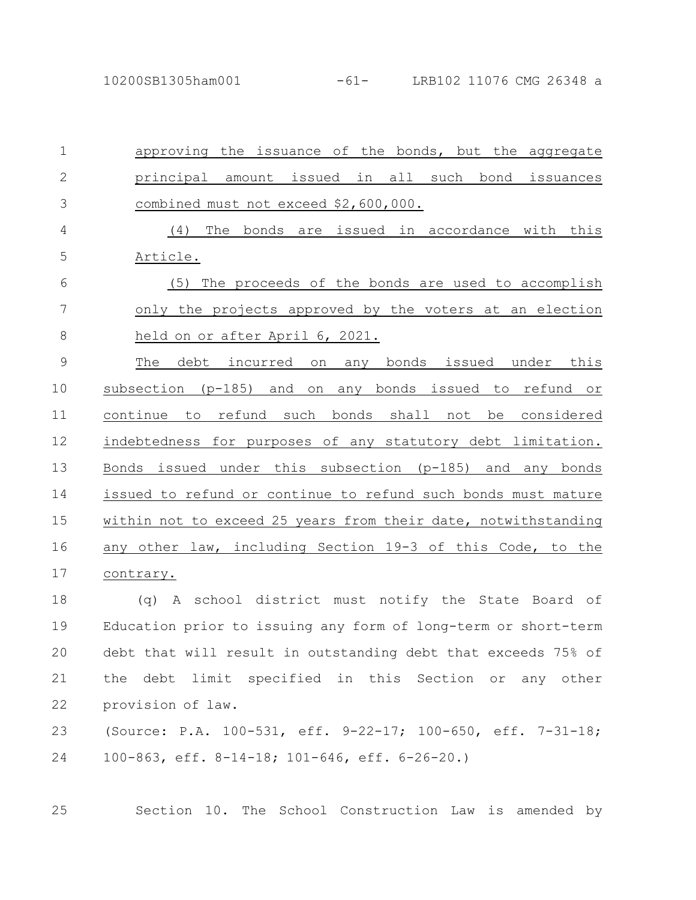approving the issuance of the bonds, but the aggregate principal amount issued in all such bond issuances combined must not exceed $2,600,000.

(4) The bonds are issued in accordance with this Article.

(5) The proceeds of the bonds are used to accomplish only the projects approved by the voters at an election held on or after April 6, 2021.

The debt incurred on any bonds issued under this subsection (p-185) and on any bonds issued to refund or continue to refund such bonds shall not be considered indebtedness for purposes of any statutory debt limitation. Bonds issued under this subsection (p-185) and any bonds issued to refund or continue to refund such bonds must mature within not to exceed 25 years from their date, notwithstanding any other law, including Section 19-3 of this Code, to the contrary.

(q) A school district must notify the State Board of Education prior to issuing any form of long-term or short-term debt that will result in outstanding debt that exceeds 75% of the debt limit specified in this Section or any other provision of law.

(Source: P.A. 100-531, eff. 9-22-17; 100-650, eff. 7-31-18; 100-863, eff. 8-14-18; 101-646, eff. 6-26-20.)

Section 10. The School Construction Law is amended by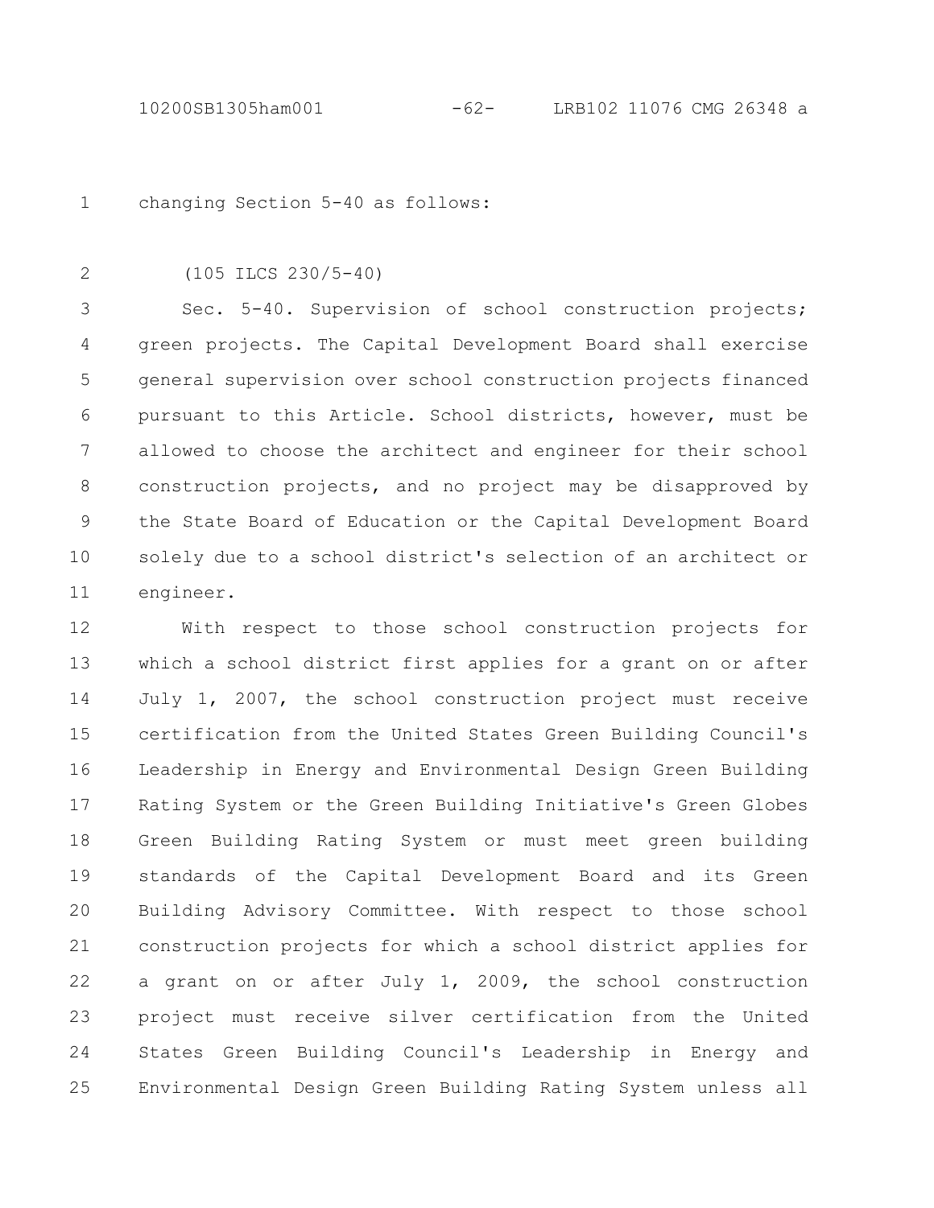changing Section 5-40 as follows:

(105 ILCS 230/5-40)

Sec. 5-40. Supervision of school construction projects; green projects. The Capital Development Board shall exercise general supervision over school construction projects financed pursuant to this Article. School districts, however, must be allowed to choose the architect and engineer for their school construction projects, and no project may be disapproved by the State Board of Education or the Capital Development Board solely due to a school district's selection of an architect or engineer.

With respect to those school construction projects for which a school district first applies for a grant on or after July 1, 2007, the school construction project must receive certification from the United States Green Building Council's Leadership in Energy and Environmental Design Green Building Rating System or the Green Building Initiative's Green Globes Green Building Rating System or must meet green building standards of the Capital Development Board and its Green Building Advisory Committee. With respect to those school construction projects for which a school district applies for a grant on or after July 1, 2009, the school construction project must receive silver certification from the United States Green Building Council's Leadership in Energy and Environmental Design Green Building Rating System unless all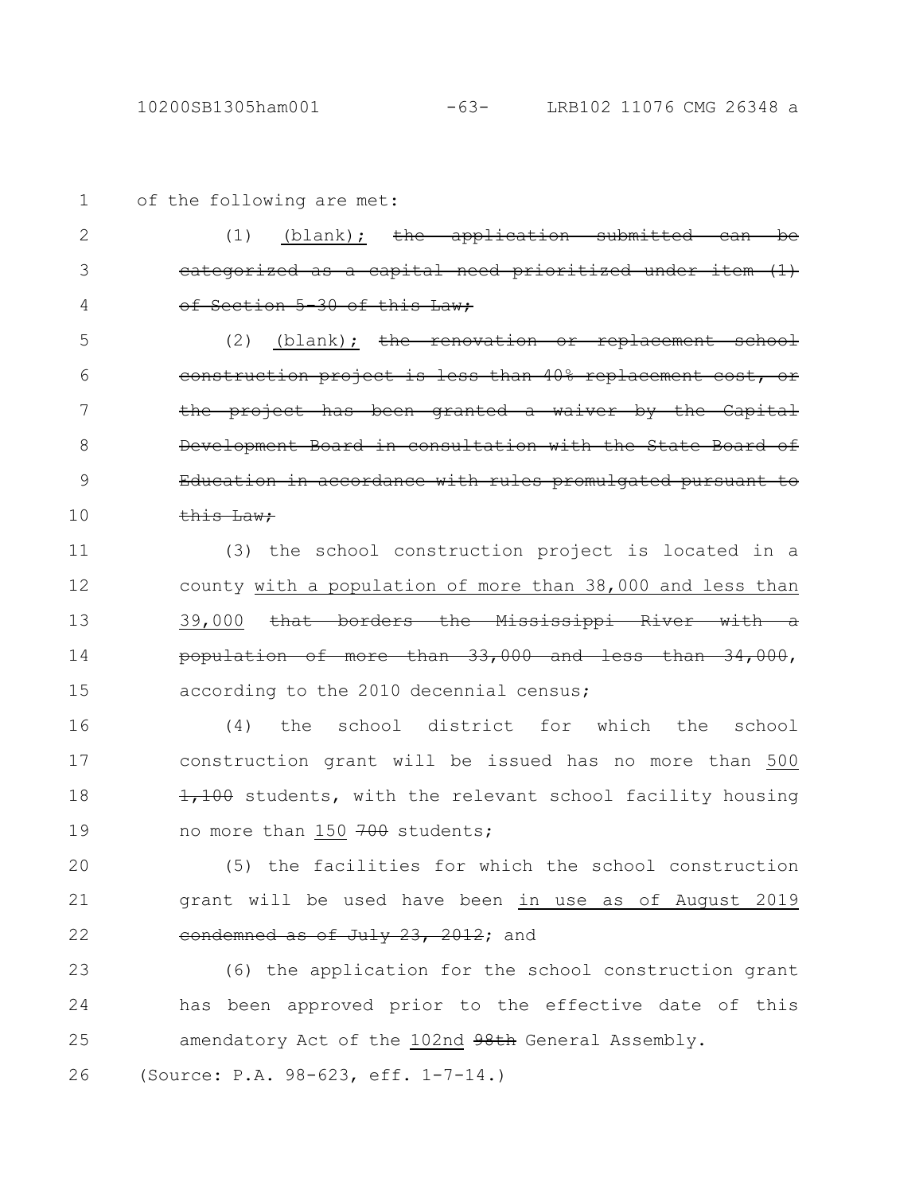of the following are met:

(1) <u>(blank);</u> ~~the application submitted can be categorized as a capital need prioritized under item (1) of Section 5-30 of this Law;~~

(2) <u>(blank);</u> ~~the renovation or replacement school construction project is less than 40% replacement cost, or the project has been granted a waiver by the Capital Development Board in consultation with the State Board of Education in accordance with rules promulgated pursuant to this Law;~~

(3) the school construction project is located in a county <u>with a population of more than 38,000 and less than 39,000</u> ~~that borders the Mississippi River with a population of more than 33,000 and less than 34,000~~, according to the 2010 decennial census;

(4) the school district for which the school construction grant will be issued has no more than <u>500</u> ~~1,100~~ students, with the relevant school facility housing no more than <u>150</u> ~~700~~ students;

(5) the facilities for which the school construction grant will be used have been <u>in use as of August 2019</u> ~~condemned as of July 23, 2012~~; and

(6) the application for the school construction grant has been approved prior to the effective date of this amendatory Act of the <u>102nd</u> ~~98th~~ General Assembly.

(Source: P.A. 98-623, eff. 1-7-14.)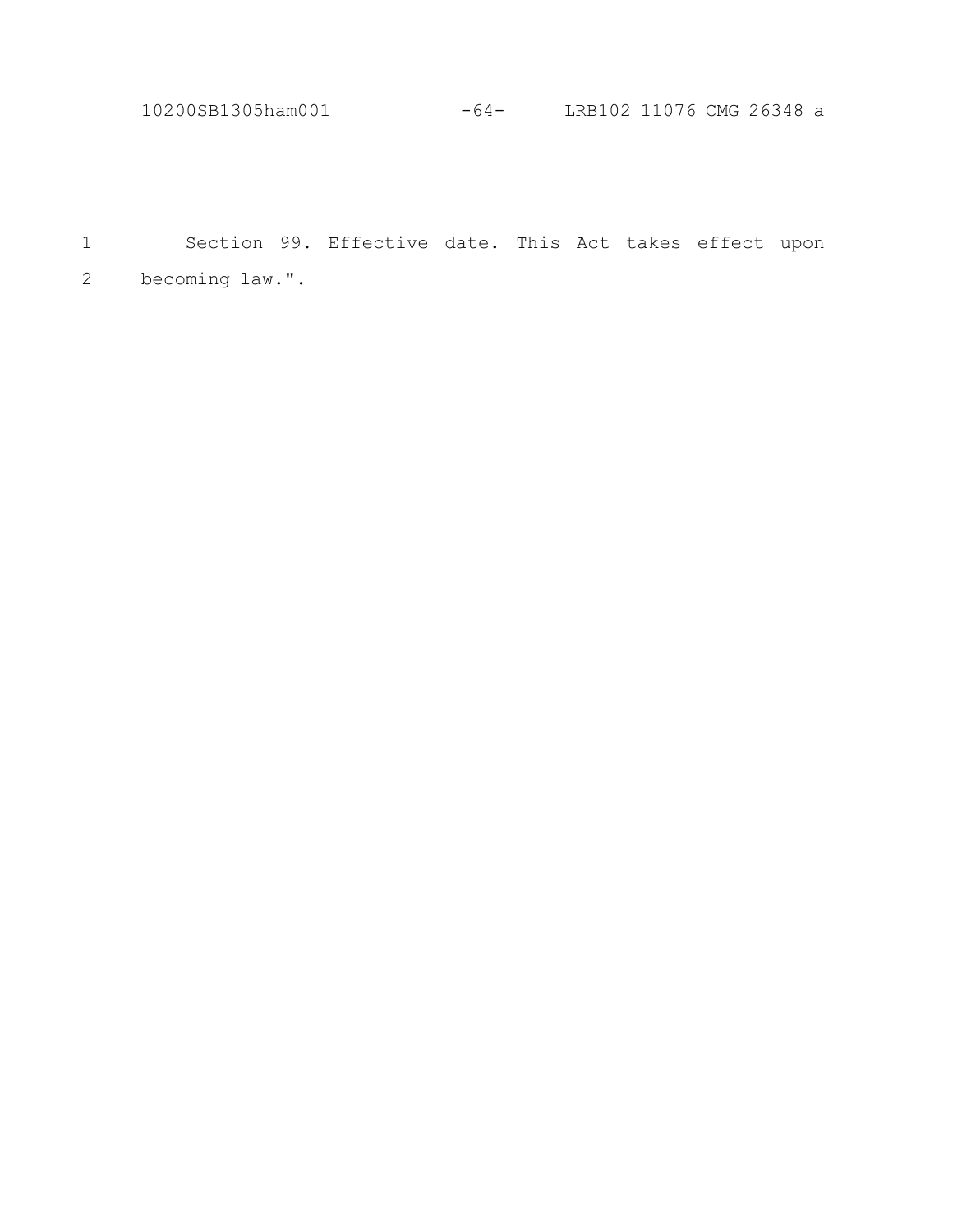Section 99. Effective date. This Act takes effect upon becoming law.".